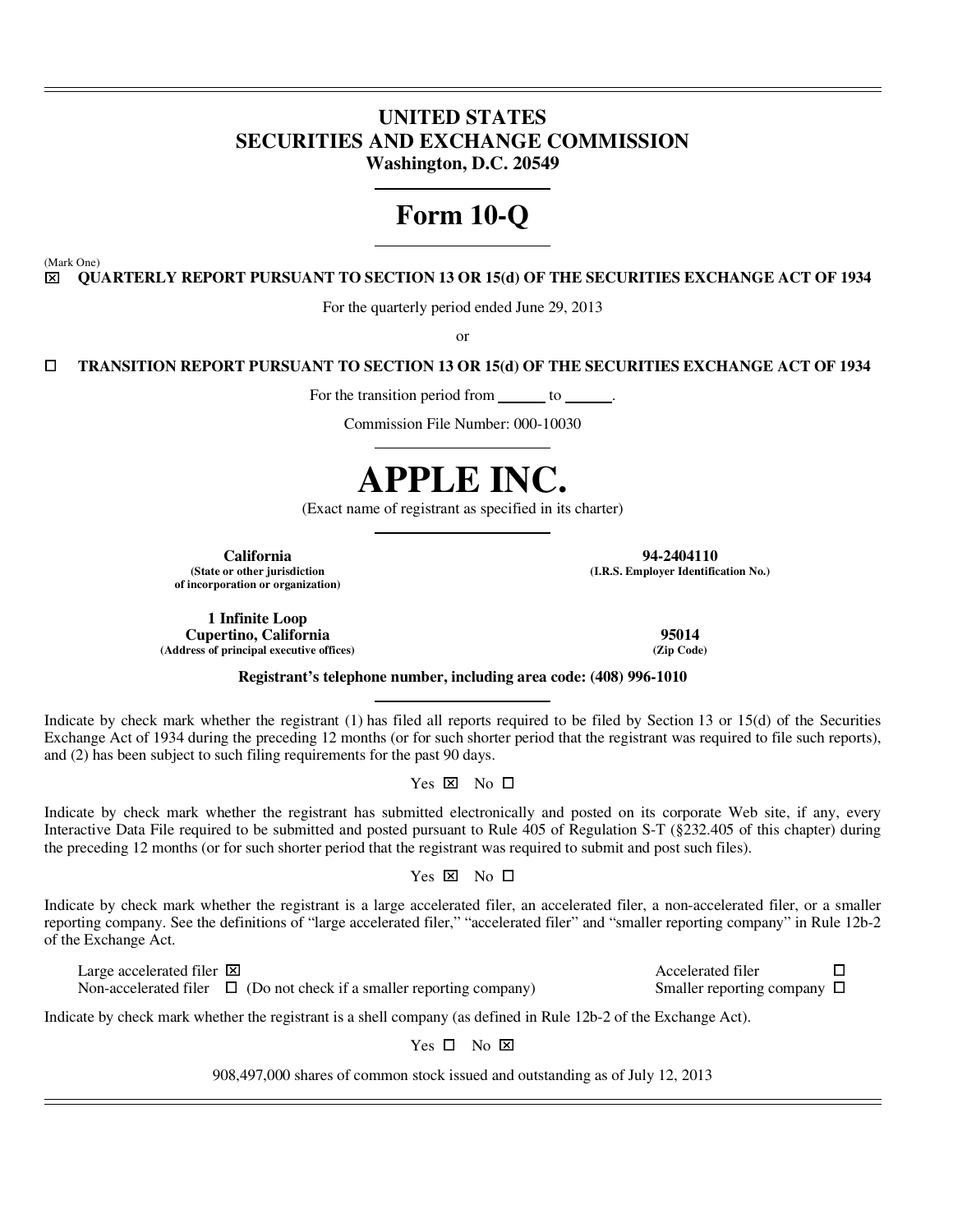# UNITED STATES
# SECURITIES AND EXCHANGE COMMISSION
**Washington, D.C. 20549**

# Form 10-Q

(Mark One)

☒ **QUARTERLY REPORT PURSUANT TO SECTION 13 OR 15(d) OF THE SECURITIES EXCHANGE ACT OF 1934**

For the quarterly period ended June 29, 2013

or

☐ **TRANSITION REPORT PURSUANT TO SECTION 13 OR 15(d) OF THE SECURITIES EXCHANGE ACT OF 1934**

For the transition period from ______ to ______.

Commission File Number: 000-10030

# APPLE INC.

(Exact name of registrant as specified in its charter)

| **California** | **94-2404110** |
|---|---|
| **(State or other jurisdiction of incorporation or organization)** | **(I.R.S. Employer Identification No.)** |
| **1 Infinite Loop Cupertino, California** | **95014** |
| **(Address of principal executive offices)** | **(Zip Code)** |

**Registrant's telephone number, including area code: (408) 996-1010**

Indicate by check mark whether the registrant (1) has filed all reports required to be filed by Section 13 or 15(d) of the Securities Exchange Act of 1934 during the preceding 12 months (or for such shorter period that the registrant was required to file such reports), and (2) has been subject to such filing requirements for the past 90 days.

Yes ☒ No ☐

Indicate by check mark whether the registrant has submitted electronically and posted on its corporate Web site, if any, every Interactive Data File required to be submitted and posted pursuant to Rule 405 of Regulation S-T (§232.405 of this chapter) during the preceding 12 months (or for such shorter period that the registrant was required to submit and post such files).

Yes ☒ No ☐

Indicate by check mark whether the registrant is a large accelerated filer, an accelerated filer, a non-accelerated filer, or a smaller reporting company. See the definitions of "large accelerated filer," "accelerated filer" and "smaller reporting company" in Rule 12b-2 of the Exchange Act.

Large accelerated filer ☒ Accelerated filer ☐

Non-accelerated filer ☐ (Do not check if a smaller reporting company) Smaller reporting company ☐

Indicate by check mark whether the registrant is a shell company (as defined in Rule 12b-2 of the Exchange Act).

Yes ☐ No ☒

908,497,000 shares of common stock issued and outstanding as of July 12, 2013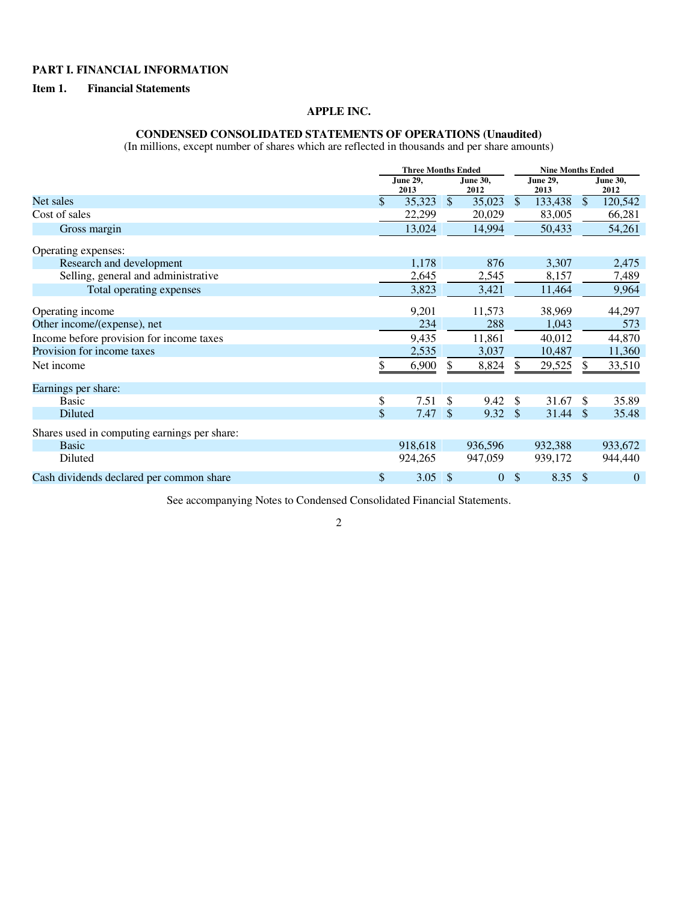## PART I. FINANCIAL INFORMATION

### Item 1. Financial Statements

### APPLE INC.

### CONDENSED CONSOLIDATED STATEMENTS OF OPERATIONS (Unaudited)

(In millions, except number of shares which are reflected in thousands and per share amounts)

| | Three Months Ended | | Nine Months Ended | |
|---|---|---|---|---|
| | June 29, 2013 | June 30, 2012 | June 29, 2013 | June 30, 2012 |
| Net sales | $ 35,323 | $ 35,023 | $ 133,438 | $ 120,542 |
| Cost of sales | 22,299 | 20,029 | 83,005 | 66,281 |
| Gross margin | 13,024 | 14,994 | 50,433 | 54,261 |
| Operating expenses: | | | | |
| Research and development | 1,178 | 876 | 3,307 | 2,475 |
| Selling, general and administrative | 2,645 | 2,545 | 8,157 | 7,489 |
| Total operating expenses | 3,823 | 3,421 | 11,464 | 9,964 |
| Operating income | 9,201 | 11,573 | 38,969 | 44,297 |
| Other income/(expense), net | 234 | 288 | 1,043 | 573 |
| Income before provision for income taxes | 9,435 | 11,861 | 40,012 | 44,870 |
| Provision for income taxes | 2,535 | 3,037 | 10,487 | 11,360 |
| Net income | $ 6,900 | $ 8,824 | $ 29,525 | $ 33,510 |
| Earnings per share: | | | | |
| Basic | $ 7.51 | $ 9.42 | $ 31.67 | $ 35.89 |
| Diluted | $ 7.47 | $ 9.32 | $ 31.44 | $ 35.48 |
| Shares used in computing earnings per share: | | | | |
| Basic | 918,618 | 936,596 | 932,388 | 933,672 |
| Diluted | 924,265 | 947,059 | 939,172 | 944,440 |
| Cash dividends declared per common share | $ 3.05 | $ 0 | $ 8.35 | $ 0 |

See accompanying Notes to Condensed Consolidated Financial Statements.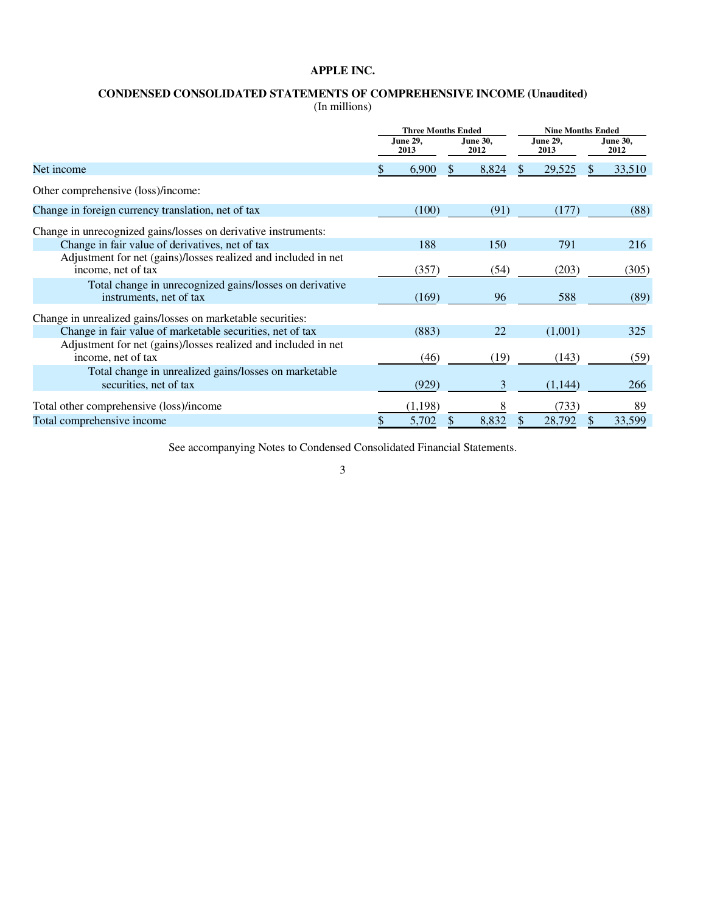# APPLE INC.

## CONDENSED CONSOLIDATED STATEMENTS OF COMPREHENSIVE INCOME (Unaudited)

(In millions)

| | Three Months Ended | | Nine Months Ended | |
|---|---|---|---|---|
| | June 29, 2013 | June 30, 2012 | June 29, 2013 | June 30, 2012 |
| Net income | $ 6,900 | $ 8,824 | $ 29,525 | $ 33,510 |
| Other comprehensive (loss)/income: | | | | |
| Change in foreign currency translation, net of tax | (100) | (91) | (177) | (88) |
| Change in unrecognized gains/losses on derivative instruments: | | | | |
| Change in fair value of derivatives, net of tax | 188 | 150 | 791 | 216 |
| Adjustment for net (gains)/losses realized and included in net income, net of tax | (357) | (54) | (203) | (305) |
| Total change in unrecognized gains/losses on derivative instruments, net of tax | (169) | 96 | 588 | (89) |
| Change in unrealized gains/losses on marketable securities: | | | | |
| Change in fair value of marketable securities, net of tax | (883) | 22 | (1,001) | 325 |
| Adjustment for net (gains)/losses realized and included in net income, net of tax | (46) | (19) | (143) | (59) |
| Total change in unrealized gains/losses on marketable securities, net of tax | (929) | 3 | (1,144) | 266 |
| Total other comprehensive (loss)/income | (1,198) | 8 | (733) | 89 |
| Total comprehensive income | $ 5,702 | $ 8,832 | $ 28,792 | $ 33,599 |

See accompanying Notes to Condensed Consolidated Financial Statements.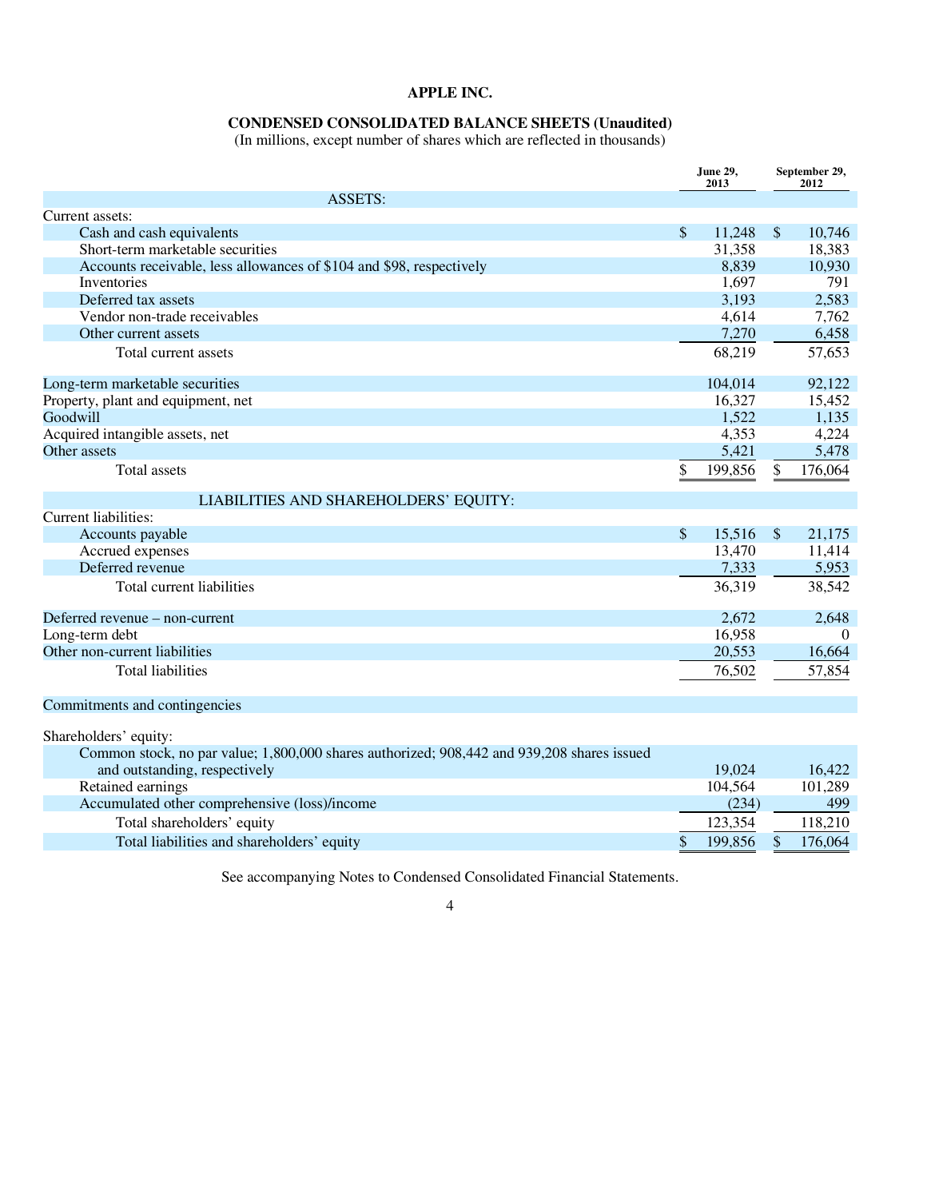**APPLE INC.**

**CONDENSED CONSOLIDATED BALANCE SHEETS (Unaudited)**

(In millions, except number of shares which are reflected in thousands)

| | June 29, 2013 | September 29, 2012 |
|---|---|---|
| **ASSETS:** | | |
| Current assets: | | |
| Cash and cash equivalents | $ 11,248 | $ 10,746 |
| Short-term marketable securities | 31,358 | 18,383 |
| Accounts receivable, less allowances of $104 and $98, respectively | 8,839 | 10,930 |
| Inventories | 1,697 | 791 |
| Deferred tax assets | 3,193 | 2,583 |
| Vendor non-trade receivables | 4,614 | 7,762 |
| Other current assets | 7,270 | 6,458 |
| Total current assets | 68,219 | 57,653 |
| Long-term marketable securities | 104,014 | 92,122 |
| Property, plant and equipment, net | 16,327 | 15,452 |
| Goodwill | 1,522 | 1,135 |
| Acquired intangible assets, net | 4,353 | 4,224 |
| Other assets | 5,421 | 5,478 |
| Total assets | $ 199,856 | $ 176,064 |
| **LIABILITIES AND SHAREHOLDERS' EQUITY:** | | |
| Current liabilities: | | |
| Accounts payable | $ 15,516 | $ 21,175 |
| Accrued expenses | 13,470 | 11,414 |
| Deferred revenue | 7,333 | 5,953 |
| Total current liabilities | 36,319 | 38,542 |
| Deferred revenue – non-current | 2,672 | 2,648 |
| Long-term debt | 16,958 | 0 |
| Other non-current liabilities | 20,553 | 16,664 |
| Total liabilities | 76,502 | 57,854 |
| Commitments and contingencies | | |
| Shareholders' equity: | | |
| Common stock, no par value; 1,800,000 shares authorized; 908,442 and 939,208 shares issued and outstanding, respectively | 19,024 | 16,422 |
| Retained earnings | 104,564 | 101,289 |
| Accumulated other comprehensive (loss)/income | (234) | 499 |
| Total shareholders' equity | 123,354 | 118,210 |
| Total liabilities and shareholders' equity | $ 199,856 | $ 176,064 |

See accompanying Notes to Condensed Consolidated Financial Statements.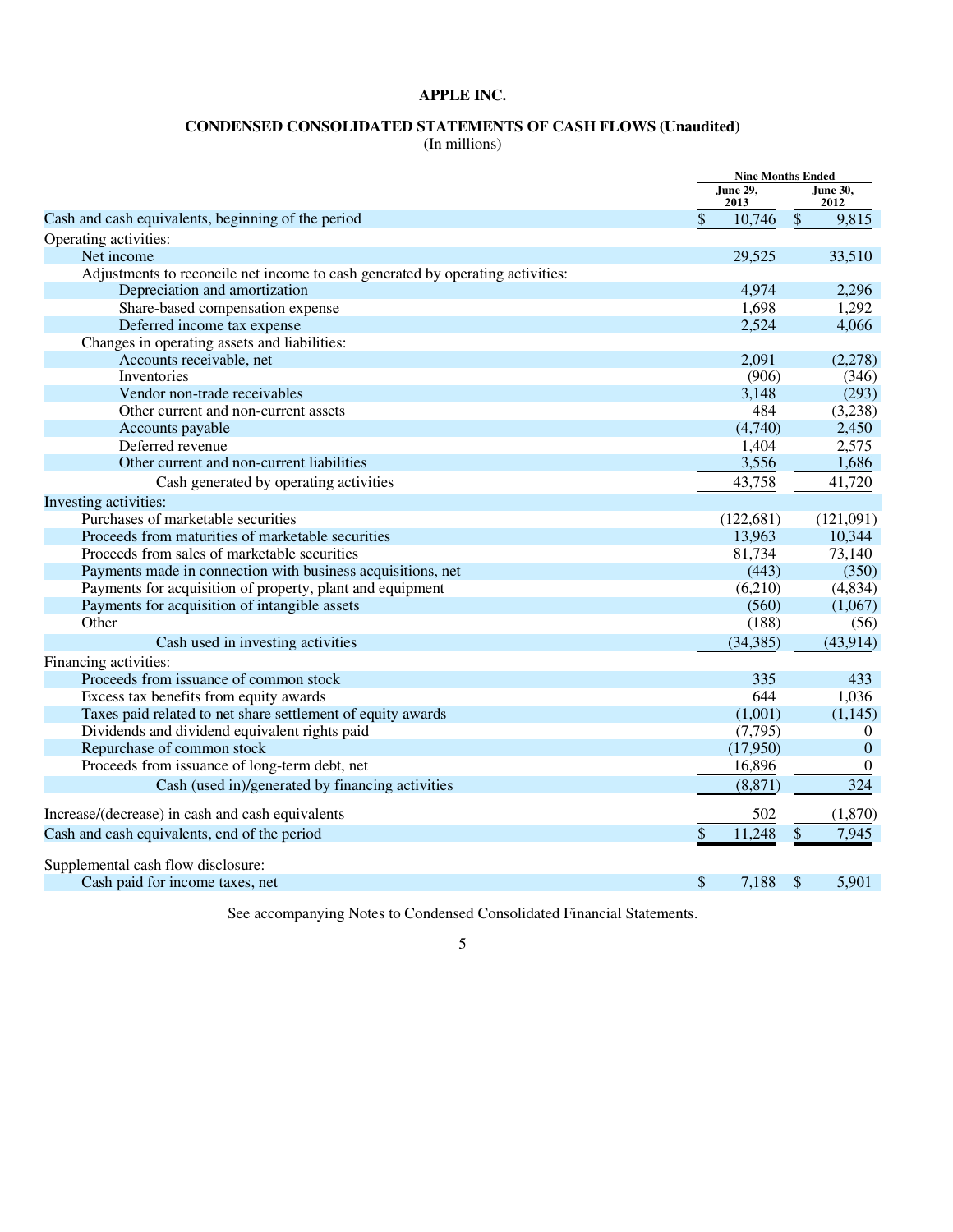# APPLE INC.

## CONDENSED CONSOLIDATED STATEMENTS OF CASH FLOWS (Unaudited)

(In millions)

| | Nine Months Ended | |
|---|---|---|
| | June 29, 2013 | June 30, 2012 |
| Cash and cash equivalents, beginning of the period | $ 10,746 | $ 9,815 |
| Operating activities: | | |
| Net income | 29,525 | 33,510 |
| Adjustments to reconcile net income to cash generated by operating activities: | | |
| Depreciation and amortization | 4,974 | 2,296 |
| Share-based compensation expense | 1,698 | 1,292 |
| Deferred income tax expense | 2,524 | 4,066 |
| Changes in operating assets and liabilities: | | |
| Accounts receivable, net | 2,091 | (2,278) |
| Inventories | (906) | (346) |
| Vendor non-trade receivables | 3,148 | (293) |
| Other current and non-current assets | 484 | (3,238) |
| Accounts payable | (4,740) | 2,450 |
| Deferred revenue | 1,404 | 2,575 |
| Other current and non-current liabilities | 3,556 | 1,686 |
| Cash generated by operating activities | 43,758 | 41,720 |
| Investing activities: | | |
| Purchases of marketable securities | (122,681) | (121,091) |
| Proceeds from maturities of marketable securities | 13,963 | 10,344 |
| Proceeds from sales of marketable securities | 81,734 | 73,140 |
| Payments made in connection with business acquisitions, net | (443) | (350) |
| Payments for acquisition of property, plant and equipment | (6,210) | (4,834) |
| Payments for acquisition of intangible assets | (560) | (1,067) |
| Other | (188) | (56) |
| Cash used in investing activities | (34,385) | (43,914) |
| Financing activities: | | |
| Proceeds from issuance of common stock | 335 | 433 |
| Excess tax benefits from equity awards | 644 | 1,036 |
| Taxes paid related to net share settlement of equity awards | (1,001) | (1,145) |
| Dividends and dividend equivalent rights paid | (7,795) | 0 |
| Repurchase of common stock | (17,950) | 0 |
| Proceeds from issuance of long-term debt, net | 16,896 | 0 |
| Cash (used in)/generated by financing activities | (8,871) | 324 |
| Increase/(decrease) in cash and cash equivalents | 502 | (1,870) |
| Cash and cash equivalents, end of the period | $ 11,248 | $ 7,945 |
| Supplemental cash flow disclosure: | | |
| Cash paid for income taxes, net | $ 7,188 | $ 5,901 |

See accompanying Notes to Condensed Consolidated Financial Statements.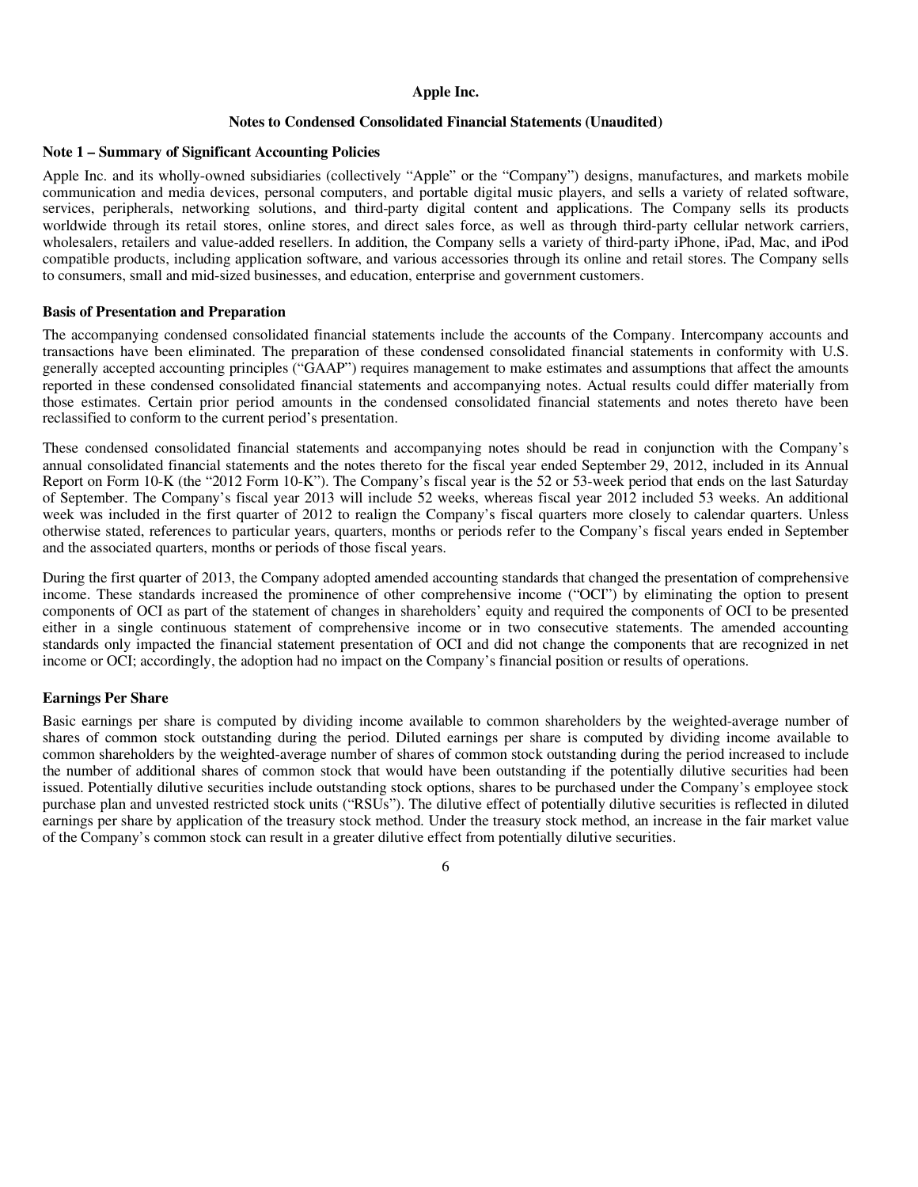# Apple Inc.

## Notes to Condensed Consolidated Financial Statements (Unaudited)

### Note 1 – Summary of Significant Accounting Policies

Apple Inc. and its wholly-owned subsidiaries (collectively "Apple" or the "Company") designs, manufactures, and markets mobile communication and media devices, personal computers, and portable digital music players, and sells a variety of related software, services, peripherals, networking solutions, and third-party digital content and applications. The Company sells its products worldwide through its retail stores, online stores, and direct sales force, as well as through third-party cellular network carriers, wholesalers, retailers and value-added resellers. In addition, the Company sells a variety of third-party iPhone, iPad, Mac, and iPod compatible products, including application software, and various accessories through its online and retail stores. The Company sells to consumers, small and mid-sized businesses, and education, enterprise and government customers.

### Basis of Presentation and Preparation

The accompanying condensed consolidated financial statements include the accounts of the Company. Intercompany accounts and transactions have been eliminated. The preparation of these condensed consolidated financial statements in conformity with U.S. generally accepted accounting principles ("GAAP") requires management to make estimates and assumptions that affect the amounts reported in these condensed consolidated financial statements and accompanying notes. Actual results could differ materially from those estimates. Certain prior period amounts in the condensed consolidated financial statements and notes thereto have been reclassified to conform to the current period's presentation.

These condensed consolidated financial statements and accompanying notes should be read in conjunction with the Company's annual consolidated financial statements and the notes thereto for the fiscal year ended September 29, 2012, included in its Annual Report on Form 10-K (the "2012 Form 10-K"). The Company's fiscal year is the 52 or 53-week period that ends on the last Saturday of September. The Company's fiscal year 2013 will include 52 weeks, whereas fiscal year 2012 included 53 weeks. An additional week was included in the first quarter of 2012 to realign the Company's fiscal quarters more closely to calendar quarters. Unless otherwise stated, references to particular years, quarters, months or periods refer to the Company's fiscal years ended in September and the associated quarters, months or periods of those fiscal years.

During the first quarter of 2013, the Company adopted amended accounting standards that changed the presentation of comprehensive income. These standards increased the prominence of other comprehensive income ("OCI") by eliminating the option to present components of OCI as part of the statement of changes in shareholders' equity and required the components of OCI to be presented either in a single continuous statement of comprehensive income or in two consecutive statements. The amended accounting standards only impacted the financial statement presentation of OCI and did not change the components that are recognized in net income or OCI; accordingly, the adoption had no impact on the Company's financial position or results of operations.

### Earnings Per Share

Basic earnings per share is computed by dividing income available to common shareholders by the weighted-average number of shares of common stock outstanding during the period. Diluted earnings per share is computed by dividing income available to common shareholders by the weighted-average number of shares of common stock outstanding during the period increased to include the number of additional shares of common stock that would have been outstanding if the potentially dilutive securities had been issued. Potentially dilutive securities include outstanding stock options, shares to be purchased under the Company's employee stock purchase plan and unvested restricted stock units ("RSUs"). The dilutive effect of potentially dilutive securities is reflected in diluted earnings per share by application of the treasury stock method. Under the treasury stock method, an increase in the fair market value of the Company's common stock can result in a greater dilutive effect from potentially dilutive securities.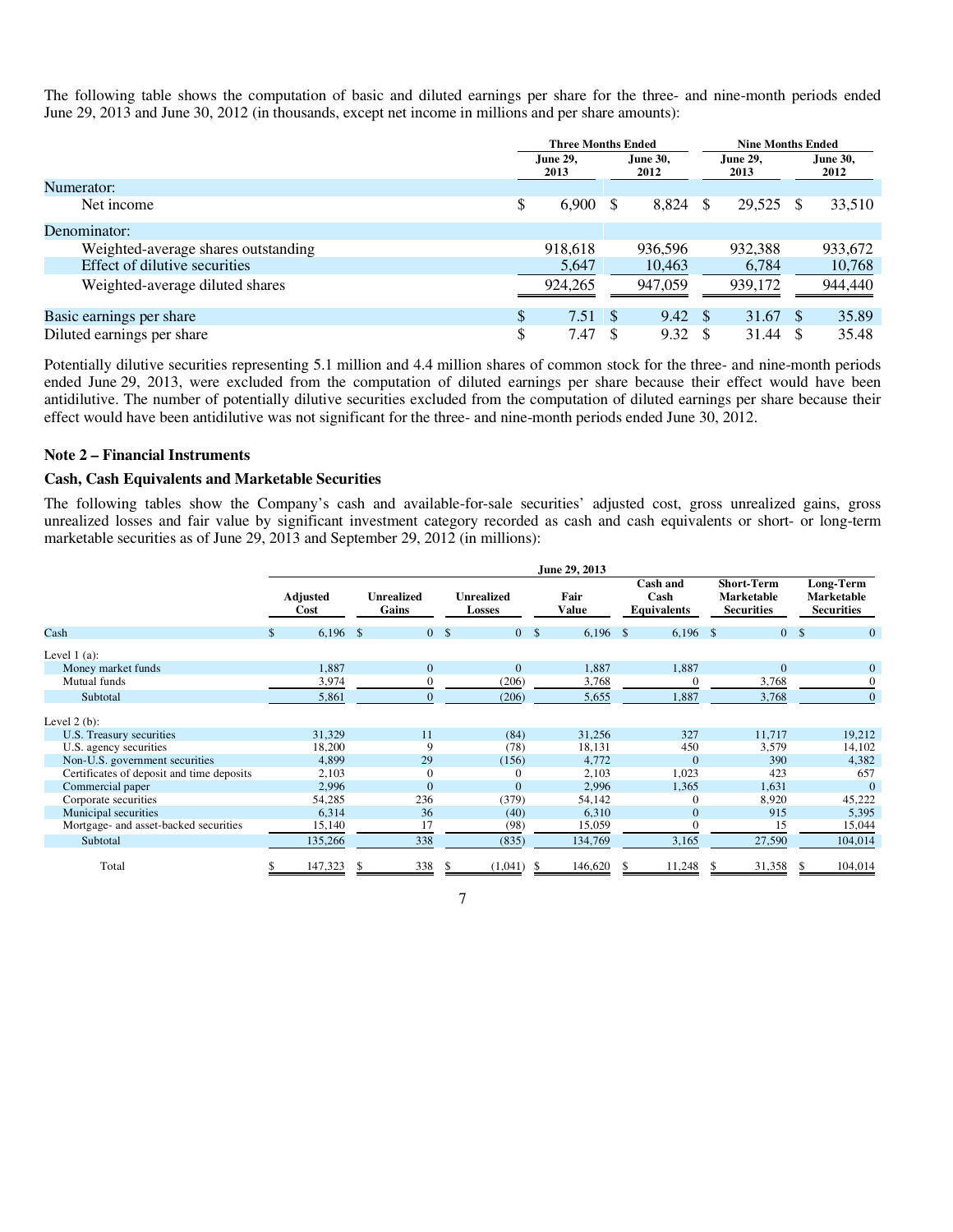The following table shows the computation of basic and diluted earnings per share for the three- and nine-month periods ended June 29, 2013 and June 30, 2012 (in thousands, except net income in millions and per share amounts):

| | Three Months Ended | | Nine Months Ended | |
|---|---|---|---|---|
| | June 29, 2013 | June 30, 2012 | June 29, 2013 | June 30, 2012 |
| Numerator: | | | | |
| Net income | $ 6,900 | $ 8,824 | $ 29,525 | $ 33,510 |
| Denominator: | | | | |
| Weighted-average shares outstanding | 918,618 | 936,596 | 932,388 | 933,672 |
| Effect of dilutive securities | 5,647 | 10,463 | 6,784 | 10,768 |
| Weighted-average diluted shares | 924,265 | 947,059 | 939,172 | 944,440 |
| Basic earnings per share | $ 7.51 | $ 9.42 | $ 31.67 | $ 35.89 |
| Diluted earnings per share | $ 7.47 | $ 9.32 | $ 31.44 | $ 35.48 |

Potentially dilutive securities representing 5.1 million and 4.4 million shares of common stock for the three- and nine-month periods ended June 29, 2013, were excluded from the computation of diluted earnings per share because their effect would have been antidilutive. The number of potentially dilutive securities excluded from the computation of diluted earnings per share because their effect would have been antidilutive was not significant for the three- and nine-month periods ended June 30, 2012.

## Note 2 – Financial Instruments

### Cash, Cash Equivalents and Marketable Securities

The following tables show the Company's cash and available-for-sale securities' adjusted cost, gross unrealized gains, gross unrealized losses and fair value by significant investment category recorded as cash and cash equivalents or short- or long-term marketable securities as of June 29, 2013 and September 29, 2012 (in millions):

| | June 29, 2013 | | | | | | |
|---|---|---|---|---|---|---|---|
| | Adjusted Cost | Unrealized Gains | Unrealized Losses | Fair Value | Cash and Cash Equivalents | Short-Term Marketable Securities | Long-Term Marketable Securities |
| Cash | $ 6,196 | $ 0 | $ 0 | $ 6,196 | $ 6,196 | $ 0 | $ 0 |
| Level 1 (a): | | | | | | | |
| Money market funds | 1,887 | 0 | 0 | 1,887 | 1,887 | 0 | 0 |
| Mutual funds | 3,974 | 0 | (206) | 3,768 | 0 | 3,768 | 0 |
| Subtotal | 5,861 | 0 | (206) | 5,655 | 1,887 | 3,768 | 0 |
| Level 2 (b): | | | | | | | |
| U.S. Treasury securities | 31,329 | 11 | (84) | 31,256 | 327 | 11,717 | 19,212 |
| U.S. agency securities | 18,200 | 9 | (78) | 18,131 | 450 | 3,579 | 14,102 |
| Non-U.S. government securities | 4,899 | 29 | (156) | 4,772 | 0 | 390 | 4,382 |
| Certificates of deposit and time deposits | 2,103 | 0 | 0 | 2,103 | 1,023 | 423 | 657 |
| Commercial paper | 2,996 | 0 | 0 | 2,996 | 1,365 | 1,631 | 0 |
| Corporate securities | 54,285 | 236 | (379) | 54,142 | 0 | 8,920 | 45,222 |
| Municipal securities | 6,314 | 36 | (40) | 6,310 | 0 | 915 | 5,395 |
| Mortgage- and asset-backed securities | 15,140 | 17 | (98) | 15,059 | 0 | 15 | 15,044 |
| Subtotal | 135,266 | 338 | (835) | 134,769 | 3,165 | 27,590 | 104,014 |
| Total | $ 147,323 | $ 338 | $ (1,041) | $ 146,620 | $ 11,248 | $ 31,358 | $ 104,014 |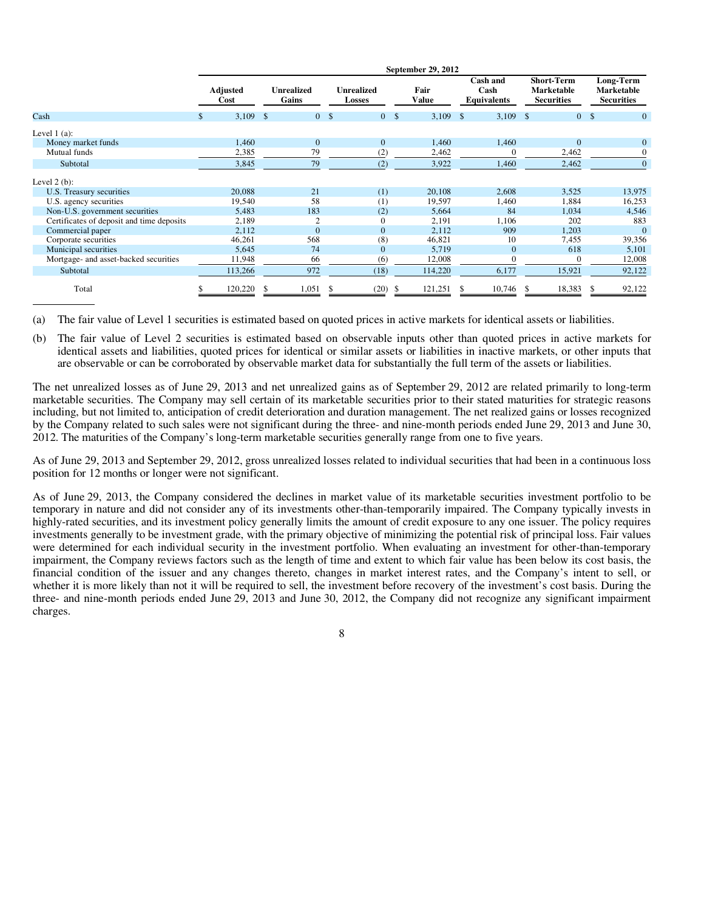| | September 29, 2012 | | | | | | |
|---|---|---|---|---|---|---|---|
| | Adjusted Cost | Unrealized Gains | Unrealized Losses | Fair Value | Cash and Cash Equivalents | Short-Term Marketable Securities | Long-Term Marketable Securities |
| Cash | $ 3,109 | $ 0 | $ 0 | $ 3,109 | $ 3,109 | $ 0 | $ 0 |
| Level 1 (a): | | | | | | | |
| Money market funds | 1,460 | 0 | 0 | 1,460 | 1,460 | 0 | 0 |
| Mutual funds | 2,385 | 79 | (2) | 2,462 | 0 | 2,462 | 0 |
| Subtotal | 3,845 | 79 | (2) | 3,922 | 1,460 | 2,462 | 0 |
| Level 2 (b): | | | | | | | |
| U.S. Treasury securities | 20,088 | 21 | (1) | 20,108 | 2,608 | 3,525 | 13,975 |
| U.S. agency securities | 19,540 | 58 | (1) | 19,597 | 1,460 | 1,884 | 16,253 |
| Non-U.S. government securities | 5,483 | 183 | (2) | 5,664 | 84 | 1,034 | 4,546 |
| Certificates of deposit and time deposits | 2,189 | 2 | 0 | 2,191 | 1,106 | 202 | 883 |
| Commercial paper | 2,112 | 0 | 0 | 2,112 | 909 | 1,203 | 0 |
| Corporate securities | 46,261 | 568 | (8) | 46,821 | 10 | 7,455 | 39,356 |
| Municipal securities | 5,645 | 74 | 0 | 5,719 | 0 | 618 | 5,101 |
| Mortgage- and asset-backed securities | 11,948 | 66 | (6) | 12,008 | 0 | 0 | 12,008 |
| Subtotal | 113,266 | 972 | (18) | 114,220 | 6,177 | 15,921 | 92,122 |
| Total | $ 120,220 | $ 1,051 | $ (20) | $ 121,251 | $ 10,746 | $ 18,383 | $ 92,122 |

(a) The fair value of Level 1 securities is estimated based on quoted prices in active markets for identical assets or liabilities.

(b) The fair value of Level 2 securities is estimated based on observable inputs other than quoted prices in active markets for identical assets and liabilities, quoted prices for identical or similar assets or liabilities in inactive markets, or other inputs that are observable or can be corroborated by observable market data for substantially the full term of the assets or liabilities.

The net unrealized losses as of June 29, 2013 and net unrealized gains as of September 29, 2012 are related primarily to long-term marketable securities. The Company may sell certain of its marketable securities prior to their stated maturities for strategic reasons including, but not limited to, anticipation of credit deterioration and duration management. The net realized gains or losses recognized by the Company related to such sales were not significant during the three- and nine-month periods ended June 29, 2013 and June 30, 2012. The maturities of the Company's long-term marketable securities generally range from one to five years.

As of June 29, 2013 and September 29, 2012, gross unrealized losses related to individual securities that had been in a continuous loss position for 12 months or longer were not significant.

As of June 29, 2013, the Company considered the declines in market value of its marketable securities investment portfolio to be temporary in nature and did not consider any of its investments other-than-temporarily impaired. The Company typically invests in highly-rated securities, and its investment policy generally limits the amount of credit exposure to any one issuer. The policy requires investments generally to be investment grade, with the primary objective of minimizing the potential risk of principal loss. Fair values were determined for each individual security in the investment portfolio. When evaluating an investment for other-than-temporary impairment, the Company reviews factors such as the length of time and extent to which fair value has been below its cost basis, the financial condition of the issuer and any changes thereto, changes in market interest rates, and the Company's intent to sell, or whether it is more likely than not it will be required to sell, the investment before recovery of the investment's cost basis. During the three- and nine-month periods ended June 29, 2013 and June 30, 2012, the Company did not recognize any significant impairment charges.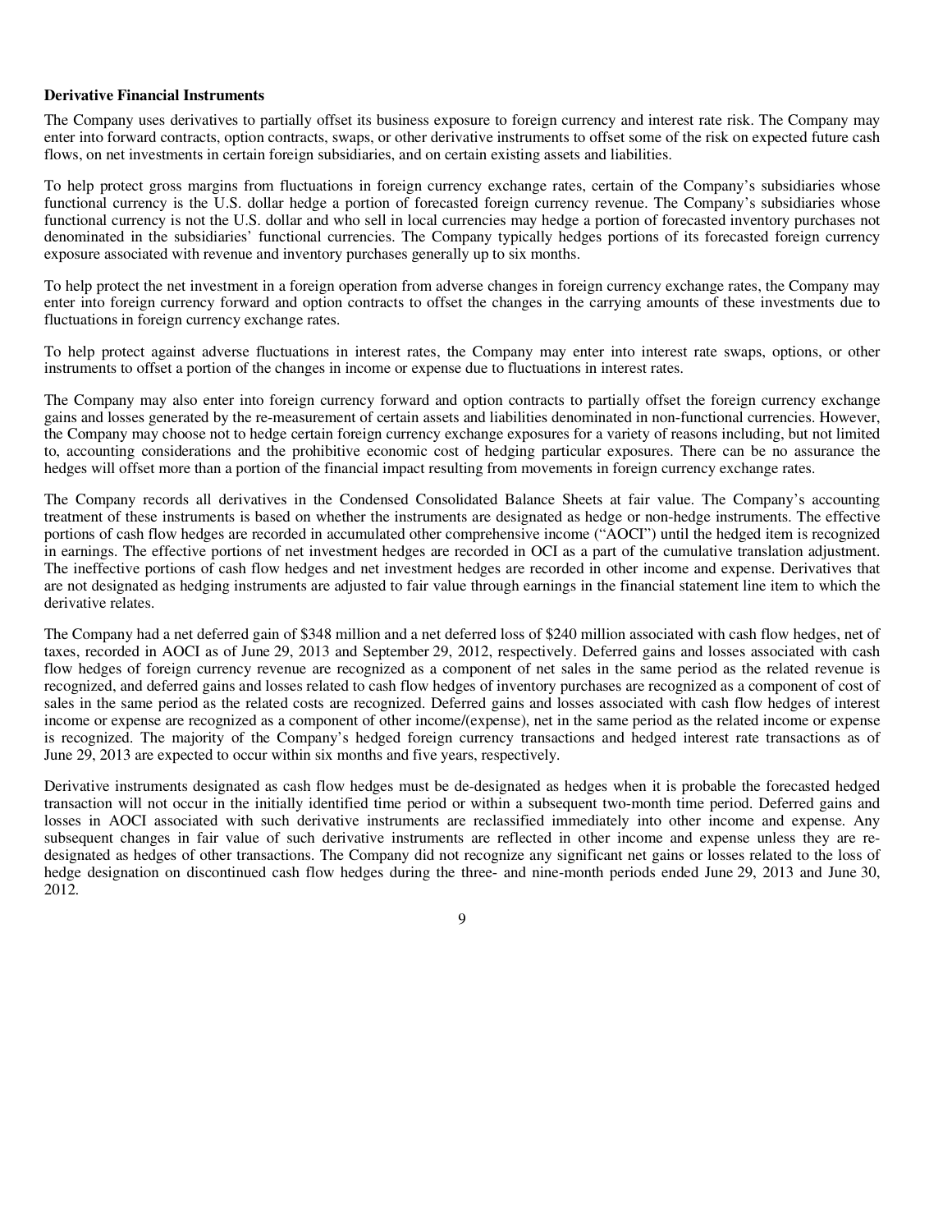**Derivative Financial Instruments**

The Company uses derivatives to partially offset its business exposure to foreign currency and interest rate risk. The Company may enter into forward contracts, option contracts, swaps, or other derivative instruments to offset some of the risk on expected future cash flows, on net investments in certain foreign subsidiaries, and on certain existing assets and liabilities.

To help protect gross margins from fluctuations in foreign currency exchange rates, certain of the Company's subsidiaries whose functional currency is the U.S. dollar hedge a portion of forecasted foreign currency revenue. The Company's subsidiaries whose functional currency is not the U.S. dollar and who sell in local currencies may hedge a portion of forecasted inventory purchases not denominated in the subsidiaries' functional currencies. The Company typically hedges portions of its forecasted foreign currency exposure associated with revenue and inventory purchases generally up to six months.

To help protect the net investment in a foreign operation from adverse changes in foreign currency exchange rates, the Company may enter into foreign currency forward and option contracts to offset the changes in the carrying amounts of these investments due to fluctuations in foreign currency exchange rates.

To help protect against adverse fluctuations in interest rates, the Company may enter into interest rate swaps, options, or other instruments to offset a portion of the changes in income or expense due to fluctuations in interest rates.

The Company may also enter into foreign currency forward and option contracts to partially offset the foreign currency exchange gains and losses generated by the re-measurement of certain assets and liabilities denominated in non-functional currencies. However, the Company may choose not to hedge certain foreign currency exchange exposures for a variety of reasons including, but not limited to, accounting considerations and the prohibitive economic cost of hedging particular exposures. There can be no assurance the hedges will offset more than a portion of the financial impact resulting from movements in foreign currency exchange rates.

The Company records all derivatives in the Condensed Consolidated Balance Sheets at fair value. The Company's accounting treatment of these instruments is based on whether the instruments are designated as hedge or non-hedge instruments. The effective portions of cash flow hedges are recorded in accumulated other comprehensive income ("AOCI") until the hedged item is recognized in earnings. The effective portions of net investment hedges are recorded in OCI as a part of the cumulative translation adjustment. The ineffective portions of cash flow hedges and net investment hedges are recorded in other income and expense. Derivatives that are not designated as hedging instruments are adjusted to fair value through earnings in the financial statement line item to which the derivative relates.

The Company had a net deferred gain of $348 million and a net deferred loss of $240 million associated with cash flow hedges, net of taxes, recorded in AOCI as of June 29, 2013 and September 29, 2012, respectively. Deferred gains and losses associated with cash flow hedges of foreign currency revenue are recognized as a component of net sales in the same period as the related revenue is recognized, and deferred gains and losses related to cash flow hedges of inventory purchases are recognized as a component of cost of sales in the same period as the related costs are recognized. Deferred gains and losses associated with cash flow hedges of interest income or expense are recognized as a component of other income/(expense), net in the same period as the related income or expense is recognized. The majority of the Company's hedged foreign currency transactions and hedged interest rate transactions as of June 29, 2013 are expected to occur within six months and five years, respectively.

Derivative instruments designated as cash flow hedges must be de-designated as hedges when it is probable the forecasted hedged transaction will not occur in the initially identified time period or within a subsequent two-month time period. Deferred gains and losses in AOCI associated with such derivative instruments are reclassified immediately into other income and expense. Any subsequent changes in fair value of such derivative instruments are reflected in other income and expense unless they are re-designated as hedges of other transactions. The Company did not recognize any significant net gains or losses related to the loss of hedge designation on discontinued cash flow hedges during the three- and nine-month periods ended June 29, 2013 and June 30, 2012.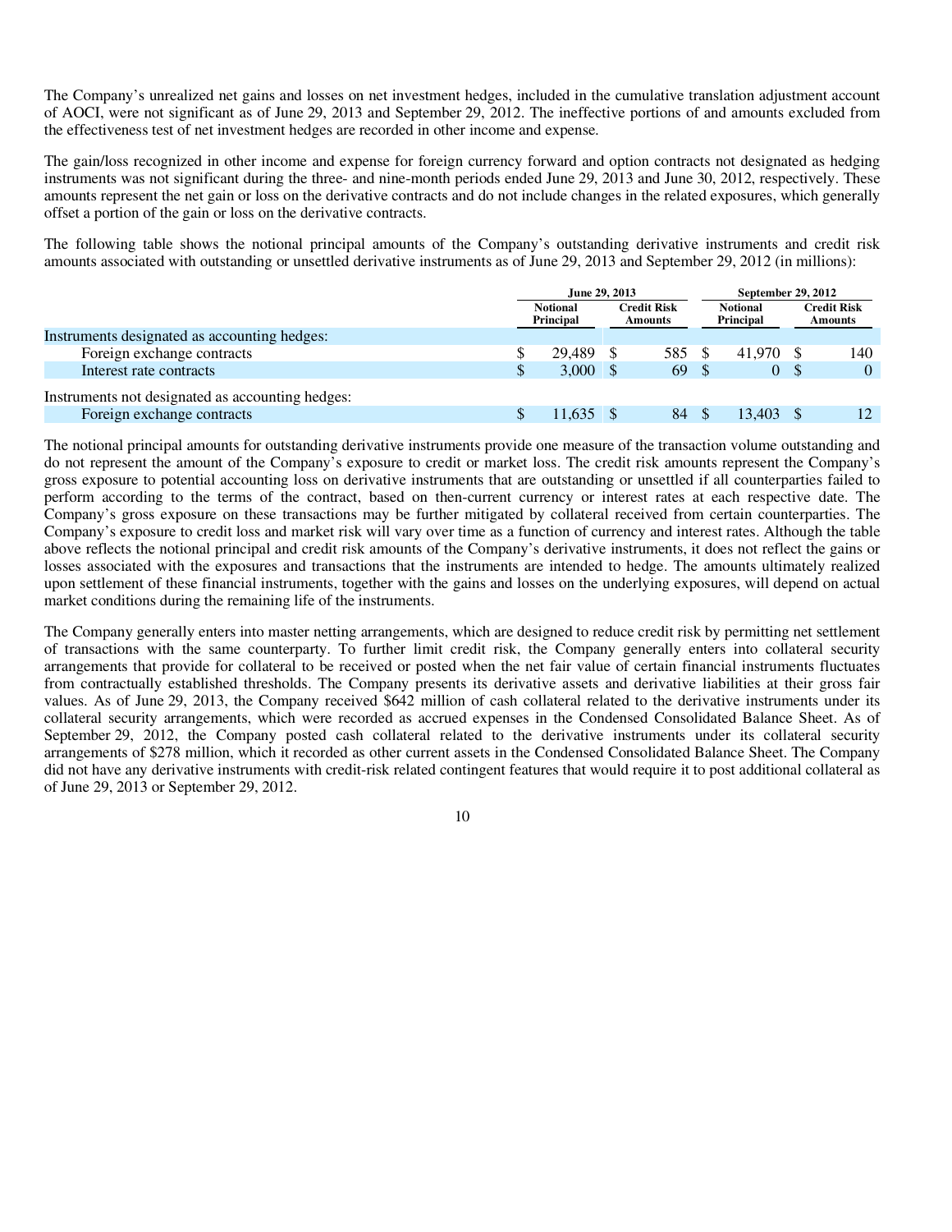The Company's unrealized net gains and losses on net investment hedges, included in the cumulative translation adjustment account of AOCI, were not significant as of June 29, 2013 and September 29, 2012. The ineffective portions of and amounts excluded from the effectiveness test of net investment hedges are recorded in other income and expense.

The gain/loss recognized in other income and expense for foreign currency forward and option contracts not designated as hedging instruments was not significant during the three- and nine-month periods ended June 29, 2013 and June 30, 2012, respectively. These amounts represent the net gain or loss on the derivative contracts and do not include changes in the related exposures, which generally offset a portion of the gain or loss on the derivative contracts.

The following table shows the notional principal amounts of the Company's outstanding derivative instruments and credit risk amounts associated with outstanding or unsettled derivative instruments as of June 29, 2013 and September 29, 2012 (in millions):

| | June 29, 2013 | | September 29, 2012 | |
|---|---|---|---|---|
| | Notional Principal | Credit Risk Amounts | Notional Principal | Credit Risk Amounts |
| Instruments designated as accounting hedges: | | | | |
| Foreign exchange contracts | $ 29,489 | $ 585 | $ 41,970 | $ 140 |
| Interest rate contracts | $ 3,000 | $ 69 | $ 0 | $ 0 |
| Instruments not designated as accounting hedges: | | | | |
| Foreign exchange contracts | $ 11,635 | $ 84 | $ 13,403 | $ 12 |

The notional principal amounts for outstanding derivative instruments provide one measure of the transaction volume outstanding and do not represent the amount of the Company's exposure to credit or market loss. The credit risk amounts represent the Company's gross exposure to potential accounting loss on derivative instruments that are outstanding or unsettled if all counterparties failed to perform according to the terms of the contract, based on then-current currency or interest rates at each respective date. The Company's gross exposure on these transactions may be further mitigated by collateral received from certain counterparties. The Company's exposure to credit loss and market risk will vary over time as a function of currency and interest rates. Although the table above reflects the notional principal and credit risk amounts of the Company's derivative instruments, it does not reflect the gains or losses associated with the exposures and transactions that the instruments are intended to hedge. The amounts ultimately realized upon settlement of these financial instruments, together with the gains and losses on the underlying exposures, will depend on actual market conditions during the remaining life of the instruments.

The Company generally enters into master netting arrangements, which are designed to reduce credit risk by permitting net settlement of transactions with the same counterparty. To further limit credit risk, the Company generally enters into collateral security arrangements that provide for collateral to be received or posted when the net fair value of certain financial instruments fluctuates from contractually established thresholds. The Company presents its derivative assets and derivative liabilities at their gross fair values. As of June 29, 2013, the Company received $642 million of cash collateral related to the derivative instruments under its collateral security arrangements, which were recorded as accrued expenses in the Condensed Consolidated Balance Sheet. As of September 29, 2012, the Company posted cash collateral related to the derivative instruments under its collateral security arrangements of $278 million, which it recorded as other current assets in the Condensed Consolidated Balance Sheet. The Company did not have any derivative instruments with credit-risk related contingent features that would require it to post additional collateral as of June 29, 2013 or September 29, 2012.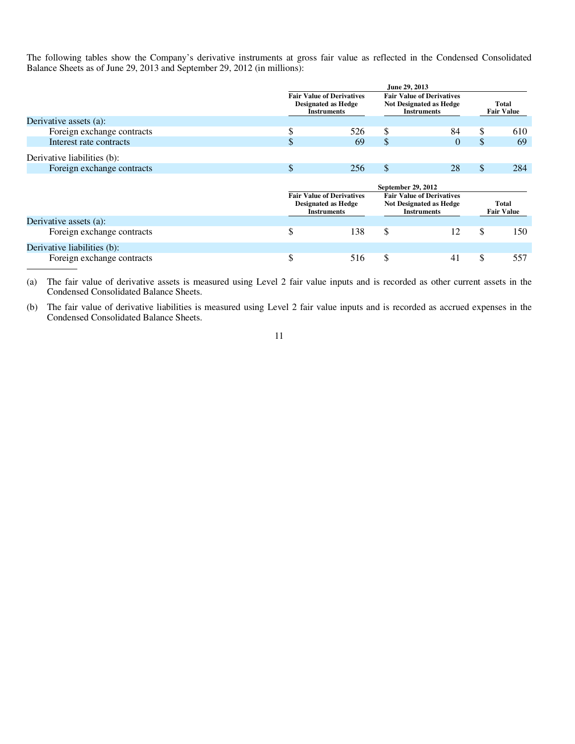The following tables show the Company's derivative instruments at gross fair value as reflected in the Condensed Consolidated Balance Sheets as of June 29, 2013 and September 29, 2012 (in millions):

| | June 29, 2013 | | |
|---|---|---|---|
| | Fair Value of Derivatives Designated as Hedge Instruments | Fair Value of Derivatives Not Designated as Hedge Instruments | Total Fair Value |
| Derivative assets (a): | | | |
| Foreign exchange contracts | $ 526 | $ 84 | $ 610 |
| Interest rate contracts | $ 69 | $ 0 | $ 69 |
| Derivative liabilities (b): | | | |
| Foreign exchange contracts | $ 256 | $ 28 | $ 284 |

| | September 29, 2012 | | |
|---|---|---|---|
| | Fair Value of Derivatives Designated as Hedge Instruments | Fair Value of Derivatives Not Designated as Hedge Instruments | Total Fair Value |
| Derivative assets (a): | | | |
| Foreign exchange contracts | $ 138 | $ 12 | $ 150 |
| Derivative liabilities (b): | | | |
| Foreign exchange contracts | $ 516 | $ 41 | $ 557 |

(a) The fair value of derivative assets is measured using Level 2 fair value inputs and is recorded as other current assets in the Condensed Consolidated Balance Sheets.

(b) The fair value of derivative liabilities is measured using Level 2 fair value inputs and is recorded as accrued expenses in the Condensed Consolidated Balance Sheets.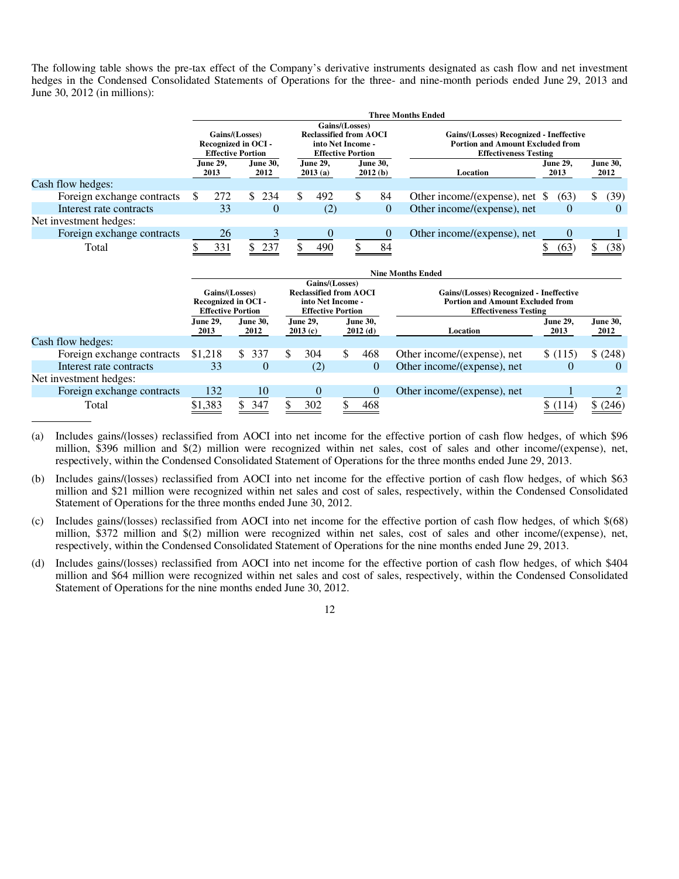The following table shows the pre-tax effect of the Company's derivative instruments designated as cash flow and net investment hedges in the Condensed Consolidated Statements of Operations for the three- and nine-month periods ended June 29, 2013 and June 30, 2012 (in millions):

| | Three Months Ended | | | | | | |
|---|---|---|---|---|---|---|---|
| | Gains/(Losses) Recognized in OCI - Effective Portion | | Gains/(Losses) Reclassified from AOCI into Net Income - Effective Portion | | Gains/(Losses) Recognized - Ineffective Portion and Amount Excluded from Effectiveness Testing | | |
| | June 29, 2013 | June 30, 2012 | June 29, 2013 (a) | June 30, 2012 (b) | Location | June 29, 2013 | June 30, 2012 |
| Cash flow hedges: | | | | | | | |
| Foreign exchange contracts | $ 272 | $ 234 | $ 492 | $ 84 | Other income/(expense), net | $ (63) | $ (39) |
| Interest rate contracts | 33 | 0 | (2) | 0 | Other income/(expense), net | 0 | 0 |
| Net investment hedges: | | | | | | | |
| Foreign exchange contracts | 26 | 3 | 0 | 0 | Other income/(expense), net | 0 | 1 |
| Total | $ 331 | $ 237 | $ 490 | $ 84 | | $ (63) | $ (38) |

| | Nine Months Ended | | | | | | |
|---|---|---|---|---|---|---|---|
| | Gains/(Losses) Recognized in OCI - Effective Portion | | Gains/(Losses) Reclassified from AOCI into Net Income - Effective Portion | | Gains/(Losses) Recognized - Ineffective Portion and Amount Excluded from Effectiveness Testing | | |
| | June 29, 2013 | June 30, 2012 | June 29, 2013 (c) | June 30, 2012 (d) | Location | June 29, 2013 | June 30, 2012 |
| Cash flow hedges: | | | | | | | |
| Foreign exchange contracts | $1,218 | $ 337 | $ 304 | $ 468 | Other income/(expense), net | $ (115) | $ (248) |
| Interest rate contracts | 33 | 0 | (2) | 0 | Other income/(expense), net | 0 | 0 |
| Net investment hedges: | | | | | | | |
| Foreign exchange contracts | 132 | 10 | 0 | 0 | Other income/(expense), net | 1 | 2 |
| Total | $1,383 | $ 347 | $ 302 | $ 468 | | $ (114) | $ (246) |

(a) Includes gains/(losses) reclassified from AOCI into net income for the effective portion of cash flow hedges, of which $96 million, $396 million and $(2) million were recognized within net sales, cost of sales and other income/(expense), net, respectively, within the Condensed Consolidated Statement of Operations for the three months ended June 29, 2013.

(b) Includes gains/(losses) reclassified from AOCI into net income for the effective portion of cash flow hedges, of which $63 million and $21 million were recognized within net sales and cost of sales, respectively, within the Condensed Consolidated Statement of Operations for the three months ended June 30, 2012.

(c) Includes gains/(losses) reclassified from AOCI into net income for the effective portion of cash flow hedges, of which $(68) million, $372 million and $(2) million were recognized within net sales, cost of sales and other income/(expense), net, respectively, within the Condensed Consolidated Statement of Operations for the nine months ended June 29, 2013.

(d) Includes gains/(losses) reclassified from AOCI into net income for the effective portion of cash flow hedges, of which $404 million and $64 million were recognized within net sales and cost of sales, respectively, within the Condensed Consolidated Statement of Operations for the nine months ended June 30, 2012.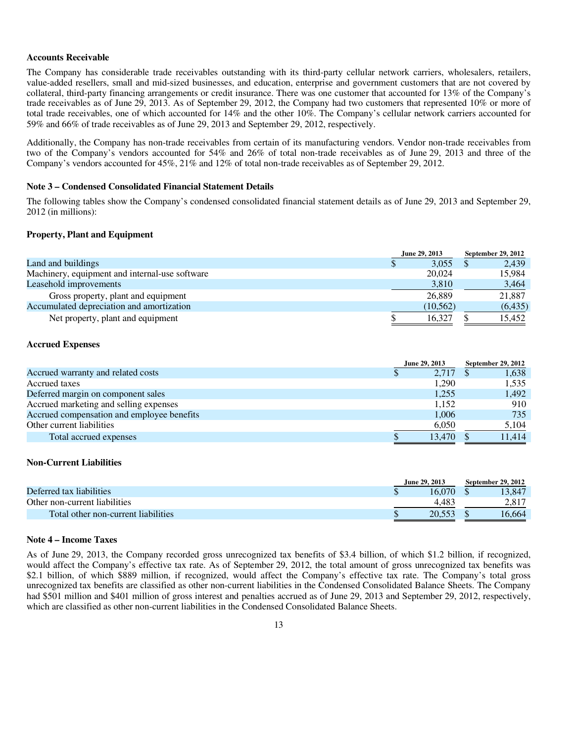**Accounts Receivable**

The Company has considerable trade receivables outstanding with its third-party cellular network carriers, wholesalers, retailers, value-added resellers, small and mid-sized businesses, and education, enterprise and government customers that are not covered by collateral, third-party financing arrangements or credit insurance. There was one customer that accounted for 13% of the Company's trade receivables as of June 29, 2013. As of September 29, 2012, the Company had two customers that represented 10% or more of total trade receivables, one of which accounted for 14% and the other 10%. The Company's cellular network carriers accounted for 59% and 66% of trade receivables as of June 29, 2013 and September 29, 2012, respectively.

Additionally, the Company has non-trade receivables from certain of its manufacturing vendors. Vendor non-trade receivables from two of the Company's vendors accounted for 54% and 26% of total non-trade receivables as of June 29, 2013 and three of the Company's vendors accounted for 45%, 21% and 12% of total non-trade receivables as of September 29, 2012.

**Note 3 – Condensed Consolidated Financial Statement Details**

The following tables show the Company's condensed consolidated financial statement details as of June 29, 2013 and September 29, 2012 (in millions):

**Property, Plant and Equipment**

| | June 29, 2013 | September 29, 2012 |
|---|---|---|
| Land and buildings | $ 3,055 | $ 2,439 |
| Machinery, equipment and internal-use software | 20,024 | 15,984 |
| Leasehold improvements | 3,810 | 3,464 |
| Gross property, plant and equipment | 26,889 | 21,887 |
| Accumulated depreciation and amortization | (10,562) | (6,435) |
| Net property, plant and equipment | $ 16,327 | $ 15,452 |

**Accrued Expenses**

| | June 29, 2013 | September 29, 2012 |
|---|---|---|
| Accrued warranty and related costs | $ 2,717 | $ 1,638 |
| Accrued taxes | 1,290 | 1,535 |
| Deferred margin on component sales | 1,255 | 1,492 |
| Accrued marketing and selling expenses | 1,152 | 910 |
| Accrued compensation and employee benefits | 1,006 | 735 |
| Other current liabilities | 6,050 | 5,104 |
| Total accrued expenses | $ 13,470 | $ 11,414 |

**Non-Current Liabilities**

| | June 29, 2013 | September 29, 2012 |
|---|---|---|
| Deferred tax liabilities | $ 16,070 | $ 13,847 |
| Other non-current liabilities | 4,483 | 2,817 |
| Total other non-current liabilities | $ 20,553 | $ 16,664 |

**Note 4 – Income Taxes**

As of June 29, 2013, the Company recorded gross unrecognized tax benefits of $3.4 billion, of which $1.2 billion, if recognized, would affect the Company's effective tax rate. As of September 29, 2012, the total amount of gross unrecognized tax benefits was $2.1 billion, of which $889 million, if recognized, would affect the Company's effective tax rate. The Company's total gross unrecognized tax benefits are classified as other non-current liabilities in the Condensed Consolidated Balance Sheets. The Company had $501 million and $401 million of gross interest and penalties accrued as of June 29, 2013 and September 29, 2012, respectively, which are classified as other non-current liabilities in the Condensed Consolidated Balance Sheets.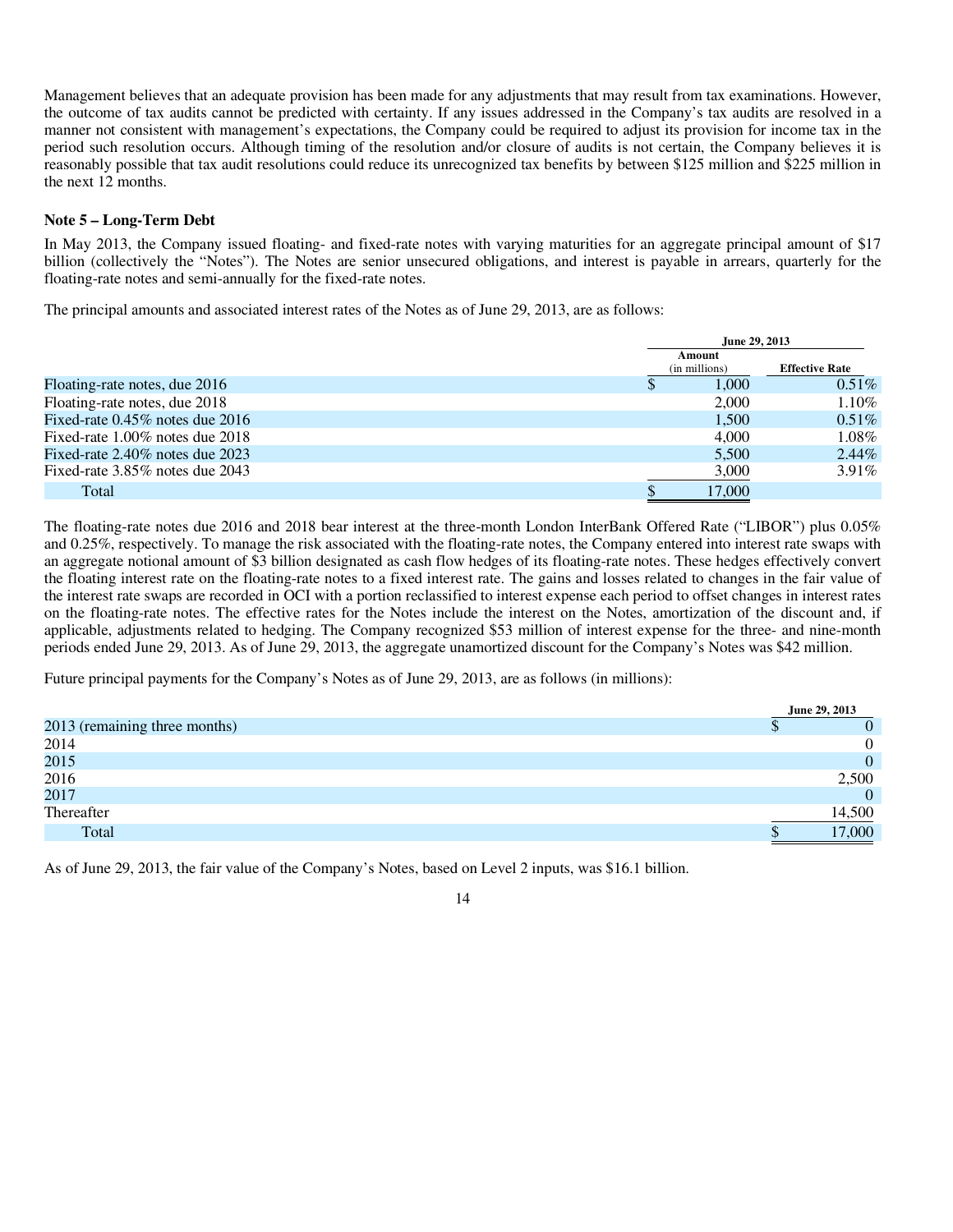Management believes that an adequate provision has been made for any adjustments that may result from tax examinations. However, the outcome of tax audits cannot be predicted with certainty. If any issues addressed in the Company's tax audits are resolved in a manner not consistent with management's expectations, the Company could be required to adjust its provision for income tax in the period such resolution occurs. Although timing of the resolution and/or closure of audits is not certain, the Company believes it is reasonably possible that tax audit resolutions could reduce its unrecognized tax benefits by between $125 million and $225 million in the next 12 months.

**Note 5 – Long-Term Debt**

In May 2013, the Company issued floating- and fixed-rate notes with varying maturities for an aggregate principal amount of $17 billion (collectively the "Notes"). The Notes are senior unsecured obligations, and interest is payable in arrears, quarterly for the floating-rate notes and semi-annually for the fixed-rate notes.

The principal amounts and associated interest rates of the Notes as of June 29, 2013, are as follows:

| | June 29, 2013 | |
|---|---|---|
| | Amount (in millions) | Effective Rate |
| Floating-rate notes, due 2016 | $ 1,000 | 0.51% |
| Floating-rate notes, due 2018 | 2,000 | 1.10% |
| Fixed-rate 0.45% notes due 2016 | 1,500 | 0.51% |
| Fixed-rate 1.00% notes due 2018 | 4,000 | 1.08% |
| Fixed-rate 2.40% notes due 2023 | 5,500 | 2.44% |
| Fixed-rate 3.85% notes due 2043 | 3,000 | 3.91% |
| Total | $ 17,000 | |

The floating-rate notes due 2016 and 2018 bear interest at the three-month London InterBank Offered Rate ("LIBOR") plus 0.05% and 0.25%, respectively. To manage the risk associated with the floating-rate notes, the Company entered into interest rate swaps with an aggregate notional amount of $3 billion designated as cash flow hedges of its floating-rate notes. These hedges effectively convert the floating interest rate on the floating-rate notes to a fixed interest rate. The gains and losses related to changes in the fair value of the interest rate swaps are recorded in OCI with a portion reclassified to interest expense each period to offset changes in interest rates on the floating-rate notes. The effective rates for the Notes include the interest on the Notes, amortization of the discount and, if applicable, adjustments related to hedging. The Company recognized $53 million of interest expense for the three- and nine-month periods ended June 29, 2013. As of June 29, 2013, the aggregate unamortized discount for the Company's Notes was $42 million.

Future principal payments for the Company's Notes as of June 29, 2013, are as follows (in millions):

| | June 29, 2013 |
|---|---|
| 2013 (remaining three months) | $ 0 |
| 2014 | 0 |
| 2015 | 0 |
| 2016 | 2,500 |
| 2017 | 0 |
| Thereafter | 14,500 |
| Total | $ 17,000 |

As of June 29, 2013, the fair value of the Company's Notes, based on Level 2 inputs, was $16.1 billion.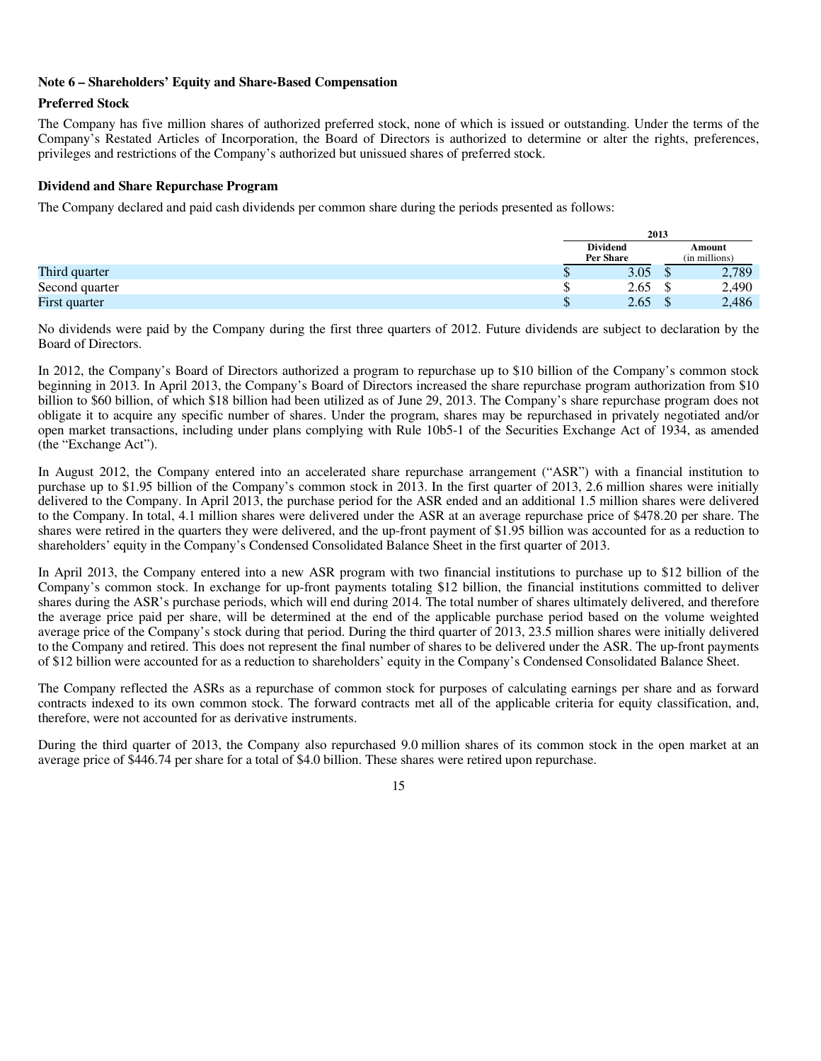## Note 6 – Shareholders' Equity and Share-Based Compensation

### Preferred Stock

The Company has five million shares of authorized preferred stock, none of which is issued or outstanding. Under the terms of the Company's Restated Articles of Incorporation, the Board of Directors is authorized to determine or alter the rights, preferences, privileges and restrictions of the Company's authorized but unissued shares of preferred stock.

### Dividend and Share Repurchase Program

The Company declared and paid cash dividends per common share during the periods presented as follows:

| | 2013 | |
|---|---|---|
| | Dividend Per Share | Amount (in millions) |
| Third quarter | $ 3.05 | $ 2,789 |
| Second quarter | $ 2.65 | $ 2,490 |
| First quarter | $ 2.65 | $ 2,486 |

No dividends were paid by the Company during the first three quarters of 2012. Future dividends are subject to declaration by the Board of Directors.

In 2012, the Company's Board of Directors authorized a program to repurchase up to $10 billion of the Company's common stock beginning in 2013. In April 2013, the Company's Board of Directors increased the share repurchase program authorization from $10 billion to $60 billion, of which $18 billion had been utilized as of June 29, 2013. The Company's share repurchase program does not obligate it to acquire any specific number of shares. Under the program, shares may be repurchased in privately negotiated and/or open market transactions, including under plans complying with Rule 10b5-1 of the Securities Exchange Act of 1934, as amended (the "Exchange Act").

In August 2012, the Company entered into an accelerated share repurchase arrangement ("ASR") with a financial institution to purchase up to $1.95 billion of the Company's common stock in 2013. In the first quarter of 2013, 2.6 million shares were initially delivered to the Company. In April 2013, the purchase period for the ASR ended and an additional 1.5 million shares were delivered to the Company. In total, 4.1 million shares were delivered under the ASR at an average repurchase price of $478.20 per share. The shares were retired in the quarters they were delivered, and the up-front payment of $1.95 billion was accounted for as a reduction to shareholders' equity in the Company's Condensed Consolidated Balance Sheet in the first quarter of 2013.

In April 2013, the Company entered into a new ASR program with two financial institutions to purchase up to $12 billion of the Company's common stock. In exchange for up-front payments totaling $12 billion, the financial institutions committed to deliver shares during the ASR's purchase periods, which will end during 2014. The total number of shares ultimately delivered, and therefore the average price paid per share, will be determined at the end of the applicable purchase period based on the volume weighted average price of the Company's stock during that period. During the third quarter of 2013, 23.5 million shares were initially delivered to the Company and retired. This does not represent the final number of shares to be delivered under the ASR. The up-front payments of $12 billion were accounted for as a reduction to shareholders' equity in the Company's Condensed Consolidated Balance Sheet.

The Company reflected the ASRs as a repurchase of common stock for purposes of calculating earnings per share and as forward contracts indexed to its own common stock. The forward contracts met all of the applicable criteria for equity classification, and, therefore, were not accounted for as derivative instruments.

During the third quarter of 2013, the Company also repurchased 9.0 million shares of its common stock in the open market at an average price of $446.74 per share for a total of $4.0 billion. These shares were retired upon repurchase.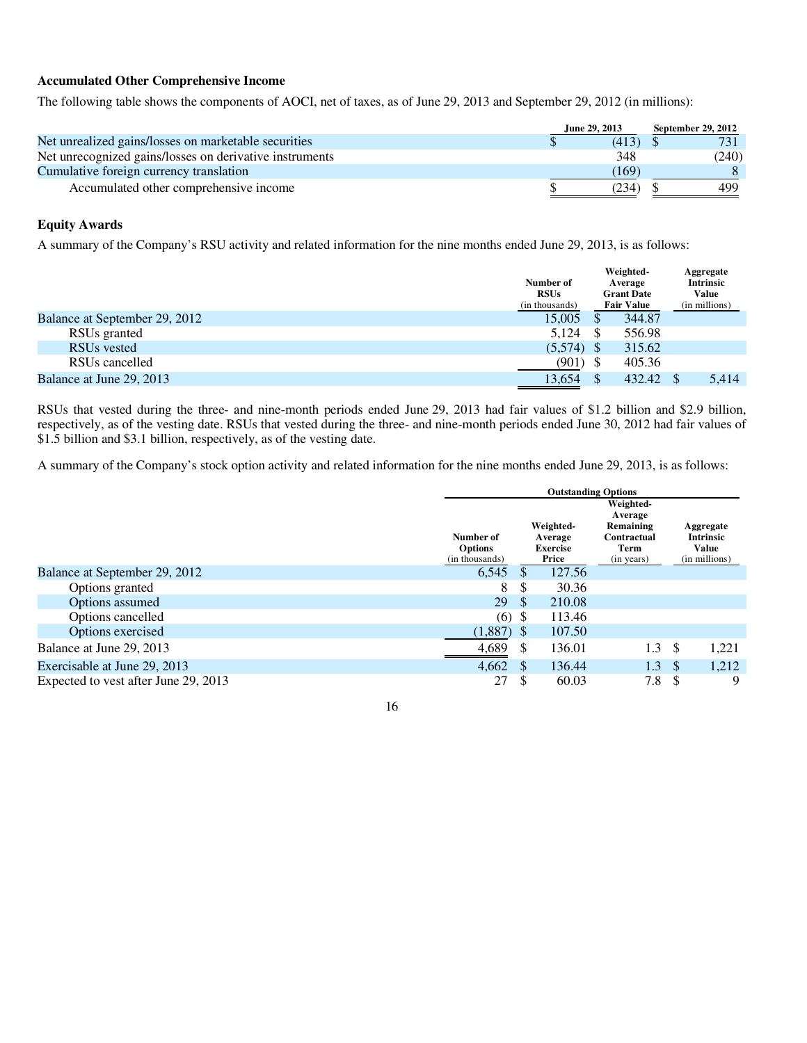### Accumulated Other Comprehensive Income

The following table shows the components of AOCI, net of taxes, as of June 29, 2013 and September 29, 2012 (in millions):

| | June 29, 2013 | September 29, 2012 |
|---|---|---|
| Net unrealized gains/losses on marketable securities | $ (413) | $ 731 |
| Net unrecognized gains/losses on derivative instruments | 348 | (240) |
| Cumulative foreign currency translation | (169) | 8 |
| Accumulated other comprehensive income | $ (234) | $ 499 |

### Equity Awards

A summary of the Company's RSU activity and related information for the nine months ended June 29, 2013, is as follows:

| | Number of RSUs (in thousands) | Weighted-Average Grant Date Fair Value | Aggregate Intrinsic Value (in millions) |
|---|---|---|---|
| Balance at September 29, 2012 | 15,005 | $ 344.87 | |
| RSUs granted | 5,124 | $ 556.98 | |
| RSUs vested | (5,574) | $ 315.62 | |
| RSUs cancelled | (901) | $ 405.36 | |
| Balance at June 29, 2013 | 13,654 | $ 432.42 | $ 5,414 |

RSUs that vested during the three- and nine-month periods ended June 29, 2013 had fair values of $1.2 billion and $2.9 billion, respectively, as of the vesting date. RSUs that vested during the three- and nine-month periods ended June 30, 2012 had fair values of $1.5 billion and $3.1 billion, respectively, as of the vesting date.

A summary of the Company's stock option activity and related information for the nine months ended June 29, 2013, is as follows:

| | Outstanding Options | | | |
|---|---|---|---|---|
| | Number of Options (in thousands) | Weighted-Average Exercise Price | Weighted-Average Remaining Contractual Term (in years) | Aggregate Intrinsic Value (in millions) |
| Balance at September 29, 2012 | 6,545 | $ 127.56 | | |
| Options granted | 8 | $ 30.36 | | |
| Options assumed | 29 | $ 210.08 | | |
| Options cancelled | (6) | $ 113.46 | | |
| Options exercised | (1,887) | $ 107.50 | | |
| Balance at June 29, 2013 | 4,689 | $ 136.01 | 1.3 | $ 1,221 |
| Exercisable at June 29, 2013 | 4,662 | $ 136.44 | 1.3 | $ 1,212 |
| Expected to vest after June 29, 2013 | 27 | $ 60.03 | 7.8 | $ 9 |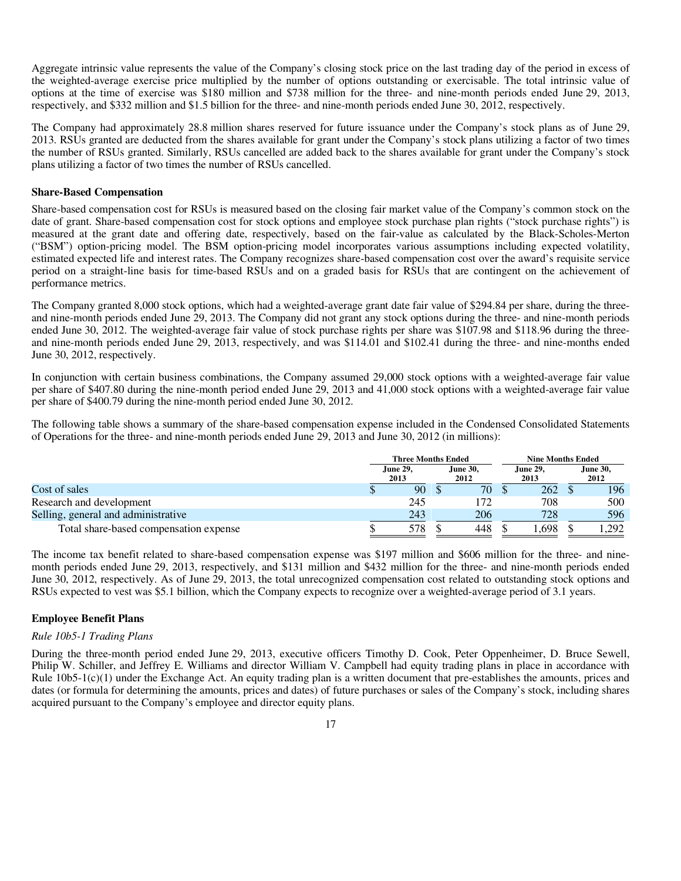Aggregate intrinsic value represents the value of the Company's closing stock price on the last trading day of the period in excess of the weighted-average exercise price multiplied by the number of options outstanding or exercisable. The total intrinsic value of options at the time of exercise was $180 million and $738 million for the three- and nine-month periods ended June 29, 2013, respectively, and $332 million and $1.5 billion for the three- and nine-month periods ended June 30, 2012, respectively.

The Company had approximately 28.8 million shares reserved for future issuance under the Company's stock plans as of June 29, 2013. RSUs granted are deducted from the shares available for grant under the Company's stock plans utilizing a factor of two times the number of RSUs granted. Similarly, RSUs cancelled are added back to the shares available for grant under the Company's stock plans utilizing a factor of two times the number of RSUs cancelled.

**Share-Based Compensation**

Share-based compensation cost for RSUs is measured based on the closing fair market value of the Company's common stock on the date of grant. Share-based compensation cost for stock options and employee stock purchase plan rights ("stock purchase rights") is measured at the grant date and offering date, respectively, based on the fair-value as calculated by the Black-Scholes-Merton ("BSM") option-pricing model. The BSM option-pricing model incorporates various assumptions including expected volatility, estimated expected life and interest rates. The Company recognizes share-based compensation cost over the award's requisite service period on a straight-line basis for time-based RSUs and on a graded basis for RSUs that are contingent on the achievement of performance metrics.

The Company granted 8,000 stock options, which had a weighted-average grant date fair value of $294.84 per share, during the three- and nine-month periods ended June 29, 2013. The Company did not grant any stock options during the three- and nine-month periods ended June 30, 2012. The weighted-average fair value of stock purchase rights per share was $107.98 and $118.96 during the three- and nine-month periods ended June 29, 2013, respectively, and was $114.01 and $102.41 during the three- and nine-months ended June 30, 2012, respectively.

In conjunction with certain business combinations, the Company assumed 29,000 stock options with a weighted-average fair value per share of $407.80 during the nine-month period ended June 29, 2013 and 41,000 stock options with a weighted-average fair value per share of $400.79 during the nine-month period ended June 30, 2012.

The following table shows a summary of the share-based compensation expense included in the Condensed Consolidated Statements of Operations for the three- and nine-month periods ended June 29, 2013 and June 30, 2012 (in millions):

| | Three Months Ended | | Nine Months Ended | |
|---|---|---|---|---|
| | June 29, 2013 | June 30, 2012 | June 29, 2013 | June 30, 2012 |
| Cost of sales | $ 90 | $ 70 | $ 262 | $ 196 |
| Research and development | 245 | 172 | 708 | 500 |
| Selling, general and administrative | 243 | 206 | 728 | 596 |
| Total share-based compensation expense | $ 578 | $ 448 | $ 1,698 | $ 1,292 |

The income tax benefit related to share-based compensation expense was $197 million and $606 million for the three- and nine-month periods ended June 29, 2013, respectively, and $131 million and $432 million for the three- and nine-month periods ended June 30, 2012, respectively. As of June 29, 2013, the total unrecognized compensation cost related to outstanding stock options and RSUs expected to vest was $5.1 billion, which the Company expects to recognize over a weighted-average period of 3.1 years.

**Employee Benefit Plans**

*Rule 10b5-1 Trading Plans*

During the three-month period ended June 29, 2013, executive officers Timothy D. Cook, Peter Oppenheimer, D. Bruce Sewell, Philip W. Schiller, and Jeffrey E. Williams and director William V. Campbell had equity trading plans in place in accordance with Rule 10b5-1(c)(1) under the Exchange Act. An equity trading plan is a written document that pre-establishes the amounts, prices and dates (or formula for determining the amounts, prices and dates) of future purchases or sales of the Company's stock, including shares acquired pursuant to the Company's employee and director equity plans.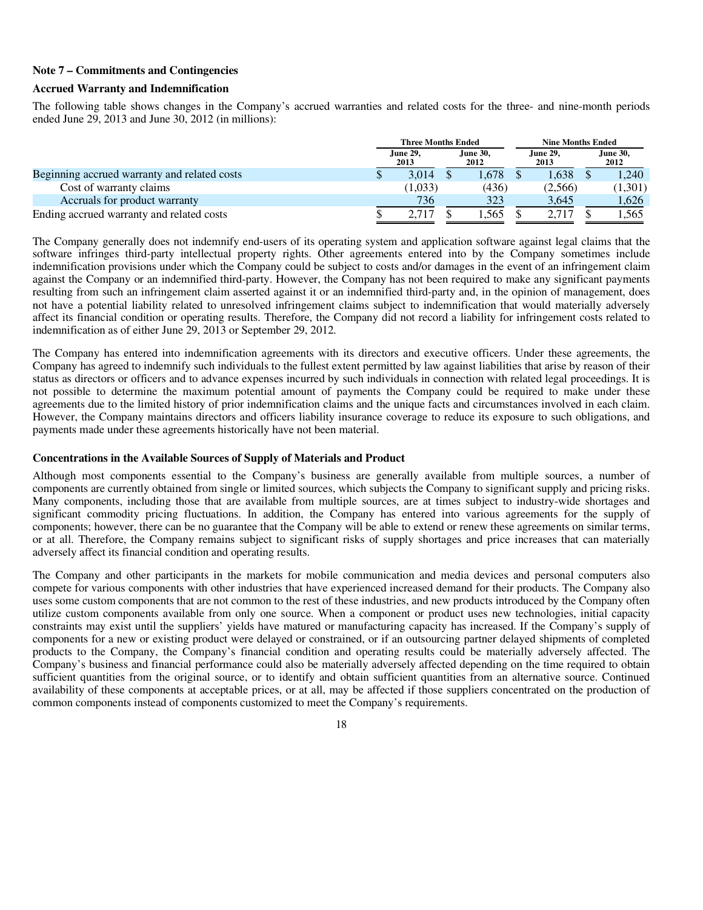## Note 7 – Commitments and Contingencies

### Accrued Warranty and Indemnification

The following table shows changes in the Company's accrued warranties and related costs for the three- and nine-month periods ended June 29, 2013 and June 30, 2012 (in millions):

| | Three Months Ended | | Nine Months Ended | |
|---|---|---|---|---|
| | June 29, 2013 | June 30, 2012 | June 29, 2013 | June 30, 2012 |
| Beginning accrued warranty and related costs | $ 3,014 | $ 1,678 | $ 1,638 | $ 1,240 |
| Cost of warranty claims | (1,033) | (436) | (2,566) | (1,301) |
| Accruals for product warranty | 736 | 323 | 3,645 | 1,626 |
| Ending accrued warranty and related costs | $ 2,717 | $ 1,565 | $ 2,717 | $ 1,565 |

The Company generally does not indemnify end-users of its operating system and application software against legal claims that the software infringes third-party intellectual property rights. Other agreements entered into by the Company sometimes include indemnification provisions under which the Company could be subject to costs and/or damages in the event of an infringement claim against the Company or an indemnified third-party. However, the Company has not been required to make any significant payments resulting from such an infringement claim asserted against it or an indemnified third-party and, in the opinion of management, does not have a potential liability related to unresolved infringement claims subject to indemnification that would materially adversely affect its financial condition or operating results. Therefore, the Company did not record a liability for infringement costs related to indemnification as of either June 29, 2013 or September 29, 2012.

The Company has entered into indemnification agreements with its directors and executive officers. Under these agreements, the Company has agreed to indemnify such individuals to the fullest extent permitted by law against liabilities that arise by reason of their status as directors or officers and to advance expenses incurred by such individuals in connection with related legal proceedings. It is not possible to determine the maximum potential amount of payments the Company could be required to make under these agreements due to the limited history of prior indemnification claims and the unique facts and circumstances involved in each claim. However, the Company maintains directors and officers liability insurance coverage to reduce its exposure to such obligations, and payments made under these agreements historically have not been material.

### Concentrations in the Available Sources of Supply of Materials and Product

Although most components essential to the Company's business are generally available from multiple sources, a number of components are currently obtained from single or limited sources, which subjects the Company to significant supply and pricing risks. Many components, including those that are available from multiple sources, are at times subject to industry-wide shortages and significant commodity pricing fluctuations. In addition, the Company has entered into various agreements for the supply of components; however, there can be no guarantee that the Company will be able to extend or renew these agreements on similar terms, or at all. Therefore, the Company remains subject to significant risks of supply shortages and price increases that can materially adversely affect its financial condition and operating results.

The Company and other participants in the markets for mobile communication and media devices and personal computers also compete for various components with other industries that have experienced increased demand for their products. The Company also uses some custom components that are not common to the rest of these industries, and new products introduced by the Company often utilize custom components available from only one source. When a component or product uses new technologies, initial capacity constraints may exist until the suppliers' yields have matured or manufacturing capacity has increased. If the Company's supply of components for a new or existing product were delayed or constrained, or if an outsourcing partner delayed shipments of completed products to the Company, the Company's financial condition and operating results could be materially adversely affected. The Company's business and financial performance could also be materially adversely affected depending on the time required to obtain sufficient quantities from the original source, or to identify and obtain sufficient quantities from an alternative source. Continued availability of these components at acceptable prices, or at all, may be affected if those suppliers concentrated on the production of common components instead of components customized to meet the Company's requirements.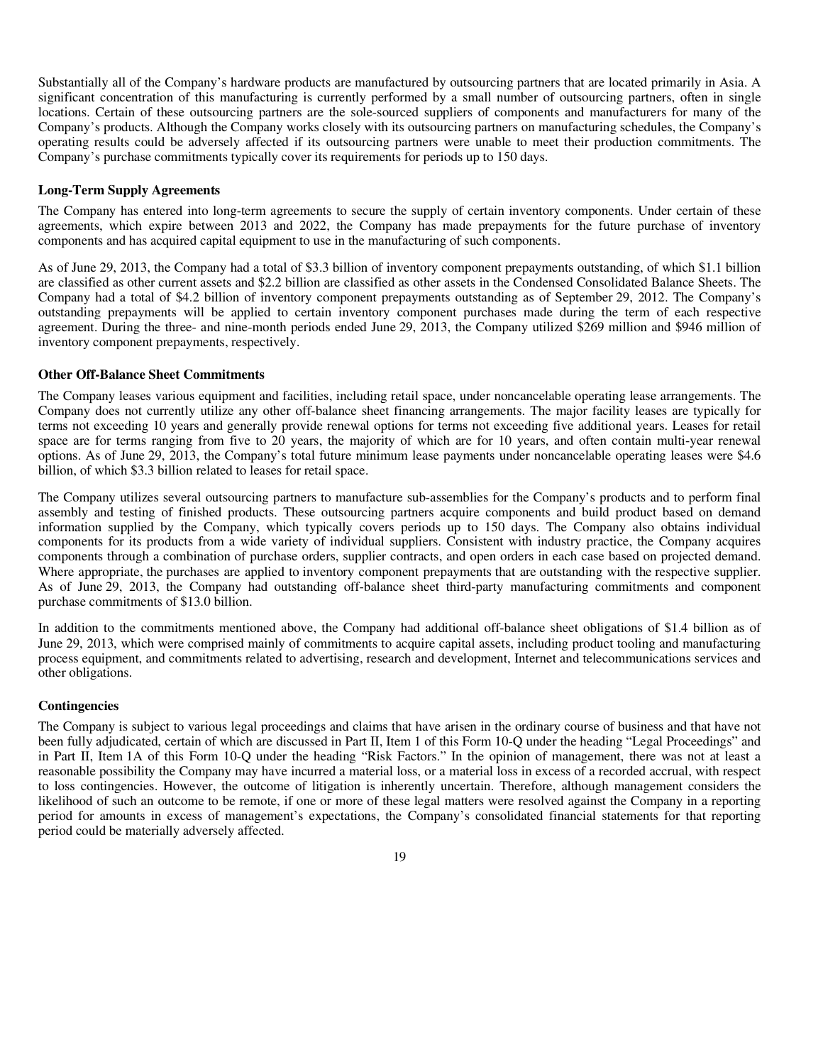Substantially all of the Company's hardware products are manufactured by outsourcing partners that are located primarily in Asia. A significant concentration of this manufacturing is currently performed by a small number of outsourcing partners, often in single locations. Certain of these outsourcing partners are the sole-sourced suppliers of components and manufacturers for many of the Company's products. Although the Company works closely with its outsourcing partners on manufacturing schedules, the Company's operating results could be adversely affected if its outsourcing partners were unable to meet their production commitments. The Company's purchase commitments typically cover its requirements for periods up to 150 days.

**Long-Term Supply Agreements**

The Company has entered into long-term agreements to secure the supply of certain inventory components. Under certain of these agreements, which expire between 2013 and 2022, the Company has made prepayments for the future purchase of inventory components and has acquired capital equipment to use in the manufacturing of such components.

As of June 29, 2013, the Company had a total of $3.3 billion of inventory component prepayments outstanding, of which $1.1 billion are classified as other current assets and $2.2 billion are classified as other assets in the Condensed Consolidated Balance Sheets. The Company had a total of $4.2 billion of inventory component prepayments outstanding as of September 29, 2012. The Company's outstanding prepayments will be applied to certain inventory component purchases made during the term of each respective agreement. During the three- and nine-month periods ended June 29, 2013, the Company utilized $269 million and $946 million of inventory component prepayments, respectively.

**Other Off-Balance Sheet Commitments**

The Company leases various equipment and facilities, including retail space, under noncancelable operating lease arrangements. The Company does not currently utilize any other off-balance sheet financing arrangements. The major facility leases are typically for terms not exceeding 10 years and generally provide renewal options for terms not exceeding five additional years. Leases for retail space are for terms ranging from five to 20 years, the majority of which are for 10 years, and often contain multi-year renewal options. As of June 29, 2013, the Company's total future minimum lease payments under noncancelable operating leases were $4.6 billion, of which $3.3 billion related to leases for retail space.

The Company utilizes several outsourcing partners to manufacture sub-assemblies for the Company's products and to perform final assembly and testing of finished products. These outsourcing partners acquire components and build product based on demand information supplied by the Company, which typically covers periods up to 150 days. The Company also obtains individual components for its products from a wide variety of individual suppliers. Consistent with industry practice, the Company acquires components through a combination of purchase orders, supplier contracts, and open orders in each case based on projected demand. Where appropriate, the purchases are applied to inventory component prepayments that are outstanding with the respective supplier. As of June 29, 2013, the Company had outstanding off-balance sheet third-party manufacturing commitments and component purchase commitments of $13.0 billion.

In addition to the commitments mentioned above, the Company had additional off-balance sheet obligations of $1.4 billion as of June 29, 2013, which were comprised mainly of commitments to acquire capital assets, including product tooling and manufacturing process equipment, and commitments related to advertising, research and development, Internet and telecommunications services and other obligations.

**Contingencies**

The Company is subject to various legal proceedings and claims that have arisen in the ordinary course of business and that have not been fully adjudicated, certain of which are discussed in Part II, Item 1 of this Form 10-Q under the heading "Legal Proceedings" and in Part II, Item 1A of this Form 10-Q under the heading "Risk Factors." In the opinion of management, there was not at least a reasonable possibility the Company may have incurred a material loss, or a material loss in excess of a recorded accrual, with respect to loss contingencies. However, the outcome of litigation is inherently uncertain. Therefore, although management considers the likelihood of such an outcome to be remote, if one or more of these legal matters were resolved against the Company in a reporting period for amounts in excess of management's expectations, the Company's consolidated financial statements for that reporting period could be materially adversely affected.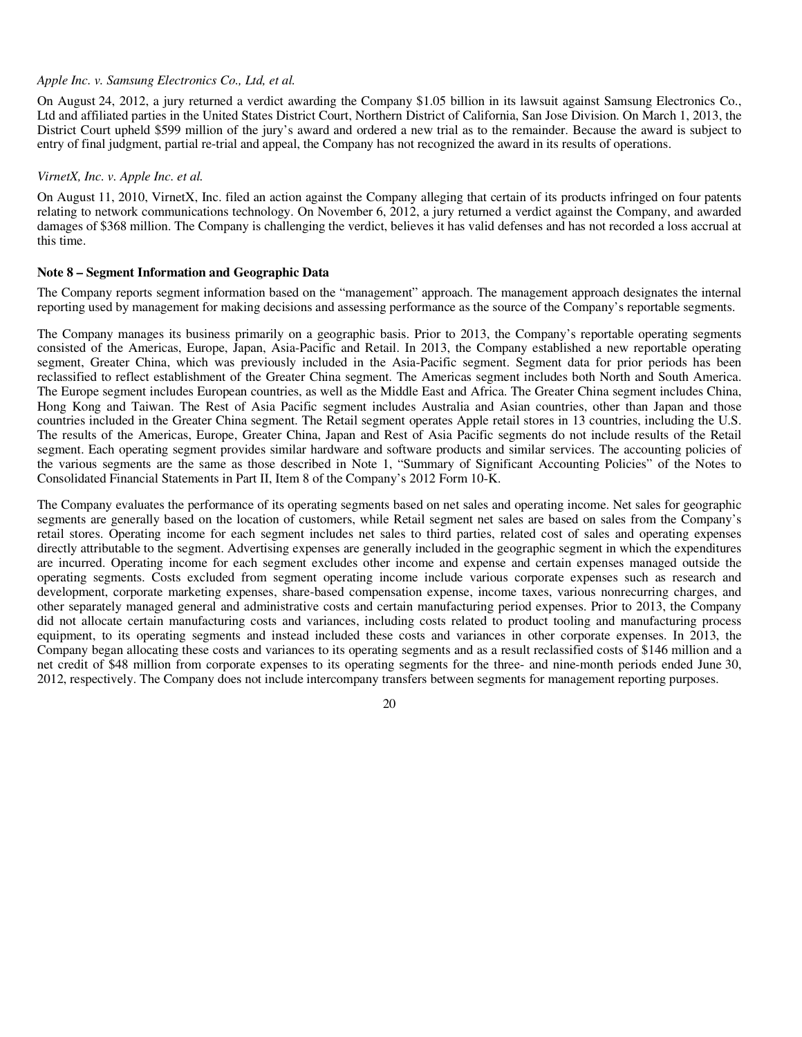*Apple Inc. v. Samsung Electronics Co., Ltd, et al.*

On August 24, 2012, a jury returned a verdict awarding the Company $1.05 billion in its lawsuit against Samsung Electronics Co., Ltd and affiliated parties in the United States District Court, Northern District of California, San Jose Division. On March 1, 2013, the District Court upheld $599 million of the jury's award and ordered a new trial as to the remainder. Because the award is subject to entry of final judgment, partial re-trial and appeal, the Company has not recognized the award in its results of operations.

*VirnetX, Inc. v. Apple Inc. et al.*

On August 11, 2010, VirnetX, Inc. filed an action against the Company alleging that certain of its products infringed on four patents relating to network communications technology. On November 6, 2012, a jury returned a verdict against the Company, and awarded damages of $368 million. The Company is challenging the verdict, believes it has valid defenses and has not recorded a loss accrual at this time.

**Note 8 – Segment Information and Geographic Data**

The Company reports segment information based on the "management" approach. The management approach designates the internal reporting used by management for making decisions and assessing performance as the source of the Company's reportable segments.

The Company manages its business primarily on a geographic basis. Prior to 2013, the Company's reportable operating segments consisted of the Americas, Europe, Japan, Asia-Pacific and Retail. In 2013, the Company established a new reportable operating segment, Greater China, which was previously included in the Asia-Pacific segment. Segment data for prior periods has been reclassified to reflect establishment of the Greater China segment. The Americas segment includes both North and South America. The Europe segment includes European countries, as well as the Middle East and Africa. The Greater China segment includes China, Hong Kong and Taiwan. The Rest of Asia Pacific segment includes Australia and Asian countries, other than Japan and those countries included in the Greater China segment. The Retail segment operates Apple retail stores in 13 countries, including the U.S. The results of the Americas, Europe, Greater China, Japan and Rest of Asia Pacific segments do not include results of the Retail segment. Each operating segment provides similar hardware and software products and similar services. The accounting policies of the various segments are the same as those described in Note 1, "Summary of Significant Accounting Policies" of the Notes to Consolidated Financial Statements in Part II, Item 8 of the Company's 2012 Form 10-K.

The Company evaluates the performance of its operating segments based on net sales and operating income. Net sales for geographic segments are generally based on the location of customers, while Retail segment net sales are based on sales from the Company's retail stores. Operating income for each segment includes net sales to third parties, related cost of sales and operating expenses directly attributable to the segment. Advertising expenses are generally included in the geographic segment in which the expenditures are incurred. Operating income for each segment excludes other income and expense and certain expenses managed outside the operating segments. Costs excluded from segment operating income include various corporate expenses such as research and development, corporate marketing expenses, share-based compensation expense, income taxes, various nonrecurring charges, and other separately managed general and administrative costs and certain manufacturing period expenses. Prior to 2013, the Company did not allocate certain manufacturing costs and variances, including costs related to product tooling and manufacturing process equipment, to its operating segments and instead included these costs and variances in other corporate expenses. In 2013, the Company began allocating these costs and variances to its operating segments and as a result reclassified costs of $146 million and a net credit of $48 million from corporate expenses to its operating segments for the three- and nine-month periods ended June 30, 2012, respectively. The Company does not include intercompany transfers between segments for management reporting purposes.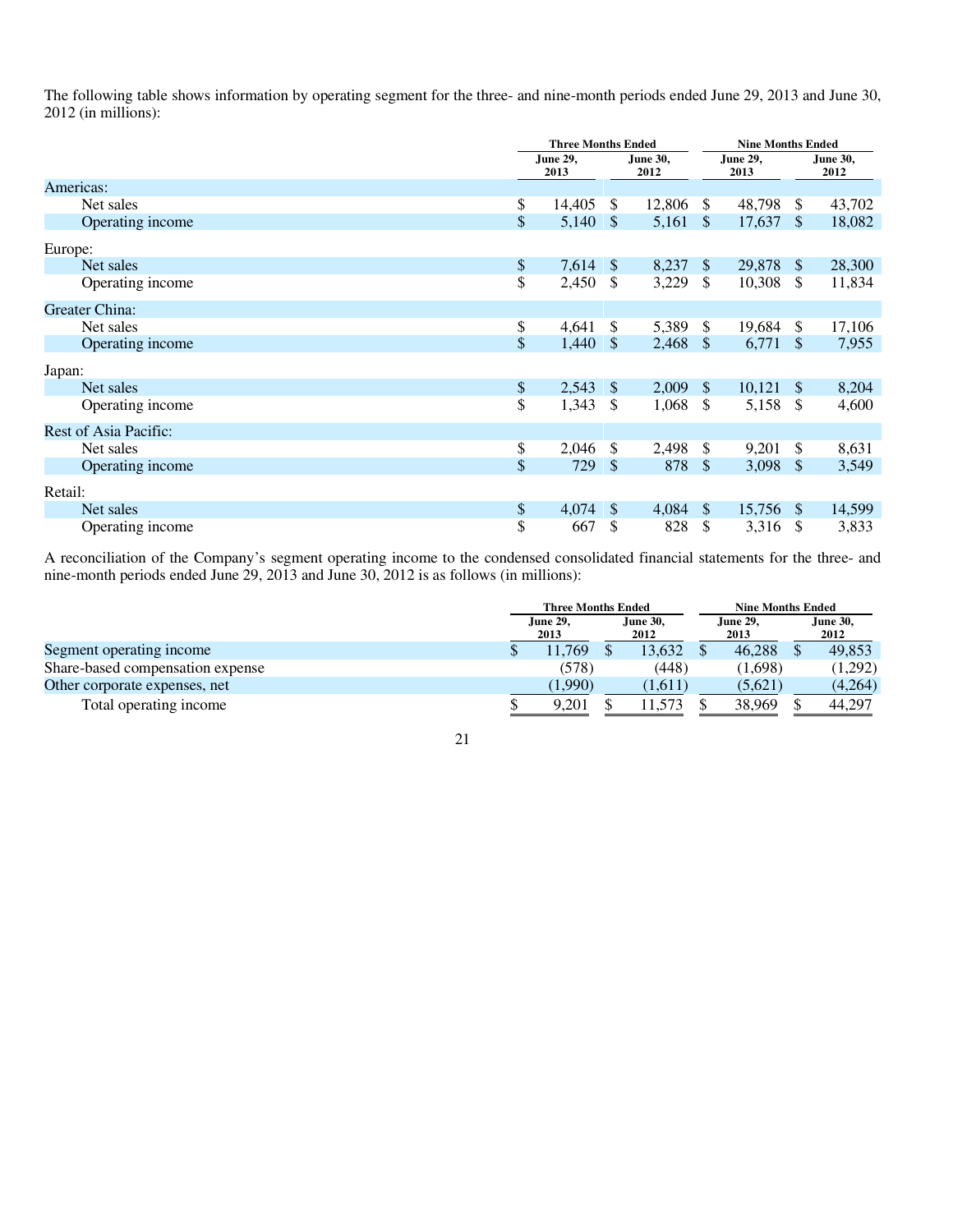The following table shows information by operating segment for the three- and nine-month periods ended June 29, 2013 and June 30, 2012 (in millions):

| | Three Months Ended | | Nine Months Ended | |
|---|---|---|---|---|
| | June 29, 2013 | June 30, 2012 | June 29, 2013 | June 30, 2012 |
| Americas: | | | | |
| Net sales | $ 14,405 | $ 12,806 | $ 48,798 | $ 43,702 |
| Operating income | $ 5,140 | $ 5,161 | $ 17,637 | $ 18,082 |
| Europe: | | | | |
| Net sales | $ 7,614 | $ 8,237 | $ 29,878 | $ 28,300 |
| Operating income | $ 2,450 | $ 3,229 | $ 10,308 | $ 11,834 |
| Greater China: | | | | |
| Net sales | $ 4,641 | $ 5,389 | $ 19,684 | $ 17,106 |
| Operating income | $ 1,440 | $ 2,468 | $ 6,771 | $ 7,955 |
| Japan: | | | | |
| Net sales | $ 2,543 | $ 2,009 | $ 10,121 | $ 8,204 |
| Operating income | $ 1,343 | $ 1,068 | $ 5,158 | $ 4,600 |
| Rest of Asia Pacific: | | | | |
| Net sales | $ 2,046 | $ 2,498 | $ 9,201 | $ 8,631 |
| Operating income | $ 729 | $ 878 | $ 3,098 | $ 3,549 |
| Retail: | | | | |
| Net sales | $ 4,074 | $ 4,084 | $ 15,756 | $ 14,599 |
| Operating income | $ 667 | $ 828 | $ 3,316 | $ 3,833 |

A reconciliation of the Company's segment operating income to the condensed consolidated financial statements for the three- and nine-month periods ended June 29, 2013 and June 30, 2012 is as follows (in millions):

| | Three Months Ended | | Nine Months Ended | |
|---|---|---|---|---|
| | June 29, 2013 | June 30, 2012 | June 29, 2013 | June 30, 2012 |
| Segment operating income | $ 11,769 | $ 13,632 | $ 46,288 | $ 49,853 |
| Share-based compensation expense | (578) | (448) | (1,698) | (1,292) |
| Other corporate expenses, net | (1,990) | (1,611) | (5,621) | (4,264) |
| Total operating income | $ 9,201 | $ 11,573 | $ 38,969 | $ 44,297 |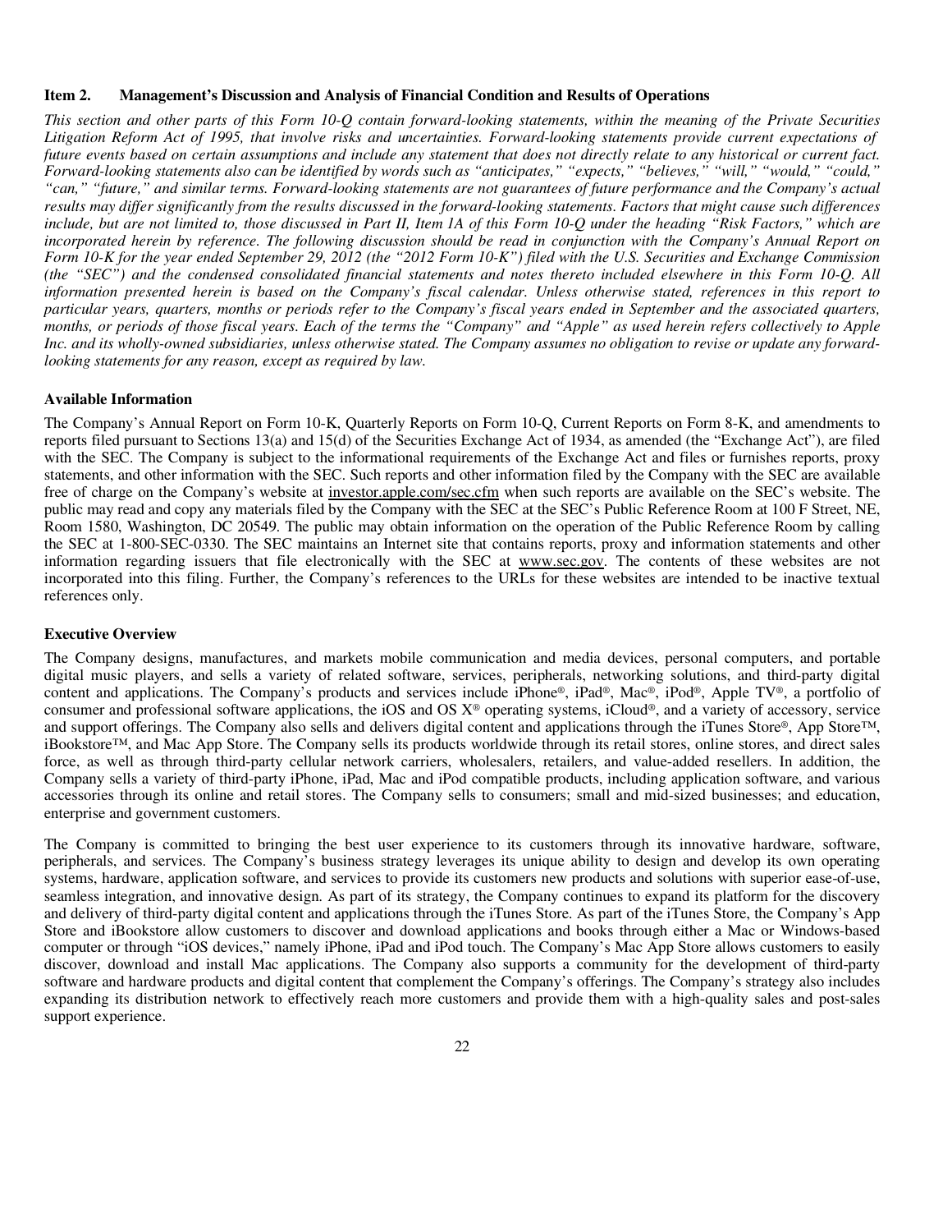## Item 2. Management's Discussion and Analysis of Financial Condition and Results of Operations

*This section and other parts of this Form 10-Q contain forward-looking statements, within the meaning of the Private Securities Litigation Reform Act of 1995, that involve risks and uncertainties. Forward-looking statements provide current expectations of future events based on certain assumptions and include any statement that does not directly relate to any historical or current fact. Forward-looking statements also can be identified by words such as "anticipates," "expects," "believes," "will," "would," "could," "can," "future," and similar terms. Forward-looking statements are not guarantees of future performance and the Company's actual results may differ significantly from the results discussed in the forward-looking statements. Factors that might cause such differences include, but are not limited to, those discussed in Part II, Item 1A of this Form 10-Q under the heading "Risk Factors," which are incorporated herein by reference. The following discussion should be read in conjunction with the Company's Annual Report on Form 10-K for the year ended September 29, 2012 (the "2012 Form 10-K") filed with the U.S. Securities and Exchange Commission (the "SEC") and the condensed consolidated financial statements and notes thereto included elsewhere in this Form 10-Q. All information presented herein is based on the Company's fiscal calendar. Unless otherwise stated, references in this report to particular years, quarters, months or periods refer to the Company's fiscal years ended in September and the associated quarters, months, or periods of those fiscal years. Each of the terms the "Company" and "Apple" as used herein refers collectively to Apple Inc. and its wholly-owned subsidiaries, unless otherwise stated. The Company assumes no obligation to revise or update any forward-looking statements for any reason, except as required by law.*

### Available Information

The Company's Annual Report on Form 10-K, Quarterly Reports on Form 10-Q, Current Reports on Form 8-K, and amendments to reports filed pursuant to Sections 13(a) and 15(d) of the Securities Exchange Act of 1934, as amended (the "Exchange Act"), are filed with the SEC. The Company is subject to the informational requirements of the Exchange Act and files or furnishes reports, proxy statements, and other information with the SEC. Such reports and other information filed by the Company with the SEC are available free of charge on the Company's website at investor.apple.com/sec.cfm when such reports are available on the SEC's website. The public may read and copy any materials filed by the Company with the SEC at the SEC's Public Reference Room at 100 F Street, NE, Room 1580, Washington, DC 20549. The public may obtain information on the operation of the Public Reference Room by calling the SEC at 1-800-SEC-0330. The SEC maintains an Internet site that contains reports, proxy and information statements and other information regarding issuers that file electronically with the SEC at www.sec.gov. The contents of these websites are not incorporated into this filing. Further, the Company's references to the URLs for these websites are intended to be inactive textual references only.

### Executive Overview

The Company designs, manufactures, and markets mobile communication and media devices, personal computers, and portable digital music players, and sells a variety of related software, services, peripherals, networking solutions, and third-party digital content and applications. The Company's products and services include iPhone®, iPad®, Mac®, iPod®, Apple TV®, a portfolio of consumer and professional software applications, the iOS and OS X® operating systems, iCloud®, and a variety of accessory, service and support offerings. The Company also sells and delivers digital content and applications through the iTunes Store®, App Store™, iBookstore™, and Mac App Store. The Company sells its products worldwide through its retail stores, online stores, and direct sales force, as well as through third-party cellular network carriers, wholesalers, retailers, and value-added resellers. In addition, the Company sells a variety of third-party iPhone, iPad, Mac and iPod compatible products, including application software, and various accessories through its online and retail stores. The Company sells to consumers; small and mid-sized businesses; and education, enterprise and government customers.

The Company is committed to bringing the best user experience to its customers through its innovative hardware, software, peripherals, and services. The Company's business strategy leverages its unique ability to design and develop its own operating systems, hardware, application software, and services to provide its customers new products and solutions with superior ease-of-use, seamless integration, and innovative design. As part of its strategy, the Company continues to expand its platform for the discovery and delivery of third-party digital content and applications through the iTunes Store. As part of the iTunes Store, the Company's App Store and iBookstore allow customers to discover and download applications and books through either a Mac or Windows-based computer or through "iOS devices," namely iPhone, iPad and iPod touch. The Company's Mac App Store allows customers to easily discover, download and install Mac applications. The Company also supports a community for the development of third-party software and hardware products and digital content that complement the Company's offerings. The Company's strategy also includes expanding its distribution network to effectively reach more customers and provide them with a high-quality sales and post-sales support experience.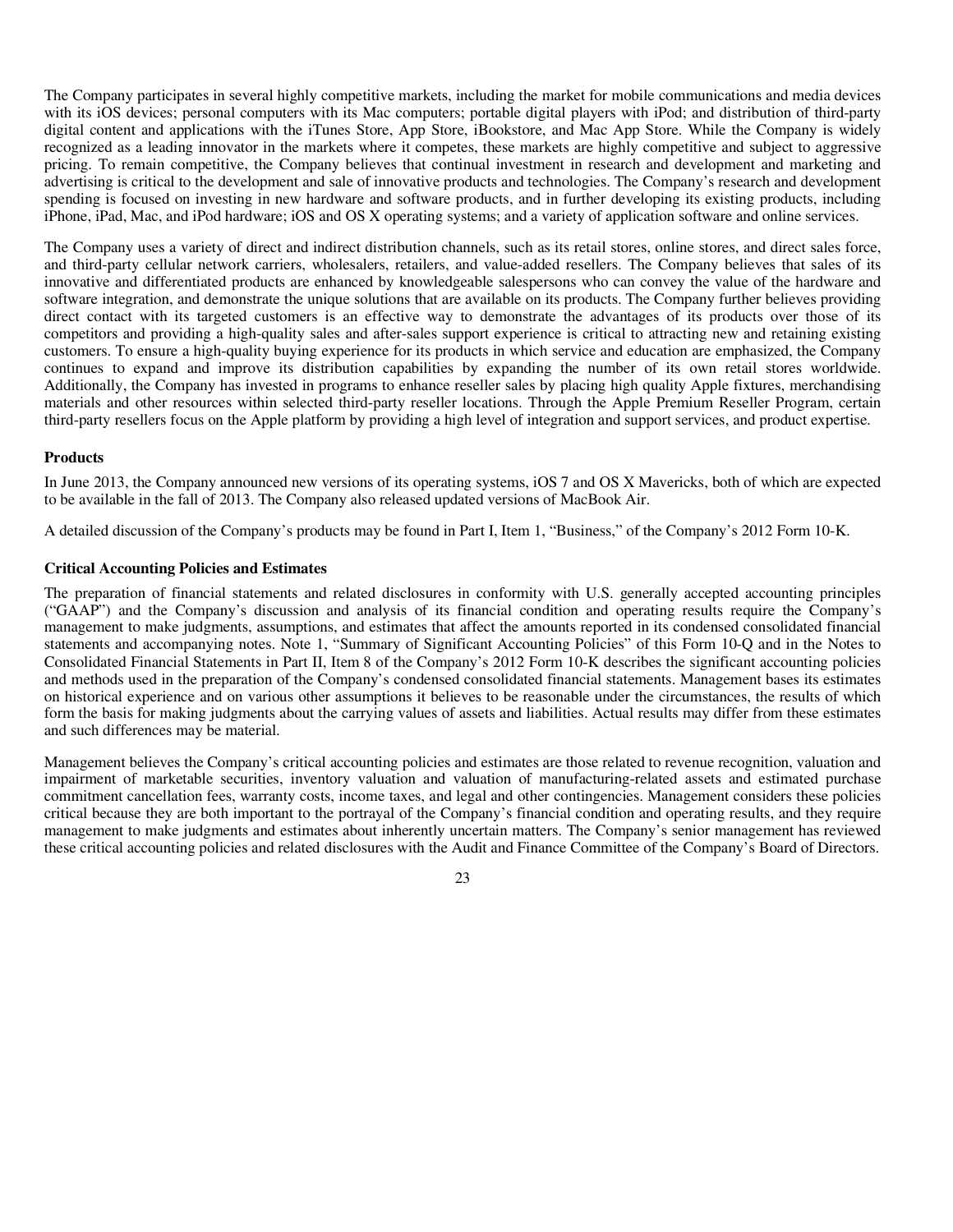The Company participates in several highly competitive markets, including the market for mobile communications and media devices with its iOS devices; personal computers with its Mac computers; portable digital players with iPod; and distribution of third-party digital content and applications with the iTunes Store, App Store, iBookstore, and Mac App Store. While the Company is widely recognized as a leading innovator in the markets where it competes, these markets are highly competitive and subject to aggressive pricing. To remain competitive, the Company believes that continual investment in research and development and marketing and advertising is critical to the development and sale of innovative products and technologies. The Company's research and development spending is focused on investing in new hardware and software products, and in further developing its existing products, including iPhone, iPad, Mac, and iPod hardware; iOS and OS X operating systems; and a variety of application software and online services.

The Company uses a variety of direct and indirect distribution channels, such as its retail stores, online stores, and direct sales force, and third-party cellular network carriers, wholesalers, retailers, and value-added resellers. The Company believes that sales of its innovative and differentiated products are enhanced by knowledgeable salespersons who can convey the value of the hardware and software integration, and demonstrate the unique solutions that are available on its products. The Company further believes providing direct contact with its targeted customers is an effective way to demonstrate the advantages of its products over those of its competitors and providing a high-quality sales and after-sales support experience is critical to attracting new and retaining existing customers. To ensure a high-quality buying experience for its products in which service and education are emphasized, the Company continues to expand and improve its distribution capabilities by expanding the number of its own retail stores worldwide. Additionally, the Company has invested in programs to enhance reseller sales by placing high quality Apple fixtures, merchandising materials and other resources within selected third-party reseller locations. Through the Apple Premium Reseller Program, certain third-party resellers focus on the Apple platform by providing a high level of integration and support services, and product expertise.

**Products**

In June 2013, the Company announced new versions of its operating systems, iOS 7 and OS X Mavericks, both of which are expected to be available in the fall of 2013. The Company also released updated versions of MacBook Air.

A detailed discussion of the Company's products may be found in Part I, Item 1, "Business," of the Company's 2012 Form 10-K.

**Critical Accounting Policies and Estimates**

The preparation of financial statements and related disclosures in conformity with U.S. generally accepted accounting principles ("GAAP") and the Company's discussion and analysis of its financial condition and operating results require the Company's management to make judgments, assumptions, and estimates that affect the amounts reported in its condensed consolidated financial statements and accompanying notes. Note 1, "Summary of Significant Accounting Policies" of this Form 10-Q and in the Notes to Consolidated Financial Statements in Part II, Item 8 of the Company's 2012 Form 10-K describes the significant accounting policies and methods used in the preparation of the Company's condensed consolidated financial statements. Management bases its estimates on historical experience and on various other assumptions it believes to be reasonable under the circumstances, the results of which form the basis for making judgments about the carrying values of assets and liabilities. Actual results may differ from these estimates and such differences may be material.

Management believes the Company's critical accounting policies and estimates are those related to revenue recognition, valuation and impairment of marketable securities, inventory valuation and valuation of manufacturing-related assets and estimated purchase commitment cancellation fees, warranty costs, income taxes, and legal and other contingencies. Management considers these policies critical because they are both important to the portrayal of the Company's financial condition and operating results, and they require management to make judgments and estimates about inherently uncertain matters. The Company's senior management has reviewed these critical accounting policies and related disclosures with the Audit and Finance Committee of the Company's Board of Directors.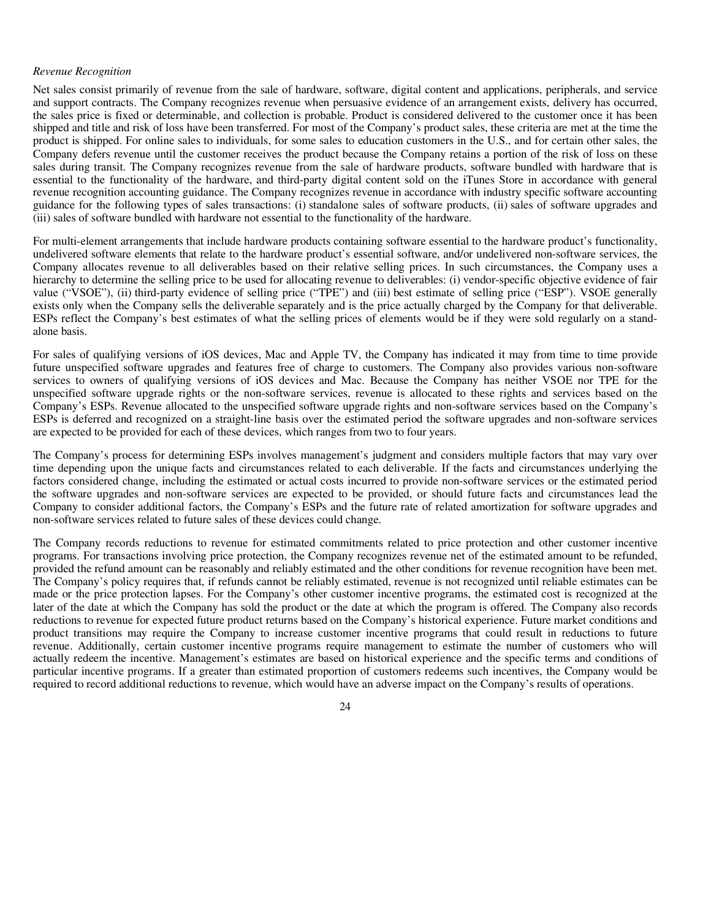*Revenue Recognition*

Net sales consist primarily of revenue from the sale of hardware, software, digital content and applications, peripherals, and service and support contracts. The Company recognizes revenue when persuasive evidence of an arrangement exists, delivery has occurred, the sales price is fixed or determinable, and collection is probable. Product is considered delivered to the customer once it has been shipped and title and risk of loss have been transferred. For most of the Company's product sales, these criteria are met at the time the product is shipped. For online sales to individuals, for some sales to education customers in the U.S., and for certain other sales, the Company defers revenue until the customer receives the product because the Company retains a portion of the risk of loss on these sales during transit. The Company recognizes revenue from the sale of hardware products, software bundled with hardware that is essential to the functionality of the hardware, and third-party digital content sold on the iTunes Store in accordance with general revenue recognition accounting guidance. The Company recognizes revenue in accordance with industry specific software accounting guidance for the following types of sales transactions: (i) standalone sales of software products, (ii) sales of software upgrades and (iii) sales of software bundled with hardware not essential to the functionality of the hardware.

For multi-element arrangements that include hardware products containing software essential to the hardware product's functionality, undelivered software elements that relate to the hardware product's essential software, and/or undelivered non-software services, the Company allocates revenue to all deliverables based on their relative selling prices. In such circumstances, the Company uses a hierarchy to determine the selling price to be used for allocating revenue to deliverables: (i) vendor-specific objective evidence of fair value ("VSOE"), (ii) third-party evidence of selling price ("TPE") and (iii) best estimate of selling price ("ESP"). VSOE generally exists only when the Company sells the deliverable separately and is the price actually charged by the Company for that deliverable. ESPs reflect the Company's best estimates of what the selling prices of elements would be if they were sold regularly on a stand-alone basis.

For sales of qualifying versions of iOS devices, Mac and Apple TV, the Company has indicated it may from time to time provide future unspecified software upgrades and features free of charge to customers. The Company also provides various non-software services to owners of qualifying versions of iOS devices and Mac. Because the Company has neither VSOE nor TPE for the unspecified software upgrade rights or the non-software services, revenue is allocated to these rights and services based on the Company's ESPs. Revenue allocated to the unspecified software upgrade rights and non-software services based on the Company's ESPs is deferred and recognized on a straight-line basis over the estimated period the software upgrades and non-software services are expected to be provided for each of these devices, which ranges from two to four years.

The Company's process for determining ESPs involves management's judgment and considers multiple factors that may vary over time depending upon the unique facts and circumstances related to each deliverable. If the facts and circumstances underlying the factors considered change, including the estimated or actual costs incurred to provide non-software services or the estimated period the software upgrades and non-software services are expected to be provided, or should future facts and circumstances lead the Company to consider additional factors, the Company's ESPs and the future rate of related amortization for software upgrades and non-software services related to future sales of these devices could change.

The Company records reductions to revenue for estimated commitments related to price protection and other customer incentive programs. For transactions involving price protection, the Company recognizes revenue net of the estimated amount to be refunded, provided the refund amount can be reasonably and reliably estimated and the other conditions for revenue recognition have been met. The Company's policy requires that, if refunds cannot be reliably estimated, revenue is not recognized until reliable estimates can be made or the price protection lapses. For the Company's other customer incentive programs, the estimated cost is recognized at the later of the date at which the Company has sold the product or the date at which the program is offered. The Company also records reductions to revenue for expected future product returns based on the Company's historical experience. Future market conditions and product transitions may require the Company to increase customer incentive programs that could result in reductions to future revenue. Additionally, certain customer incentive programs require management to estimate the number of customers who will actually redeem the incentive. Management's estimates are based on historical experience and the specific terms and conditions of particular incentive programs. If a greater than estimated proportion of customers redeems such incentives, the Company would be required to record additional reductions to revenue, which would have an adverse impact on the Company's results of operations.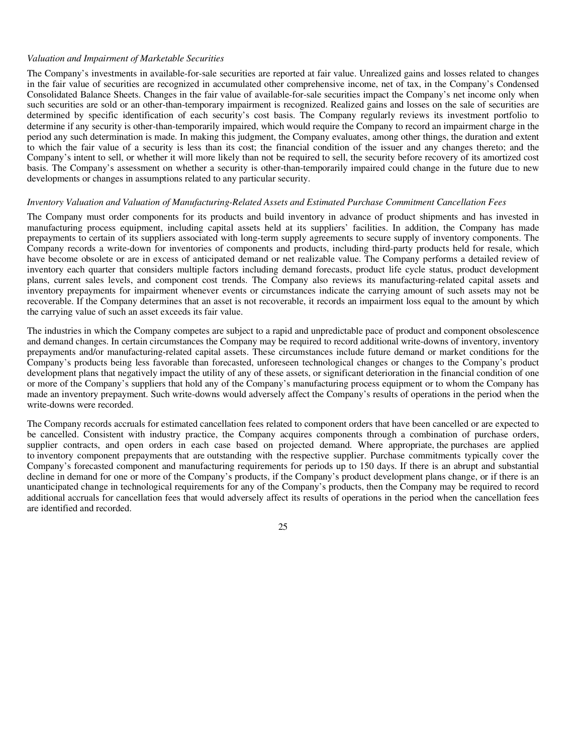*Valuation and Impairment of Marketable Securities*

The Company's investments in available-for-sale securities are reported at fair value. Unrealized gains and losses related to changes in the fair value of securities are recognized in accumulated other comprehensive income, net of tax, in the Company's Condensed Consolidated Balance Sheets. Changes in the fair value of available-for-sale securities impact the Company's net income only when such securities are sold or an other-than-temporary impairment is recognized. Realized gains and losses on the sale of securities are determined by specific identification of each security's cost basis. The Company regularly reviews its investment portfolio to determine if any security is other-than-temporarily impaired, which would require the Company to record an impairment charge in the period any such determination is made. In making this judgment, the Company evaluates, among other things, the duration and extent to which the fair value of a security is less than its cost; the financial condition of the issuer and any changes thereto; and the Company's intent to sell, or whether it will more likely than not be required to sell, the security before recovery of its amortized cost basis. The Company's assessment on whether a security is other-than-temporarily impaired could change in the future due to new developments or changes in assumptions related to any particular security.

*Inventory Valuation and Valuation of Manufacturing-Related Assets and Estimated Purchase Commitment Cancellation Fees*

The Company must order components for its products and build inventory in advance of product shipments and has invested in manufacturing process equipment, including capital assets held at its suppliers' facilities. In addition, the Company has made prepayments to certain of its suppliers associated with long-term supply agreements to secure supply of inventory components. The Company records a write-down for inventories of components and products, including third-party products held for resale, which have become obsolete or are in excess of anticipated demand or net realizable value. The Company performs a detailed review of inventory each quarter that considers multiple factors including demand forecasts, product life cycle status, product development plans, current sales levels, and component cost trends. The Company also reviews its manufacturing-related capital assets and inventory prepayments for impairment whenever events or circumstances indicate the carrying amount of such assets may not be recoverable. If the Company determines that an asset is not recoverable, it records an impairment loss equal to the amount by which the carrying value of such an asset exceeds its fair value.

The industries in which the Company competes are subject to a rapid and unpredictable pace of product and component obsolescence and demand changes. In certain circumstances the Company may be required to record additional write-downs of inventory, inventory prepayments and/or manufacturing-related capital assets. These circumstances include future demand or market conditions for the Company's products being less favorable than forecasted, unforeseen technological changes or changes to the Company's product development plans that negatively impact the utility of any of these assets, or significant deterioration in the financial condition of one or more of the Company's suppliers that hold any of the Company's manufacturing process equipment or to whom the Company has made an inventory prepayment. Such write-downs would adversely affect the Company's results of operations in the period when the write-downs were recorded.

The Company records accruals for estimated cancellation fees related to component orders that have been cancelled or are expected to be cancelled. Consistent with industry practice, the Company acquires components through a combination of purchase orders, supplier contracts, and open orders in each case based on projected demand. Where appropriate, the purchases are applied to inventory component prepayments that are outstanding with the respective supplier. Purchase commitments typically cover the Company's forecasted component and manufacturing requirements for periods up to 150 days. If there is an abrupt and substantial decline in demand for one or more of the Company's products, if the Company's product development plans change, or if there is an unanticipated change in technological requirements for any of the Company's products, then the Company may be required to record additional accruals for cancellation fees that would adversely affect its results of operations in the period when the cancellation fees are identified and recorded.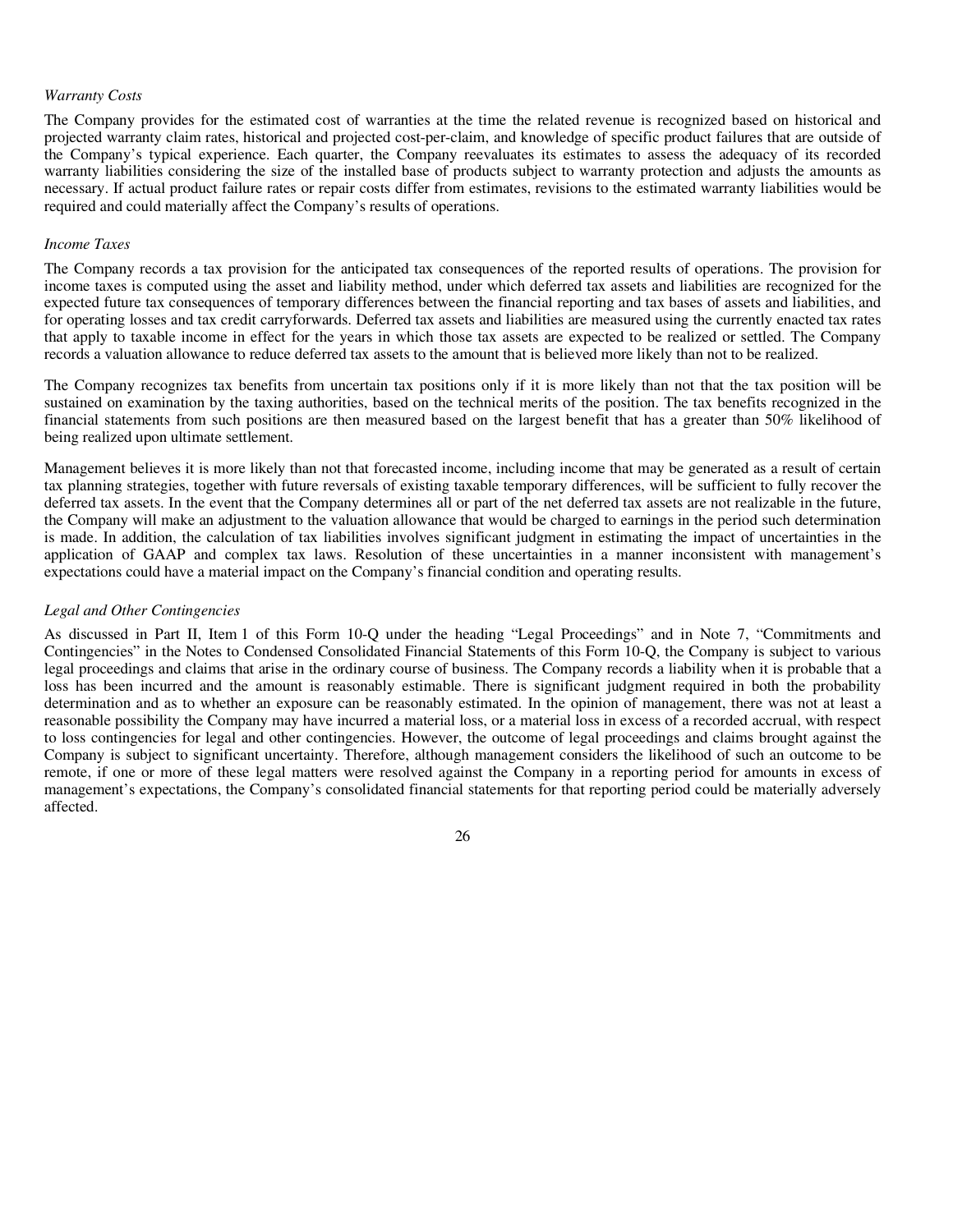*Warranty Costs*

The Company provides for the estimated cost of warranties at the time the related revenue is recognized based on historical and projected warranty claim rates, historical and projected cost-per-claim, and knowledge of specific product failures that are outside of the Company's typical experience. Each quarter, the Company reevaluates its estimates to assess the adequacy of its recorded warranty liabilities considering the size of the installed base of products subject to warranty protection and adjusts the amounts as necessary. If actual product failure rates or repair costs differ from estimates, revisions to the estimated warranty liabilities would be required and could materially affect the Company's results of operations.

*Income Taxes*

The Company records a tax provision for the anticipated tax consequences of the reported results of operations. The provision for income taxes is computed using the asset and liability method, under which deferred tax assets and liabilities are recognized for the expected future tax consequences of temporary differences between the financial reporting and tax bases of assets and liabilities, and for operating losses and tax credit carryforwards. Deferred tax assets and liabilities are measured using the currently enacted tax rates that apply to taxable income in effect for the years in which those tax assets are expected to be realized or settled. The Company records a valuation allowance to reduce deferred tax assets to the amount that is believed more likely than not to be realized.

The Company recognizes tax benefits from uncertain tax positions only if it is more likely than not that the tax position will be sustained on examination by the taxing authorities, based on the technical merits of the position. The tax benefits recognized in the financial statements from such positions are then measured based on the largest benefit that has a greater than 50% likelihood of being realized upon ultimate settlement.

Management believes it is more likely than not that forecasted income, including income that may be generated as a result of certain tax planning strategies, together with future reversals of existing taxable temporary differences, will be sufficient to fully recover the deferred tax assets. In the event that the Company determines all or part of the net deferred tax assets are not realizable in the future, the Company will make an adjustment to the valuation allowance that would be charged to earnings in the period such determination is made. In addition, the calculation of tax liabilities involves significant judgment in estimating the impact of uncertainties in the application of GAAP and complex tax laws. Resolution of these uncertainties in a manner inconsistent with management's expectations could have a material impact on the Company's financial condition and operating results.

*Legal and Other Contingencies*

As discussed in Part II, Item 1 of this Form 10-Q under the heading "Legal Proceedings" and in Note 7, "Commitments and Contingencies" in the Notes to Condensed Consolidated Financial Statements of this Form 10-Q, the Company is subject to various legal proceedings and claims that arise in the ordinary course of business. The Company records a liability when it is probable that a loss has been incurred and the amount is reasonably estimable. There is significant judgment required in both the probability determination and as to whether an exposure can be reasonably estimated. In the opinion of management, there was not at least a reasonable possibility the Company may have incurred a material loss, or a material loss in excess of a recorded accrual, with respect to loss contingencies for legal and other contingencies. However, the outcome of legal proceedings and claims brought against the Company is subject to significant uncertainty. Therefore, although management considers the likelihood of such an outcome to be remote, if one or more of these legal matters were resolved against the Company in a reporting period for amounts in excess of management's expectations, the Company's consolidated financial statements for that reporting period could be materially adversely affected.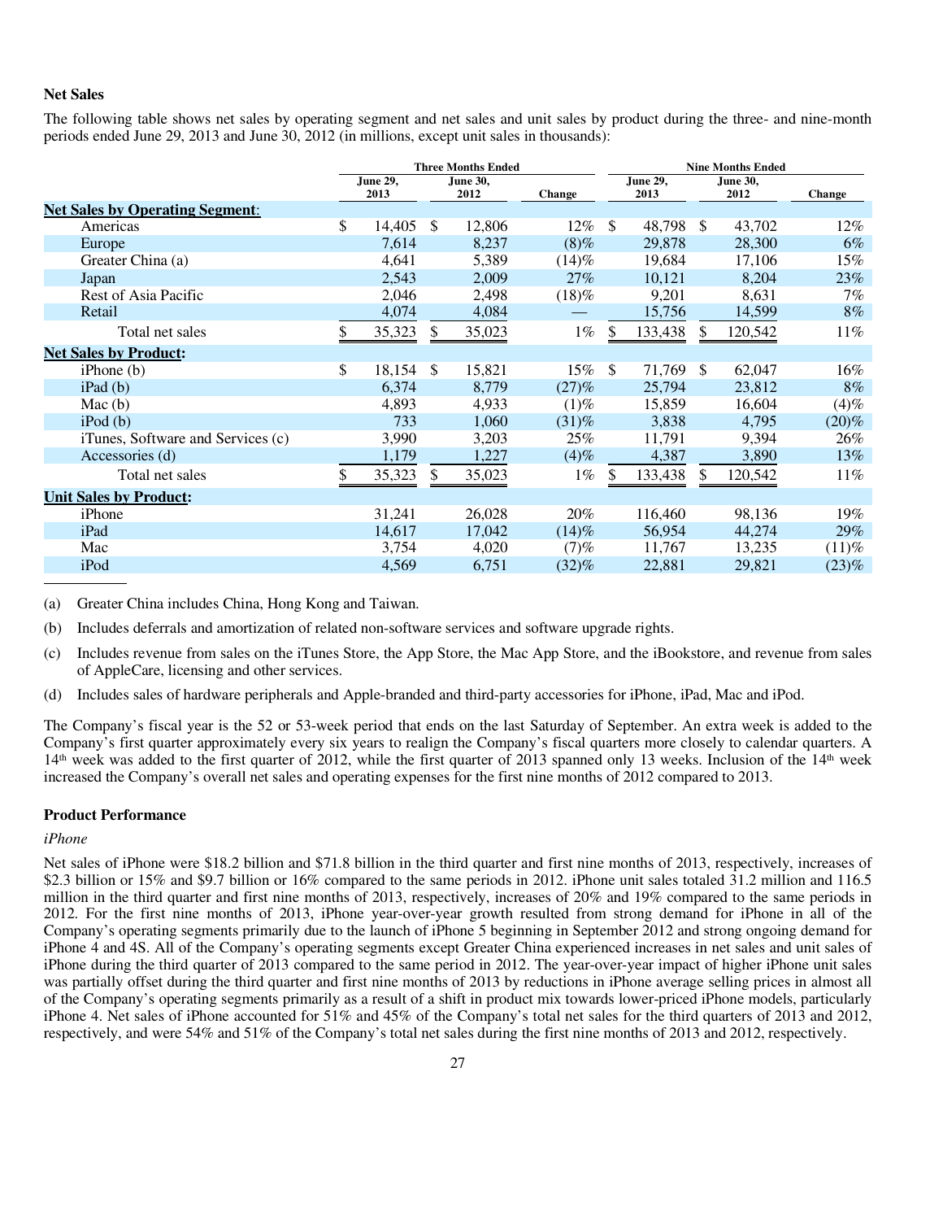## Net Sales

The following table shows net sales by operating segment and net sales and unit sales by product during the three- and nine-month periods ended June 29, 2013 and June 30, 2012 (in millions, except unit sales in thousands):

| | Three Months Ended | | | Nine Months Ended | | |
|---|---|---|---|---|---|---|
| | June 29, 2013 | June 30, 2012 | Change | June 29, 2013 | June 30, 2012 | Change |
| **Net Sales by Operating Segment:** | | | | | | |
| Americas | $ 14,405 | $ 12,806 | 12% | $ 48,798 | $ 43,702 | 12% |
| Europe | 7,614 | 8,237 | (8)% | 29,878 | 28,300 | 6% |
| Greater China (a) | 4,641 | 5,389 | (14)% | 19,684 | 17,106 | 15% |
| Japan | 2,543 | 2,009 | 27% | 10,121 | 8,204 | 23% |
| Rest of Asia Pacific | 2,046 | 2,498 | (18)% | 9,201 | 8,631 | 7% |
| Retail | 4,074 | 4,084 | — | 15,756 | 14,599 | 8% |
| Total net sales | $ 35,323 | $ 35,023 | 1% | $ 133,438 | $ 120,542 | 11% |
| **Net Sales by Product:** | | | | | | |
| iPhone (b) | $ 18,154 | $ 15,821 | 15% | $ 71,769 | $ 62,047 | 16% |
| iPad (b) | 6,374 | 8,779 | (27)% | 25,794 | 23,812 | 8% |
| Mac (b) | 4,893 | 4,933 | (1)% | 15,859 | 16,604 | (4)% |
| iPod (b) | 733 | 1,060 | (31)% | 3,838 | 4,795 | (20)% |
| iTunes, Software and Services (c) | 3,990 | 3,203 | 25% | 11,791 | 9,394 | 26% |
| Accessories (d) | 1,179 | 1,227 | (4)% | 4,387 | 3,890 | 13% |
| Total net sales | $ 35,323 | $ 35,023 | 1% | $ 133,438 | $ 120,542 | 11% |
| **Unit Sales by Product:** | | | | | | |
| iPhone | 31,241 | 26,028 | 20% | 116,460 | 98,136 | 19% |
| iPad | 14,617 | 17,042 | (14)% | 56,954 | 44,274 | 29% |
| Mac | 3,754 | 4,020 | (7)% | 11,767 | 13,235 | (11)% |
| iPod | 4,569 | 6,751 | (32)% | 22,881 | 29,821 | (23)% |

(a) Greater China includes China, Hong Kong and Taiwan.

(b) Includes deferrals and amortization of related non-software services and software upgrade rights.

(c) Includes revenue from sales on the iTunes Store, the App Store, the Mac App Store, and the iBookstore, and revenue from sales of AppleCare, licensing and other services.

(d) Includes sales of hardware peripherals and Apple-branded and third-party accessories for iPhone, iPad, Mac and iPod.

The Company's fiscal year is the 52 or 53-week period that ends on the last Saturday of September. An extra week is added to the Company's first quarter approximately every six years to realign the Company's fiscal quarters more closely to calendar quarters. A 14th week was added to the first quarter of 2012, while the first quarter of 2013 spanned only 13 weeks. Inclusion of the 14th week increased the Company's overall net sales and operating expenses for the first nine months of 2012 compared to 2013.

## Product Performance

*iPhone*

Net sales of iPhone were $18.2 billion and $71.8 billion in the third quarter and first nine months of 2013, respectively, increases of $2.3 billion or 15% and $9.7 billion or 16% compared to the same periods in 2012. iPhone unit sales totaled 31.2 million and 116.5 million in the third quarter and first nine months of 2013, respectively, growth, increases of 20% and 19% compared to the same periods in 2012. For the first nine months of 2013, iPhone year-over-year growth resulted from strong demand for iPhone in all of the Company's operating segments primarily due to the launch of iPhone 5 beginning in September 2012 and strong ongoing demand for iPhone 4 and 4S. All of the Company's operating segments except Greater China experienced increases in net sales and unit sales of iPhone during the third quarter of 2013 compared to the same period in 2012. The year-over-year impact of higher iPhone unit sales was partially offset during the third quarter and first nine months of 2013 by reductions in iPhone average selling prices in almost all of the Company's operating segments primarily as a result of a shift in product mix towards lower-priced iPhone models, particularly iPhone 4. Net sales of iPhone accounted for 51% and 45% of the Company's total net sales for the third quarters of 2013 and 2012, respectively, and were 54% and 51% of the Company's total net sales during the first nine months of 2013 and 2012, respectively.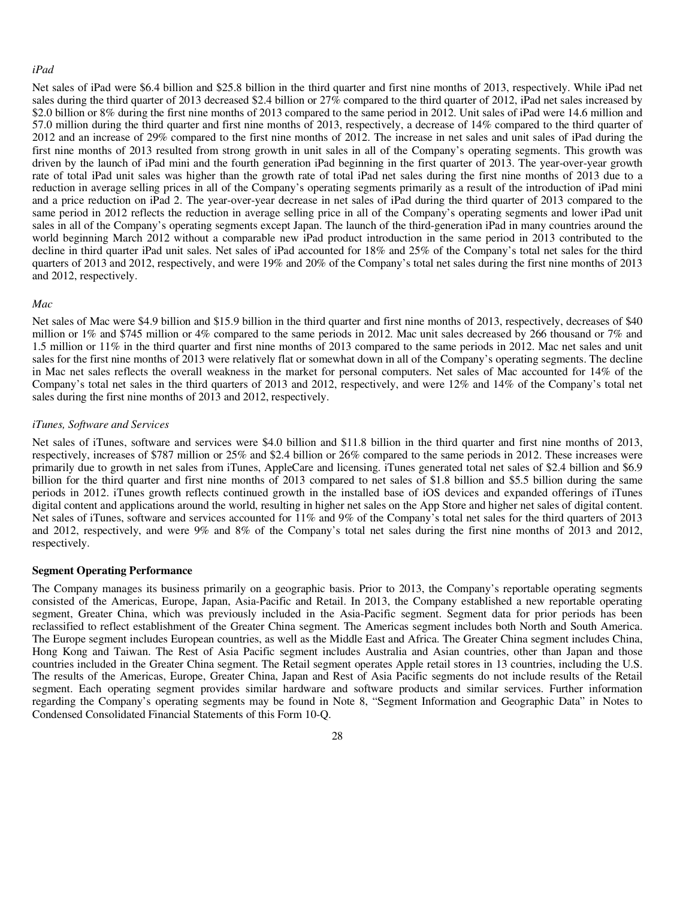*iPad*

Net sales of iPad were $6.4 billion and $25.8 billion in the third quarter and first nine months of 2013, respectively. While iPad net sales during the third quarter of 2013 decreased $2.4 billion or 27% compared to the third quarter of 2012, iPad net sales increased by $2.0 billion or 8% during the first nine months of 2013 compared to the same period in 2012. Unit sales of iPad were 14.6 million and 57.0 million during the third quarter and first nine months of 2013, respectively, a decrease of 14% compared to the third quarter of 2012 and an increase of 29% compared to the first nine months of 2012. The increase in net sales and unit sales of iPad during the first nine months of 2013 resulted from strong growth in unit sales in all of the Company's operating segments. This growth was driven by the launch of iPad mini and the fourth generation iPad beginning in the first quarter of 2013. The year-over-year growth rate of total iPad unit sales was higher than the growth rate of total iPad net sales during the first nine months of 2013 due to a reduction in average selling prices in all of the Company's operating segments primarily as a result of the introduction of iPad mini and a price reduction on iPad 2. The year-over-year decrease in net sales of iPad during the third quarter of 2013 compared to the same period in 2012 reflects the reduction in average selling price in all of the Company's operating segments and lower iPad unit sales in all of the Company's operating segments except Japan. The launch of the third-generation iPad in many countries around the world beginning March 2012 without a comparable new iPad product introduction in the same period in 2013 contributed to the decline in third quarter iPad unit sales. Net sales of iPad accounted for 18% and 25% of the Company's total net sales for the third quarters of 2013 and 2012, respectively, and were 19% and 20% of the Company's total net sales during the first nine months of 2013 and 2012, respectively.

*Mac*

Net sales of Mac were $4.9 billion and $15.9 billion in the third quarter and first nine months of 2013, respectively, decreases of $40 million or 1% and $745 million or 4% compared to the same periods in 2012. Mac unit sales decreased by 266 thousand or 7% and 1.5 million or 11% in the third quarter and first nine months of 2013 compared to the same periods in 2012. Mac net sales and unit sales for the first nine months of 2013 were relatively flat or somewhat down in all of the Company's operating segments. The decline in Mac net sales reflects the overall weakness in the market for personal computers. Net sales of Mac accounted for 14% of the Company's total net sales in the third quarters of 2013 and 2012, respectively, and were 12% and 14% of the Company's total net sales during the first nine months of 2013 and 2012, respectively.

*iTunes, Software and Services*

Net sales of iTunes, software and services were $4.0 billion and $11.8 billion in the third quarter and first nine months of 2013, respectively, increases of $787 million or 25% and $2.4 billion or 26% compared to the same periods in 2012. These increases were primarily due to growth in net sales from iTunes, AppleCare and licensing. iTunes generated total net sales of $2.4 billion and $6.9 billion for the third quarter and first nine months of 2013 compared to net sales of $1.8 billion and $5.5 billion during the same periods in 2012. iTunes growth reflects continued growth in the installed base of iOS devices and expanded offerings of iTunes digital content and applications around the world, resulting in higher net sales on the App Store and higher net sales of digital content. Net sales of iTunes, software and services accounted for 11% and 9% of the Company's total net sales for the third quarters of 2013 and 2012, respectively, and were 9% and 8% of the Company's total net sales during the first nine months of 2013 and 2012, respectively.

**Segment Operating Performance**

The Company manages its business primarily on a geographic basis. Prior to 2013, the Company's reportable operating segments consisted of the Americas, Europe, Japan, Asia-Pacific and Retail. In 2013, the Company established a new reportable operating segment, Greater China, which was previously included in the Asia-Pacific segment. Segment data for prior periods has been reclassified to reflect establishment of the Greater China segment. The Americas segment includes both North and South America. The Europe segment includes European countries, as well as the Middle East and Africa. The Greater China segment includes China, Hong Kong and Taiwan. The Rest of Asia Pacific segment includes Australia and Asian countries, other than Japan and those countries included in the Greater China segment. The Retail segment operates Apple retail stores in 13 countries, including the U.S. The results of the Americas, Europe, Greater China, Japan and Rest of Asia Pacific segments do not include results of the Retail segment. Each operating segment provides similar hardware and software products and similar services. Further information regarding the Company's operating segments may be found in Note 8, "Segment Information and Geographic Data" in Notes to Condensed Consolidated Financial Statements of this Form 10-Q.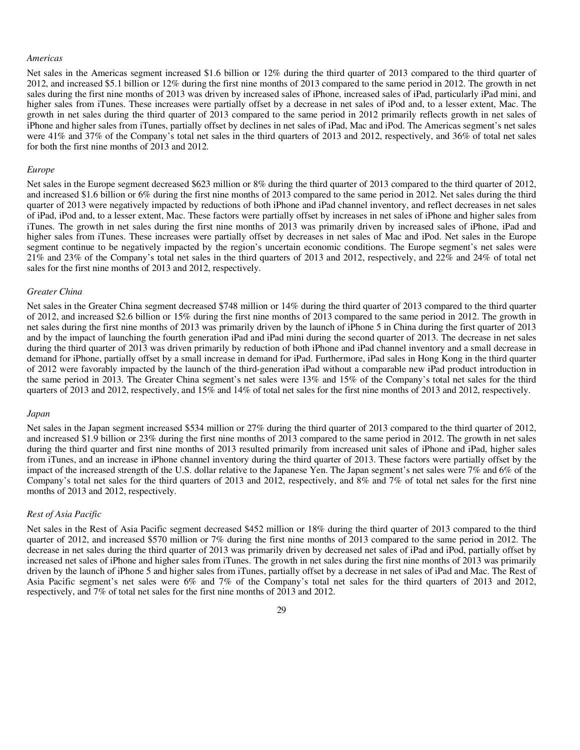*Americas*

Net sales in the Americas segment increased $1.6 billion or 12% during the third quarter of 2013 compared to the third quarter of 2012, and increased $5.1 billion or 12% during the first nine months of 2013 compared to the same period in 2012. The growth in net sales during the first nine months of 2013 was driven by increased sales of iPhone, increased sales of iPad, particularly iPad mini, and higher sales from iTunes. These increases were partially offset by a decrease in net sales of iPod and, to a lesser extent, Mac. The growth in net sales during the third quarter of 2013 compared to the same period in 2012 primarily reflects growth in net sales of iPhone and higher sales from iTunes, partially offset by declines in net sales of iPad, Mac and iPod. The Americas segment's net sales were 41% and 37% of the Company's total net sales in the third quarters of 2013 and 2012, respectively, and 36% of total net sales for both the first nine months of 2013 and 2012.

*Europe*

Net sales in the Europe segment decreased $623 million or 8% during the third quarter of 2013 compared to the third quarter of 2012, and increased $1.6 billion or 6% during the first nine months of 2013 compared to the same period in 2012. Net sales during the third quarter of 2013 were negatively impacted by reductions of both iPhone and iPad channel inventory, and reflect decreases in net sales of iPad, iPod and, to a lesser extent, Mac. These factors were partially offset by increases in net sales of iPhone and higher sales from iTunes. The growth in net sales during the first nine months of 2013 was primarily driven by increased sales of iPhone, iPad and higher sales from iTunes. These increases were partially offset by decreases in net sales of Mac and iPod. Net sales in the Europe segment continue to be negatively impacted by the region's uncertain economic conditions. The Europe segment's net sales were 21% and 23% of the Company's total net sales in the third quarters of 2013 and 2012, respectively, and 22% and 24% of total net sales for the first nine months of 2013 and 2012, respectively.

*Greater China*

Net sales in the Greater China segment decreased $748 million or 14% during the third quarter of 2013 compared to the third quarter of 2012, and increased $2.6 billion or 15% during the first nine months of 2013 compared to the same period in 2012. The growth in net sales during the first nine months of 2013 was primarily driven by the launch of iPhone 5 in China during the first quarter of 2013 and by the impact of launching the fourth generation iPad and iPad mini during the second quarter of 2013. The decrease in net sales during the third quarter of 2013 was driven primarily by reduction of both iPhone and iPad channel inventory and a small decrease in demand for iPhone, partially offset by a small increase in demand for iPad. Furthermore, iPad sales in Hong Kong in the third quarter of 2012 were favorably impacted by the launch of the third-generation iPad without a comparable new iPad product introduction in the same period in 2013. The Greater China segment's net sales were 13% and 15% of the Company's total net sales for the third quarters of 2013 and 2012, respectively, and 15% and 14% of total net sales for the first nine months of 2013 and 2012, respectively.

*Japan*

Net sales in the Japan segment increased $534 million or 27% during the third quarter of 2013 compared to the third quarter of 2012, and increased $1.9 billion or 23% during the first nine months of 2013 compared to the same period in 2012. The growth in net sales during the third quarter and first nine months of 2013 resulted primarily from increased unit sales of iPhone and iPad, higher sales from iTunes, and an increase in iPhone channel inventory during the third quarter of 2013. These factors were partially offset by the impact of the increased strength of the U.S. dollar relative to the Japanese Yen. The Japan segment's net sales were 7% and 6% of the Company's total net sales for the third quarters of 2013 and 2012, respectively, and 8% and 7% of total net sales for the first nine months of 2013 and 2012, respectively.

*Rest of Asia Pacific*

Net sales in the Rest of Asia Pacific segment decreased $452 million or 18% during the third quarter of 2013 compared to the third quarter of 2012, and increased $570 million or 7% during the first nine months of 2013 compared to the same period in 2012. The decrease in net sales during the third quarter of 2013 was primarily driven by decreased net sales of iPad and iPod, partially offset by increased net sales of iPhone and higher sales from iTunes. The growth in net sales during the first nine months of 2013 was primarily driven by the launch of iPhone 5 and higher sales from iTunes, partially offset by a decrease in net sales of iPad and Mac. The Rest of Asia Pacific segment's net sales were 6% and 7% of the Company's total net sales for the third quarters of 2013 and 2012, respectively, and 7% of total net sales for the first nine months of 2013 and 2012.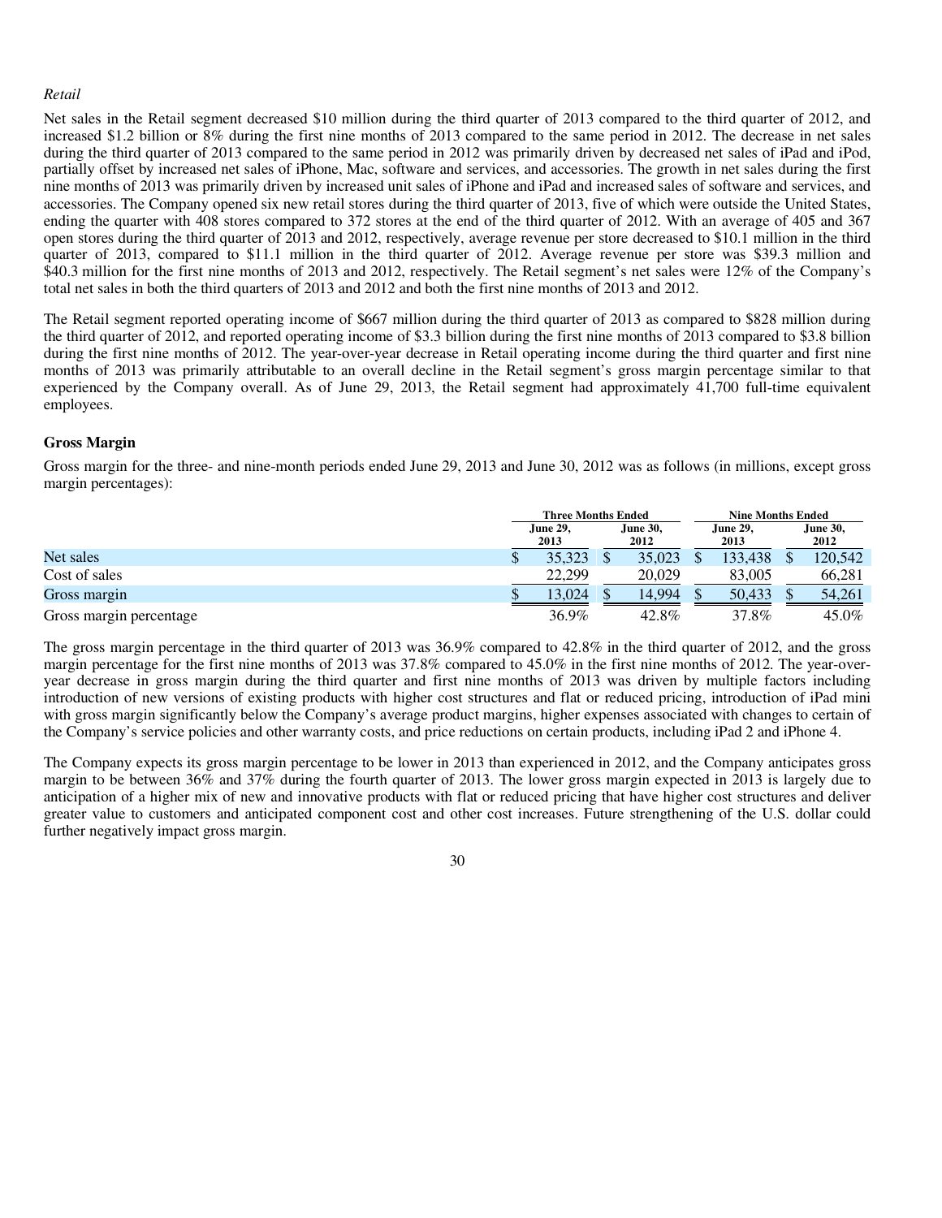*Retail*

Net sales in the Retail segment decreased $10 million during the third quarter of 2013 compared to the third quarter of 2012, and increased $1.2 billion or 8% during the first nine months of 2013 compared to the same period in 2012. The decrease in net sales during the third quarter of 2013 compared to the same period in 2012 was primarily driven by decreased net sales of iPad and iPod, partially offset by increased net sales of iPhone, Mac, software and services, and accessories. The growth in net sales during the first nine months of 2013 was primarily driven by increased unit sales of iPhone and iPad and increased sales of software and services, and accessories. The Company opened six new retail stores during the third quarter of 2013, five of which were outside the United States, ending the quarter with 408 stores compared to 372 stores at the end of the third quarter of 2012. With an average of 405 and 367 open stores during the third quarter of 2013 and 2012, respectively, average revenue per store decreased to $10.1 million in the third quarter of 2013, compared to $11.1 million in the third quarter of 2012. Average revenue per store was $39.3 million and $40.3 million for the first nine months of 2013 and 2012, respectively. The Retail segment's net sales were 12% of the Company's total net sales in both the third quarters of 2013 and 2012 and both the first nine months of 2013 and 2012.

The Retail segment reported operating income of $667 million during the third quarter of 2013 as compared to $828 million during the third quarter of 2012, and reported operating income of $3.3 billion during the first nine months of 2013 compared to $3.8 billion during the first nine months of 2012. The year-over-year decrease in Retail operating income during the third quarter and first nine months of 2013 was primarily attributable to an overall decline in the Retail segment's gross margin percentage similar to that experienced by the Company overall. As of June 29, 2013, the Retail segment had approximately 41,700 full-time equivalent employees.

**Gross Margin**

Gross margin for the three- and nine-month periods ended June 29, 2013 and June 30, 2012 was as follows (in millions, except gross margin percentages):

| | Three Months Ended | | Nine Months Ended | |
|---|---|---|---|---|
| | June 29, 2013 | June 30, 2012 | June 29, 2013 | June 30, 2012 |
| Net sales | $ 35,323 | $ 35,023 | $ 133,438 | $ 120,542 |
| Cost of sales | 22,299 | 20,029 | 83,005 | 66,281 |
| Gross margin | $ 13,024 | $ 14,994 | $ 50,433 | $ 54,261 |
| Gross margin percentage | 36.9% | 42.8% | 37.8% | 45.0% |

The gross margin percentage in the third quarter of 2013 was 36.9% compared to 42.8% in the third quarter of 2012, and the gross margin percentage for the first nine months of 2013 was 37.8% compared to 45.0% in the first nine months of 2012. The year-over-year decrease in gross margin during the third quarter and first nine months of 2013 was driven by multiple factors including introduction of new versions of existing products with higher cost structures and flat or reduced pricing, introduction of iPad mini with gross margin significantly below the Company's average product margins, higher expenses associated with changes to certain of the Company's service policies and other warranty costs, and price reductions on certain products, including iPad 2 and iPhone 4.

The Company expects its gross margin percentage to be lower in 2013 than experienced in 2012, and the Company anticipates gross margin to be between 36% and 37% during the fourth quarter of 2013. The lower gross margin expected in 2013 is largely due to anticipation of a higher mix of new and innovative products with flat or reduced pricing that have higher cost structures and deliver greater value to customers and anticipated component cost and other cost increases. Future strengthening of the U.S. dollar could further negatively impact gross margin.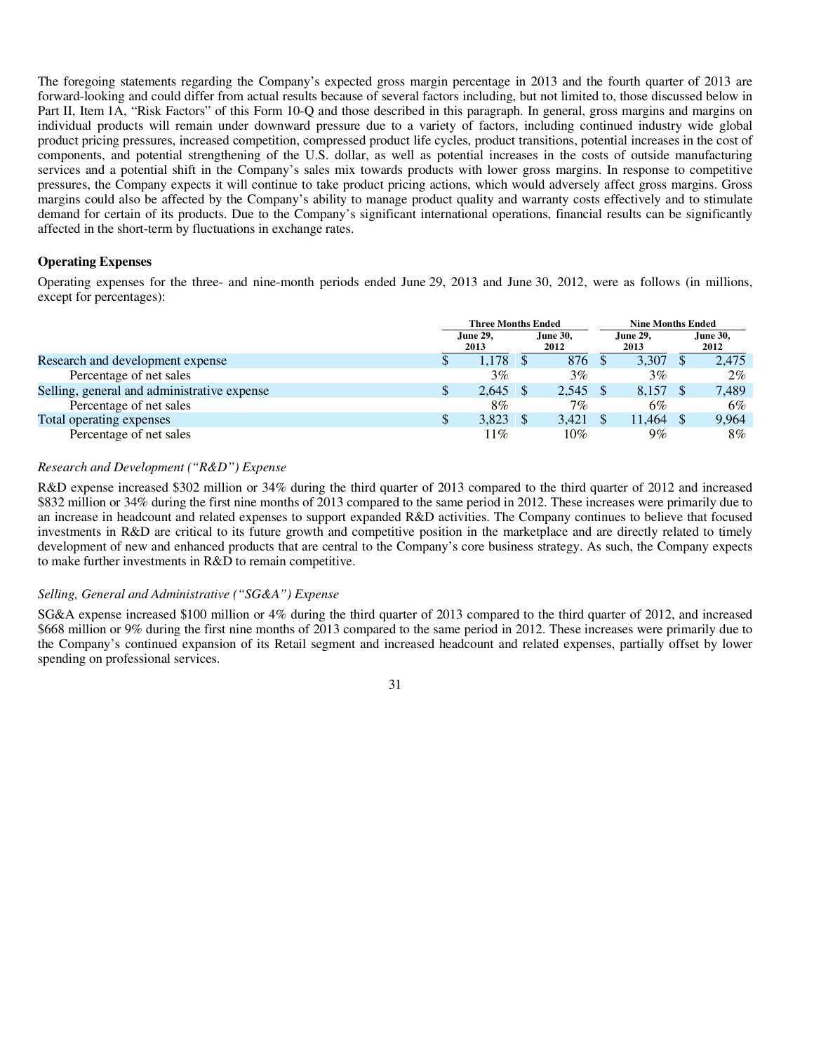The foregoing statements regarding the Company's expected gross margin percentage in 2013 and the fourth quarter of 2013 are forward-looking and could differ from actual results because of several factors including, but not limited to, those discussed below in Part II, Item 1A, "Risk Factors" of this Form 10-Q and those described in this paragraph. In general, gross margins and margins on individual products will remain under downward pressure due to a variety of factors, including continued industry wide global product pricing pressures, increased competition, compressed product life cycles, product transitions, potential increases in the cost of components, and potential strengthening of the U.S. dollar, as well as potential increases in the costs of outside manufacturing services and a potential shift in the Company's sales mix towards products with lower gross margins. In response to competitive pressures, the Company expects it will continue to take product pricing actions, which would adversely affect gross margins. Gross margins could also be affected by the Company's ability to manage product quality and warranty costs effectively and to stimulate demand for certain of its products. Due to the Company's significant international operations, financial results can be significantly affected in the short-term by fluctuations in exchange rates.

**Operating Expenses**

Operating expenses for the three- and nine-month periods ended June 29, 2013 and June 30, 2012, were as follows (in millions, except for percentages):

| | Three Months Ended | | Nine Months Ended | |
|---|---|---|---|---|
| | June 29, 2013 | June 30, 2012 | June 29, 2013 | June 30, 2012 |
| Research and development expense | $ 1,178 | $ 876 | $ 3,307 | $ 2,475 |
| Percentage of net sales | 3% | 3% | 3% | 2% |
| Selling, general and administrative expense | $ 2,645 | $ 2,545 | $ 8,157 | $ 7,489 |
| Percentage of net sales | 8% | 7% | 6% | 6% |
| Total operating expenses | $ 3,823 | $ 3,421 | $ 11,464 | $ 9,964 |
| Percentage of net sales | 11% | 10% | 9% | 8% |

*Research and Development ("R&D") Expense*

R&D expense increased $302 million or 34% during the third quarter of 2013 compared to the third quarter of 2012 and increased $832 million or 34% during the first nine months of 2013 compared to the same period in 2012. These increases were primarily due to an increase in headcount and related expenses to support expanded R&D activities. The Company continues to believe that focused investments in R&D are critical to its future growth and competitive position in the marketplace and are directly related to timely development of new and enhanced products that are central to the Company's core business strategy. As such, the Company expects to make further investments in R&D to remain competitive.

*Selling, General and Administrative ("SG&A") Expense*

SG&A expense increased $100 million or 4% during the third quarter of 2013 compared to the third quarter of 2012, and increased $668 million or 9% during the first nine months of 2013 compared to the same period in 2012. These increases were primarily due to the Company's continued expansion of its Retail segment and increased headcount and related expenses, partially offset by lower spending on professional services.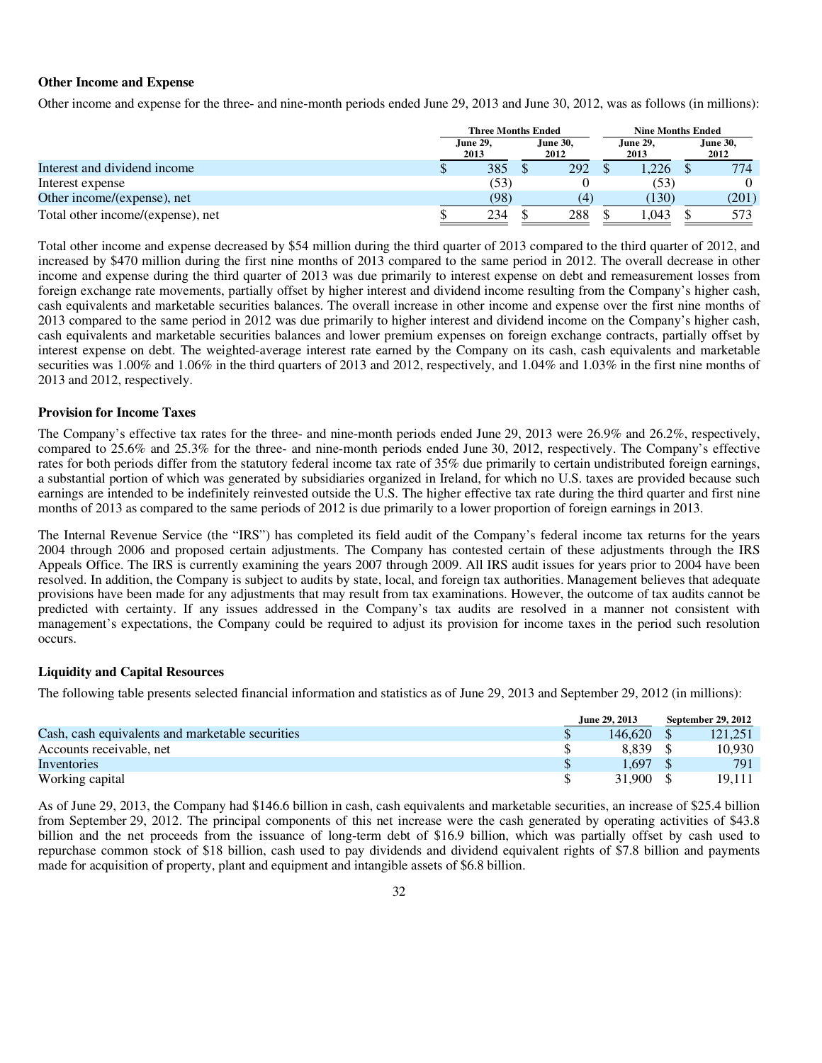### Other Income and Expense

Other income and expense for the three- and nine-month periods ended June 29, 2013 and June 30, 2012, was as follows (in millions):

| | Three Months Ended | | Nine Months Ended | |
|---|---|---|---|---|
| | June 29, 2013 | June 30, 2012 | June 29, 2013 | June 30, 2012 |
| Interest and dividend income | $ 385 | $ 292 | $ 1,226 | $ 774 |
| Interest expense | (53) | 0 | (53) | 0 |
| Other income/(expense), net | (98) | (4) | (130) | (201) |
| Total other income/(expense), net | $ 234 | $ 288 | $ 1,043 | $ 573 |

Total other income and expense decreased by $54 million during the third quarter of 2013 compared to the third quarter of 2012, and increased by $470 million during the first nine months of 2013 compared to the same period in 2012. The overall decrease in other income and expense during the third quarter of 2013 was due primarily to interest expense on debt and remeasurement losses from foreign exchange rate movements, partially offset by higher interest and dividend income resulting from the Company's higher cash, cash equivalents and marketable securities balances. The overall increase in other income and expense over the first nine months of 2013 compared to the same period in 2012 was due primarily to higher interest and dividend income on the Company's higher cash, cash equivalents and marketable securities balances and lower premium expenses on foreign exchange contracts, partially offset by interest expense on debt. The weighted-average interest rate earned by the Company on its cash, cash equivalents and marketable securities was 1.00% and 1.06% in the third quarters of 2013 and 2012, respectively, and 1.04% and 1.03% in the first nine months of 2013 and 2012, respectively.

### Provision for Income Taxes

The Company's effective tax rates for the three- and nine-month periods ended June 29, 2013 were 26.9% and 26.2%, respectively, compared to 25.6% and 25.3% for the three- and nine-month periods ended June 30, 2012, respectively. The Company's effective rates for both periods differ from the statutory federal income tax rate of 35% due primarily to certain undistributed foreign earnings, a substantial portion of which was generated by subsidiaries organized in Ireland, for which no U.S. taxes are provided because such earnings are intended to be indefinitely reinvested outside the U.S. The higher effective tax rate during the third quarter and first nine months of 2013 as compared to the same periods of 2012 is due primarily to a lower proportion of foreign earnings in 2013.

The Internal Revenue Service (the "IRS") has completed its field audit of the Company's federal income tax returns for the years 2004 through 2006 and proposed certain adjustments. The Company has contested certain of these adjustments through the IRS Appeals Office. The IRS is currently examining the years 2007 through 2009. All IRS audit issues for years prior to 2004 have been resolved. In addition, the Company is subject to audits by state, local, and foreign tax authorities. Management believes that adequate provisions have been made for any adjustments that may result from tax examinations. However, the outcome of tax audits cannot be predicted with certainty. If any issues addressed in the Company's tax audits are resolved in a manner not consistent with management's expectations, the Company could be required to adjust its provision for income taxes in the period such resolution occurs.

### Liquidity and Capital Resources

The following table presents selected financial information and statistics as of June 29, 2013 and September 29, 2012 (in millions):

| | June 29, 2013 | September 29, 2012 |
|---|---|---|
| Cash, cash equivalents and marketable securities | $ 146,620 | $ 121,251 |
| Accounts receivable, net | $ 8,839 | $ 10,930 |
| Inventories | $ 1,697 | $ 791 |
| Working capital | $ 31,900 | $ 19,111 |

As of June 29, 2013, the Company had $146.6 billion in cash, cash equivalents and marketable securities, an increase of $25.4 billion from September 29, 2012. The principal components of this net increase were the cash generated by operating activities of $43.8 billion and the net proceeds from the issuance of long-term debt of $16.9 billion, which was partially offset by cash used to repurchase common stock of $18 billion, cash used to pay dividends and dividend equivalent rights of $7.8 billion and payments made for acquisition of property, plant and equipment and intangible assets of $6.8 billion.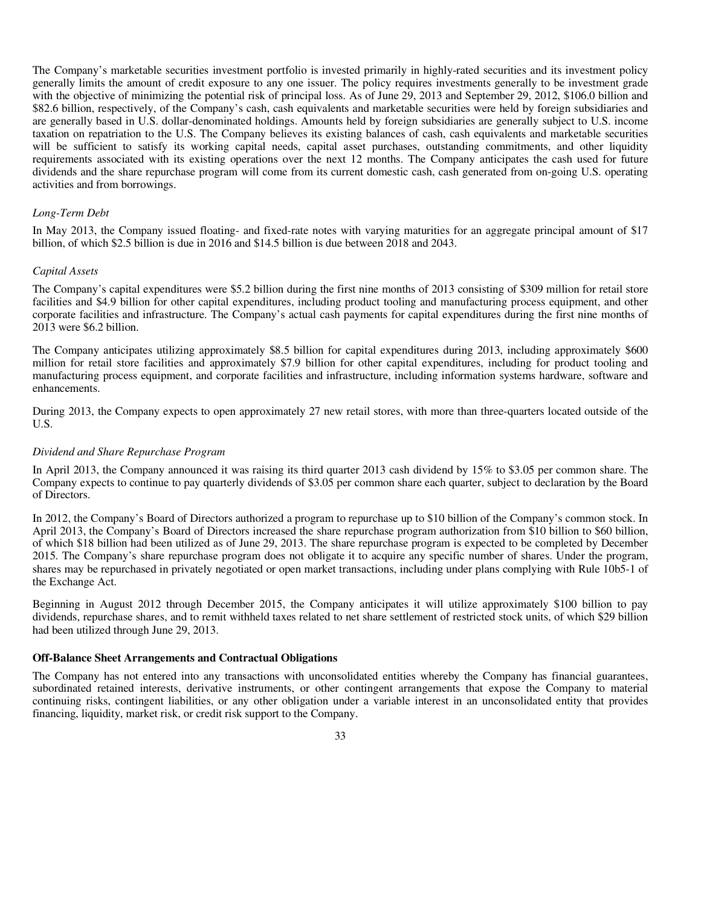The Company's marketable securities investment portfolio is invested primarily in highly-rated securities and its investment policy generally limits the amount of credit exposure to any one issuer. The policy requires investments generally to be investment grade with the objective of minimizing the potential risk of principal loss. As of June 29, 2013 and September 29, 2012, $106.0 billion and $82.6 billion, respectively, of the Company's cash, cash equivalents and marketable securities were held by foreign subsidiaries and are generally based in U.S. dollar-denominated holdings. Amounts held by foreign subsidiaries are generally subject to U.S. income taxation on repatriation to the U.S. The Company believes its existing balances of cash, cash equivalents and marketable securities will be sufficient to satisfy its working capital needs, capital asset purchases, outstanding commitments, and other liquidity requirements associated with its existing operations over the next 12 months. The Company anticipates the cash used for future dividends and the share repurchase program will come from its current domestic cash, cash generated from on-going U.S. operating activities and from borrowings.

*Long-Term Debt*

In May 2013, the Company issued floating- and fixed-rate notes with varying maturities for an aggregate principal amount of $17 billion, of which $2.5 billion is due in 2016 and $14.5 billion is due between 2018 and 2043.

*Capital Assets*

The Company's capital expenditures were $5.2 billion during the first nine months of 2013 consisting of $309 million for retail store facilities and $4.9 billion for other capital expenditures, including product tooling and manufacturing process equipment, and other corporate facilities and infrastructure. The Company's actual cash payments for capital expenditures during the first nine months of 2013 were $6.2 billion.

The Company anticipates utilizing approximately $8.5 billion for capital expenditures during 2013, including approximately $600 million for retail store facilities and approximately $7.9 billion for other capital expenditures, including for product tooling and manufacturing process equipment, and corporate facilities and infrastructure, including information systems hardware, software and enhancements.

During 2013, the Company expects to open approximately 27 new retail stores, with more than three-quarters located outside of the U.S.

*Dividend and Share Repurchase Program*

In April 2013, the Company announced it was raising its third quarter 2013 cash dividend by 15% to $3.05 per common share. The Company expects to continue to pay quarterly dividends of $3.05 per common share each quarter, subject to declaration by the Board of Directors.

In 2012, the Company's Board of Directors authorized a program to repurchase up to $10 billion of the Company's common stock. In April 2013, the Company's Board of Directors increased the share repurchase program authorization from $10 billion to $60 billion, of which $18 billion had been utilized as of June 29, 2013. The share repurchase program is expected to be completed by December 2015. The Company's share repurchase program does not obligate it to acquire any specific number of shares. Under the program, shares may be repurchased in privately negotiated or open market transactions, including under plans complying with Rule 10b5-1 of the Exchange Act.

Beginning in August 2012 through December 2015, the Company anticipates it will utilize approximately $100 billion to pay dividends, repurchase shares, and to remit withheld taxes related to net share settlement of restricted stock units, of which $29 billion had been utilized through June 29, 2013.

**Off-Balance Sheet Arrangements and Contractual Obligations**

The Company has not entered into any transactions with unconsolidated entities whereby the Company has financial guarantees, subordinated retained interests, derivative instruments, or other contingent arrangements that expose the Company to material continuing risks, contingent liabilities, or any other obligation under a variable interest in an unconsolidated entity that provides financing, liquidity, market risk, or credit risk support to the Company.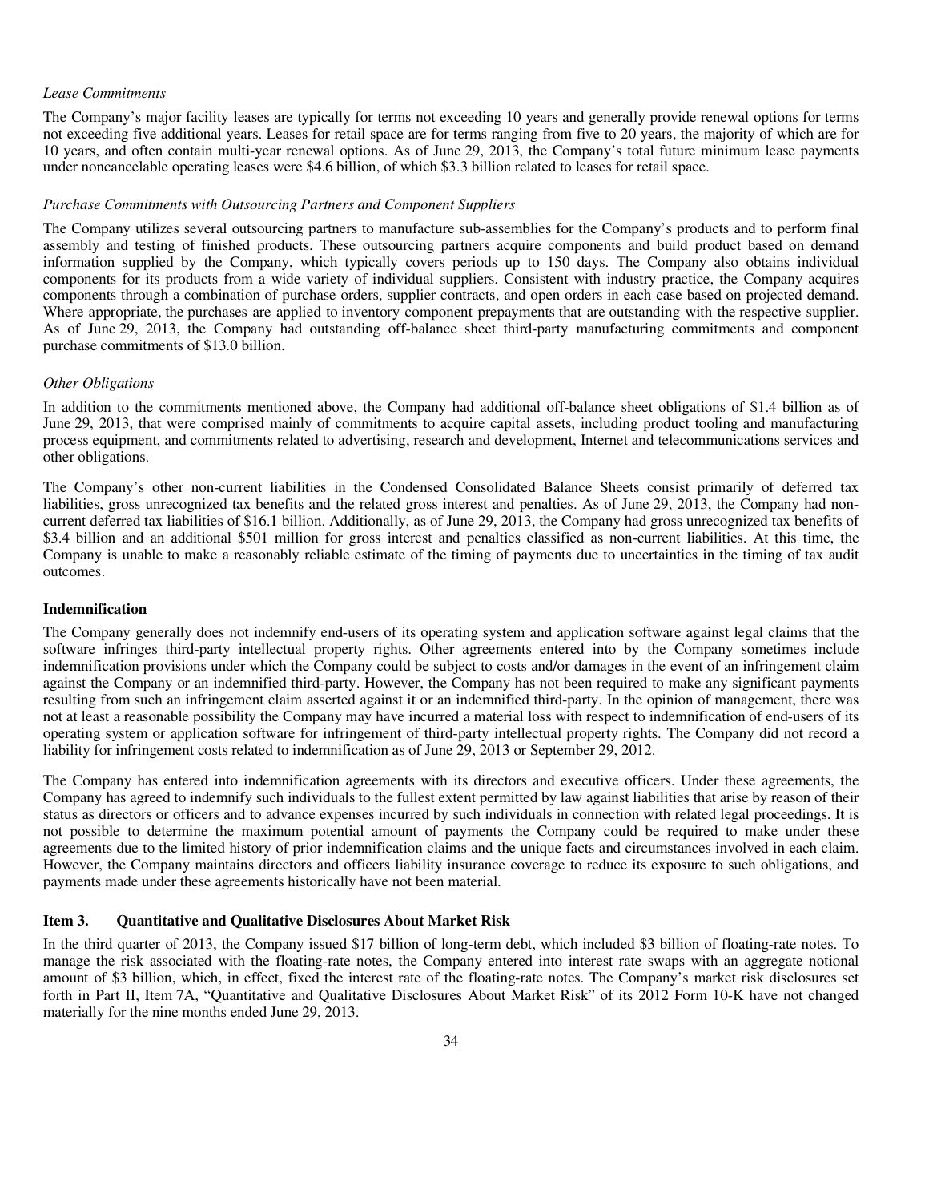*Lease Commitments*

The Company's major facility leases are typically for terms not exceeding 10 years and generally provide renewal options for terms not exceeding five additional years. Leases for retail space are for terms ranging from five to 20 years, the majority of which are for 10 years, and often contain multi-year renewal options. As of June 29, 2013, the Company's total future minimum lease payments under noncancelable operating leases were $4.6 billion, of which $3.3 billion related to leases for retail space.

*Purchase Commitments with Outsourcing Partners and Component Suppliers*

The Company utilizes several outsourcing partners to manufacture sub-assemblies for the Company's products and to perform final assembly and testing of finished products. These outsourcing partners acquire components and build product based on demand information supplied by the Company, which typically covers periods up to 150 days. The Company also obtains individual components for its products from a wide variety of individual suppliers. Consistent with industry practice, the Company acquires components through a combination of purchase orders, supplier contracts, and open orders in each case based on projected demand. Where appropriate, the purchases are applied to inventory component prepayments that are outstanding with the respective supplier. As of June 29, 2013, the Company had outstanding off-balance sheet third-party manufacturing commitments and component purchase commitments of $13.0 billion.

*Other Obligations*

In addition to the commitments mentioned above, the Company had additional off-balance sheet obligations of $1.4 billion as of June 29, 2013, that were comprised mainly of commitments to acquire capital assets, including product tooling and manufacturing process equipment, and commitments related to advertising, research and development, Internet and telecommunications services and other obligations.

The Company's other non-current liabilities in the Condensed Consolidated Balance Sheets consist primarily of deferred tax liabilities, gross unrecognized tax benefits and the related gross interest and penalties. As of June 29, 2013, the Company had non-current deferred tax liabilities of $16.1 billion. Additionally, as of June 29, 2013, the Company had gross unrecognized tax benefits of $3.4 billion and an additional $501 million for gross interest and penalties classified as non-current liabilities. At this time, the Company is unable to make a reasonably reliable estimate of the timing of payments due to uncertainties in the timing of tax audit outcomes.

**Indemnification**

The Company generally does not indemnify end-users of its operating system and application software against legal claims that the software infringes third-party intellectual property rights. Other agreements entered into by the Company sometimes include indemnification provisions under which the Company could be subject to costs and/or damages in the event of an infringement claim against the Company or an indemnified third-party. However, the Company has not been required to make any significant payments resulting from such an infringement claim asserted against it or an indemnified third-party. In the opinion of management, there was not at least a reasonable possibility the Company may have incurred a material loss with respect to indemnification of end-users of its operating system or application software for infringement of third-party intellectual property rights. The Company did not record a liability for infringement costs related to indemnification as of June 29, 2013 or September 29, 2012.

The Company has entered into indemnification agreements with its directors and executive officers. Under these agreements, the Company has agreed to indemnify such individuals to the fullest extent permitted by law against liabilities that arise by reason of their status as directors or officers and to advance expenses incurred by such individuals in connection with related legal proceedings. It is not possible to determine the maximum potential amount of payments the Company could be required to make under these agreements due to the limited history of prior indemnification claims and the unique facts and circumstances involved in each claim. However, the Company maintains directors and officers liability insurance coverage to reduce its exposure to such obligations, and payments made under these agreements historically have not been material.

## Item 3. Quantitative and Qualitative Disclosures About Market Risk

In the third quarter of 2013, the Company issued $17 billion of long-term debt, which included $3 billion of floating-rate notes. To manage the risk associated with the floating-rate notes, the Company entered into interest rate swaps with an aggregate notional amount of $3 billion, which, in effect, fixed the interest rate of the floating-rate notes. The Company's market risk disclosures set forth in Part II, Item 7A, "Quantitative and Qualitative Disclosures About Market Risk" of its 2012 Form 10-K have not changed materially for the nine months ended June 29, 2013.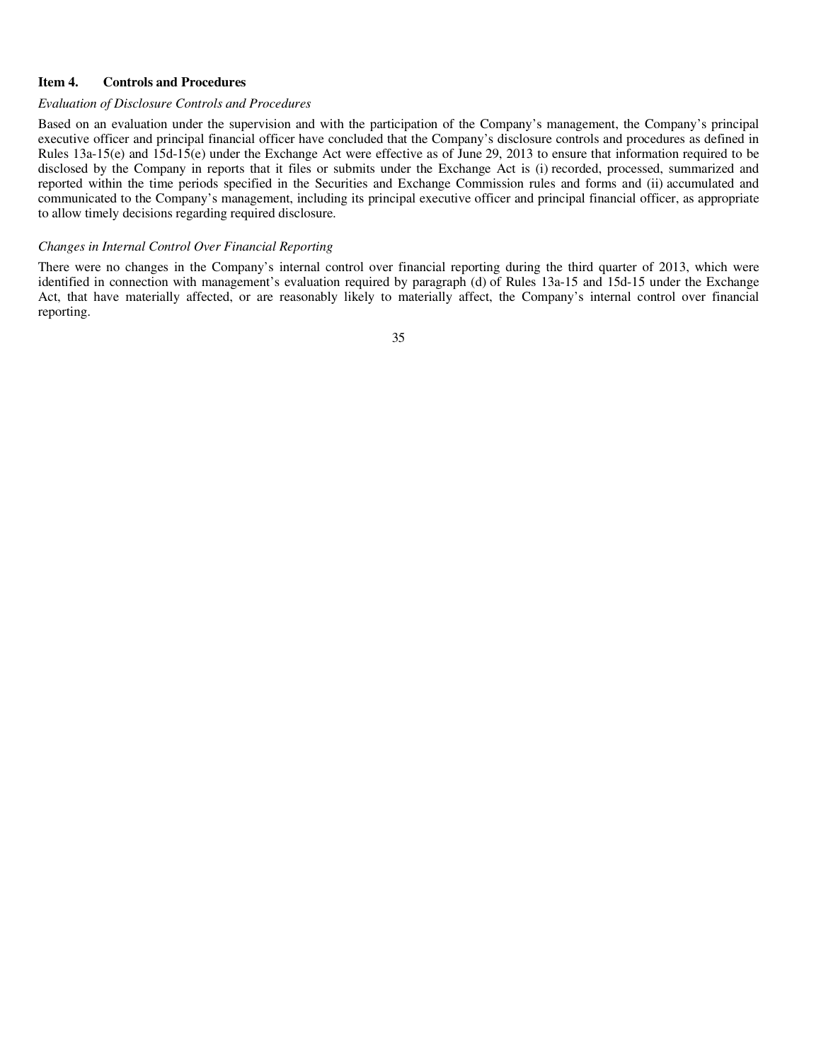## Item 4. Controls and Procedures

*Evaluation of Disclosure Controls and Procedures*

Based on an evaluation under the supervision and with the participation of the Company's management, the Company's principal executive officer and principal financial officer have concluded that the Company's disclosure controls and procedures as defined in Rules 13a-15(e) and 15d-15(e) under the Exchange Act were effective as of June 29, 2013 to ensure that information required to be disclosed by the Company in reports that it files or submits under the Exchange Act is (i) recorded, processed, summarized and reported within the time periods specified in the Securities and Exchange Commission rules and forms and (ii) accumulated and communicated to the Company's management, including its principal executive officer and principal financial officer, as appropriate to allow timely decisions regarding required disclosure.

*Changes in Internal Control Over Financial Reporting*

There were no changes in the Company's internal control over financial reporting during the third quarter of 2013, which were identified in connection with management's evaluation required by paragraph (d) of Rules 13a-15 and 15d-15 under the Exchange Act, that have materially affected, or are reasonably likely to materially affect, the Company's internal control over financial reporting.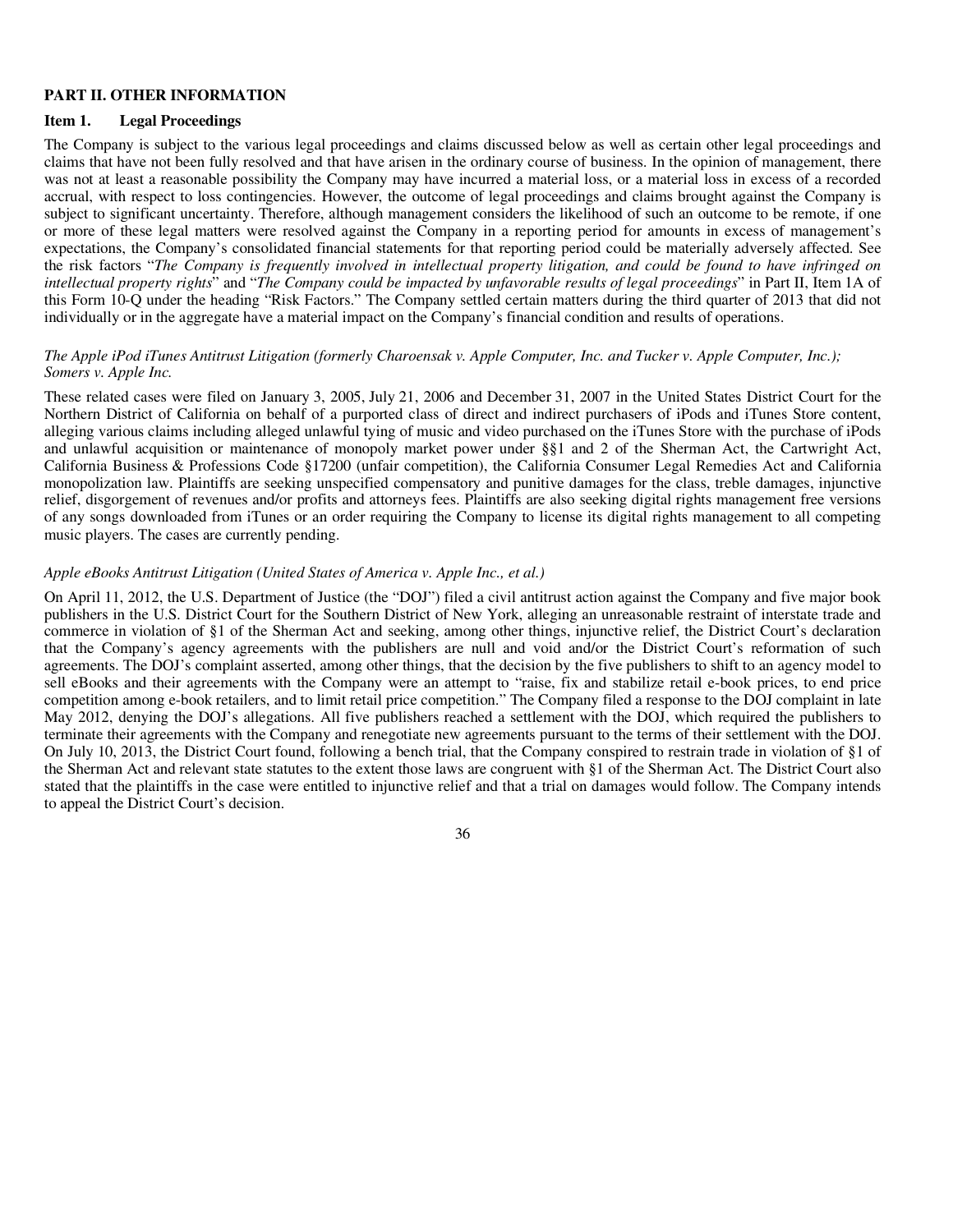## PART II. OTHER INFORMATION

### Item 1. Legal Proceedings

The Company is subject to the various legal proceedings and claims discussed below as well as certain other legal proceedings and claims that have not been fully resolved and that have arisen in the ordinary course of business. In the opinion of management, there was not at least a reasonable possibility the Company may have incurred a material loss, or a material loss in excess of a recorded accrual, with respect to loss contingencies. However, the outcome of legal proceedings and claims brought against the Company is subject to significant uncertainty. Therefore, although management considers the likelihood of such an outcome to be remote, if one or more of these legal matters were resolved against the Company in a reporting period for amounts in excess of management's expectations, the Company's consolidated financial statements for that reporting period could be materially adversely affected. See the risk factors "*The Company is frequently involved in intellectual property litigation, and could be found to have infringed on intellectual property rights*" and "*The Company could be impacted by unfavorable results of legal proceedings*" in Part II, Item 1A of this Form 10-Q under the heading "Risk Factors." The Company settled certain matters during the third quarter of 2013 that did not individually or in the aggregate have a material impact on the Company's financial condition and results of operations.

*The Apple iPod iTunes Antitrust Litigation (formerly Charoensak v. Apple Computer, Inc. and Tucker v. Apple Computer, Inc.); Somers v. Apple Inc.*

These related cases were filed on January 3, 2005, July 21, 2006 and December 31, 2007 in the United States District Court for the Northern District of California on behalf of a purported class of direct and indirect purchasers of iPods and iTunes Store content, alleging various claims including alleged unlawful tying of music and video purchased on the iTunes Store with the purchase of iPods and unlawful acquisition or maintenance of monopoly market power under §§1 and 2 of the Sherman Act, the Cartwright Act, California Business & Professions Code §17200 (unfair competition), the California Consumer Legal Remedies Act and California monopolization law. Plaintiffs are seeking unspecified compensatory and punitive damages for the class, treble damages, injunctive relief, disgorgement of revenues and/or profits and attorneys fees. Plaintiffs are also seeking digital rights management free versions of any songs downloaded from iTunes or an order requiring the Company to license its digital rights management to all competing music players. The cases are currently pending.

*Apple eBooks Antitrust Litigation (United States of America v. Apple Inc., et al.)*

On April 11, 2012, the U.S. Department of Justice (the "DOJ") filed a civil antitrust action against the Company and five major book publishers in the U.S. District Court for the Southern District of New York, alleging an unreasonable restraint of interstate trade and commerce in violation of §1 of the Sherman Act and seeking, among other things, injunctive relief, the District Court's declaration that the Company's agency agreements with the publishers are null and void and/or the District Court's reformation of such agreements. The DOJ's complaint asserted, among other things, that the decision by the five publishers to shift to an agency model to sell eBooks and their agreements with the Company were an attempt to "raise, fix and stabilize retail e-book prices, to end price competition among e-book retailers, and to limit retail price competition." The Company filed a response to the DOJ complaint in late May 2012, denying the DOJ's allegations. All five publishers reached a settlement with the DOJ, which required the publishers to terminate their agreements with the Company and renegotiate new agreements pursuant to the terms of their settlement with the DOJ. On July 10, 2013, the District Court found, following a bench trial, that the Company conspired to restrain trade in violation of §1 of the Sherman Act and relevant state statutes to the extent those laws are congruent with §1 of the Sherman Act. The District Court also stated that the plaintiffs in the case were entitled to injunctive relief and that a trial on damages would follow. The Company intends to appeal the District Court's decision.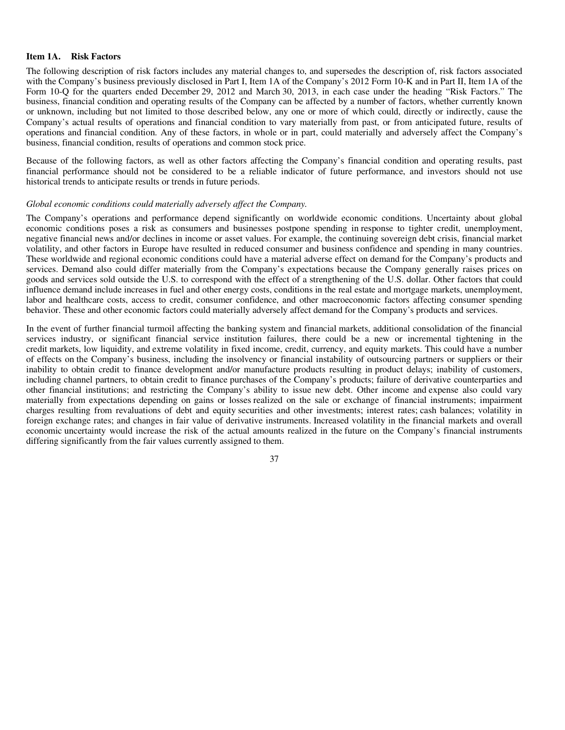### Item 1A. Risk Factors

The following description of risk factors includes any material changes to, and supersedes the description of, risk factors associated with the Company's business previously disclosed in Part I, Item 1A of the Company's 2012 Form 10-K and in Part II, Item 1A of the Form 10-Q for the quarters ended December 29, 2012 and March 30, 2013, in each case under the heading "Risk Factors." The business, financial condition and operating results of the Company can be affected by a number of factors, whether currently known or unknown, including but not limited to those described below, any one or more of which could, directly or indirectly, cause the Company's actual results of operations and financial condition to vary materially from past, or from anticipated future, results of operations and financial condition. Any of these factors, in whole or in part, could materially and adversely affect the Company's business, financial condition, results of operations and common stock price.

Because of the following factors, as well as other factors affecting the Company's financial condition and operating results, past financial performance should not be considered to be a reliable indicator of future performance, and investors should not use historical trends to anticipate results or trends in future periods.

*Global economic conditions could materially adversely affect the Company.*

The Company's operations and performance depend significantly on worldwide economic conditions. Uncertainty about global economic conditions poses a risk as consumers and businesses postpone spending in response to tighter credit, unemployment, negative financial news and/or declines in income or asset values. For example, the continuing sovereign debt crisis, financial market volatility, and other factors in Europe have resulted in reduced consumer and business confidence and spending in many countries. These worldwide and regional economic conditions could have a material adverse effect on demand for the Company's products and services. Demand also could differ materially from the Company's expectations because the Company generally raises prices on goods and services sold outside the U.S. to correspond with the effect of a strengthening of the U.S. dollar. Other factors that could influence demand include increases in fuel and other energy costs, conditions in the real estate and mortgage markets, unemployment, labor and healthcare costs, access to credit, consumer confidence, and other macroeconomic factors affecting consumer spending behavior. These and other economic factors could materially adversely affect demand for the Company's products and services.

In the event of further financial turmoil affecting the banking system and financial markets, additional consolidation of the financial services industry, or significant financial service institution failures, there could be a new or incremental tightening in the credit markets, low liquidity, and extreme volatility in fixed income, credit, currency, and equity markets. This could have a number of effects on the Company's business, including the insolvency or financial instability of outsourcing partners or suppliers or their inability to obtain credit to finance development and/or manufacture products resulting in product delays; inability of customers, including channel partners, to obtain credit to finance purchases of the Company's products; failure of derivative counterparties and other financial institutions; and restricting the Company's ability to issue new debt. Other income and expense also could vary materially from expectations depending on gains or losses realized on the sale or exchange of financial instruments; impairment charges resulting from revaluations of debt and equity securities and other investments; interest rates; cash balances; volatility in foreign exchange rates; and changes in fair value of derivative instruments. Increased volatility in the financial markets and overall economic uncertainty would increase the risk of the actual amounts realized in the future on the Company's financial instruments differing significantly from the fair values currently assigned to them.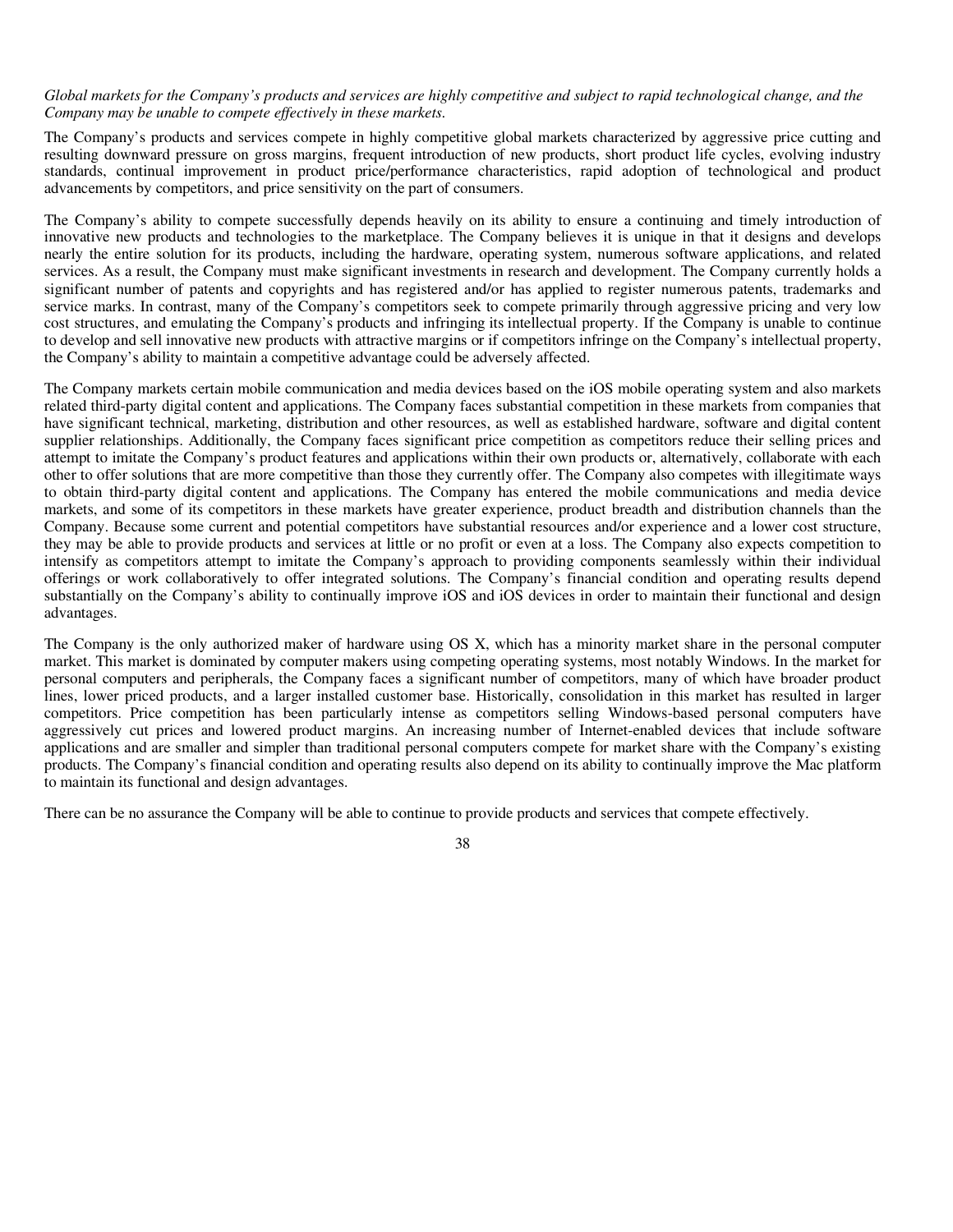*Global markets for the Company's products and services are highly competitive and subject to rapid technological change, and the Company may be unable to compete effectively in these markets.*

The Company's products and services compete in highly competitive global markets characterized by aggressive price cutting and resulting downward pressure on gross margins, frequent introduction of new products, short product life cycles, evolving industry standards, continual improvement in product price/performance characteristics, rapid adoption of technological and product advancements by competitors, and price sensitivity on the part of consumers.

The Company's ability to compete successfully depends heavily on its ability to ensure a continuing and timely introduction of innovative new products and technologies to the marketplace. The Company believes it is unique in that it designs and develops nearly the entire solution for its products, including the hardware, operating system, numerous software applications, and related services. As a result, the Company must make significant investments in research and development. The Company currently holds a significant number of patents and copyrights and has registered and/or has applied to register numerous patents, trademarks and service marks. In contrast, many of the Company's competitors seek to compete primarily through aggressive pricing and very low cost structures, and emulating the Company's products and infringing its intellectual property. If the Company is unable to continue to develop and sell innovative new products with attractive margins or if competitors infringe on the Company's intellectual property, the Company's ability to maintain a competitive advantage could be adversely affected.

The Company markets certain mobile communication and media devices based on the iOS mobile operating system and also markets related third-party digital content and applications. The Company faces substantial competition in these markets from companies that have significant technical, marketing, distribution and other resources, as well as established hardware, software and digital content supplier relationships. Additionally, the Company faces significant price competition as competitors reduce their selling prices and attempt to imitate the Company's product features and applications within their own products or, alternatively, collaborate with each other to offer solutions that are more competitive than those they currently offer. The Company also competes with illegitimate ways to obtain third-party digital content and applications. The Company has entered the mobile communications and media device markets, and some of its competitors in these markets have greater experience, product breadth and distribution channels than the Company. Because some current and potential competitors have substantial resources and/or experience and a lower cost structure, they may be able to provide products and services at little or no profit or even at a loss. The Company also expects competition to intensify as competitors attempt to imitate the Company's approach to providing components seamlessly within their individual offerings or work collaboratively to offer integrated solutions. The Company's financial condition and operating results depend substantially on the Company's ability to continually improve iOS and iOS devices in order to maintain their functional and design advantages.

The Company is the only authorized maker of hardware using OS X, which has a minority market share in the personal computer market. This market is dominated by computer makers using competing operating systems, most notably Windows. In the market for personal computers and peripherals, the Company faces a significant number of competitors, many of which have broader product lines, lower priced products, and a larger installed customer base. Historically, consolidation in this market has resulted in larger competitors. Price competition has been particularly intense as competitors selling Windows-based personal computers have aggressively cut prices and lowered product margins. An increasing number of Internet-enabled devices that include software applications and are smaller and simpler than traditional personal computers compete for market share with the Company's existing products. The Company's financial condition and operating results also depend on its ability to continually improve the Mac platform to maintain its functional and design advantages.

There can be no assurance the Company will be able to continue to provide products and services that compete effectively.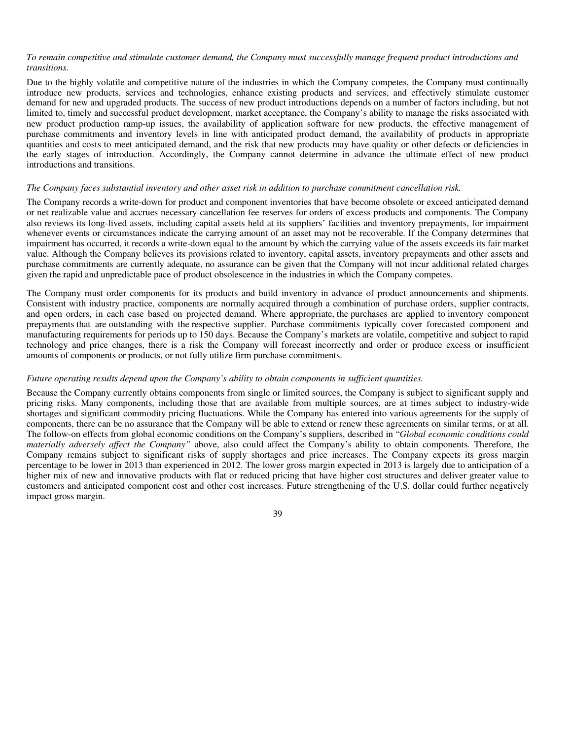*To remain competitive and stimulate customer demand, the Company must successfully manage frequent product introductions and transitions.*

Due to the highly volatile and competitive nature of the industries in which the Company competes, the Company must continually introduce new products, services and technologies, enhance existing products and services, and effectively stimulate customer demand for new and upgraded products. The success of new product introductions depends on a number of factors including, but not limited to, timely and successful product development, market acceptance, the Company's ability to manage the risks associated with new product production ramp-up issues, the availability of application software for new products, the effective management of purchase commitments and inventory levels in line with anticipated product demand, the availability of products in appropriate quantities and costs to meet anticipated demand, and the risk that new products may have quality or other defects or deficiencies in the early stages of introduction. Accordingly, the Company cannot determine in advance the ultimate effect of new product introductions and transitions.

*The Company faces substantial inventory and other asset risk in addition to purchase commitment cancellation risk.*

The Company records a write-down for product and component inventories that have become obsolete or exceed anticipated demand or net realizable value and accrues necessary cancellation fee reserves for orders of excess products and components. The Company also reviews its long-lived assets, including capital assets held at its suppliers' facilities and inventory prepayments, for impairment whenever events or circumstances indicate the carrying amount of an asset may not be recoverable. If the Company determines that impairment has occurred, it records a write-down equal to the amount by which the carrying value of the assets exceeds its fair market value. Although the Company believes its provisions related to inventory, capital assets, inventory prepayments and other assets and purchase commitments are currently adequate, no assurance can be given that the Company will not incur additional related charges given the rapid and unpredictable pace of product obsolescence in the industries in which the Company competes.

The Company must order components for its products and build inventory in advance of product announcements and shipments. Consistent with industry practice, components are normally acquired through a combination of purchase orders, supplier contracts, and open orders, in each case based on projected demand. Where appropriate, the purchases are applied to inventory component prepayments that are outstanding with the respective supplier. Purchase commitments typically cover forecasted component and manufacturing requirements for periods up to 150 days. Because the Company's markets are volatile, competitive and subject to rapid technology and price changes, there is a risk the Company will forecast incorrectly and order or produce excess or insufficient amounts of components or products, or not fully utilize firm purchase commitments.

*Future operating results depend upon the Company's ability to obtain components in sufficient quantities.*

Because the Company currently obtains components from single or limited sources, the Company is subject to significant supply and pricing risks. Many components, including those that are available from multiple sources, are at times subject to industry-wide shortages and significant commodity pricing fluctuations. While the Company has entered into various agreements for the supply of components, there can be no assurance that the Company will be able to extend or renew these agreements on similar terms, or at all. The follow-on effects from global economic conditions on the Company's suppliers, described in "*Global economic conditions could materially adversely affect the Company"* above, also could affect the Company's ability to obtain components. Therefore, the Company remains subject to significant risks of supply shortages and price increases. The Company expects its gross margin percentage to be lower in 2013 than experienced in 2012. The lower gross margin expected in 2013 is largely due to anticipation of a higher mix of new and innovative products with flat or reduced pricing that have higher cost structures and deliver greater value to customers and anticipated component cost and other cost increases. Future strengthening of the U.S. dollar could further negatively impact gross margin.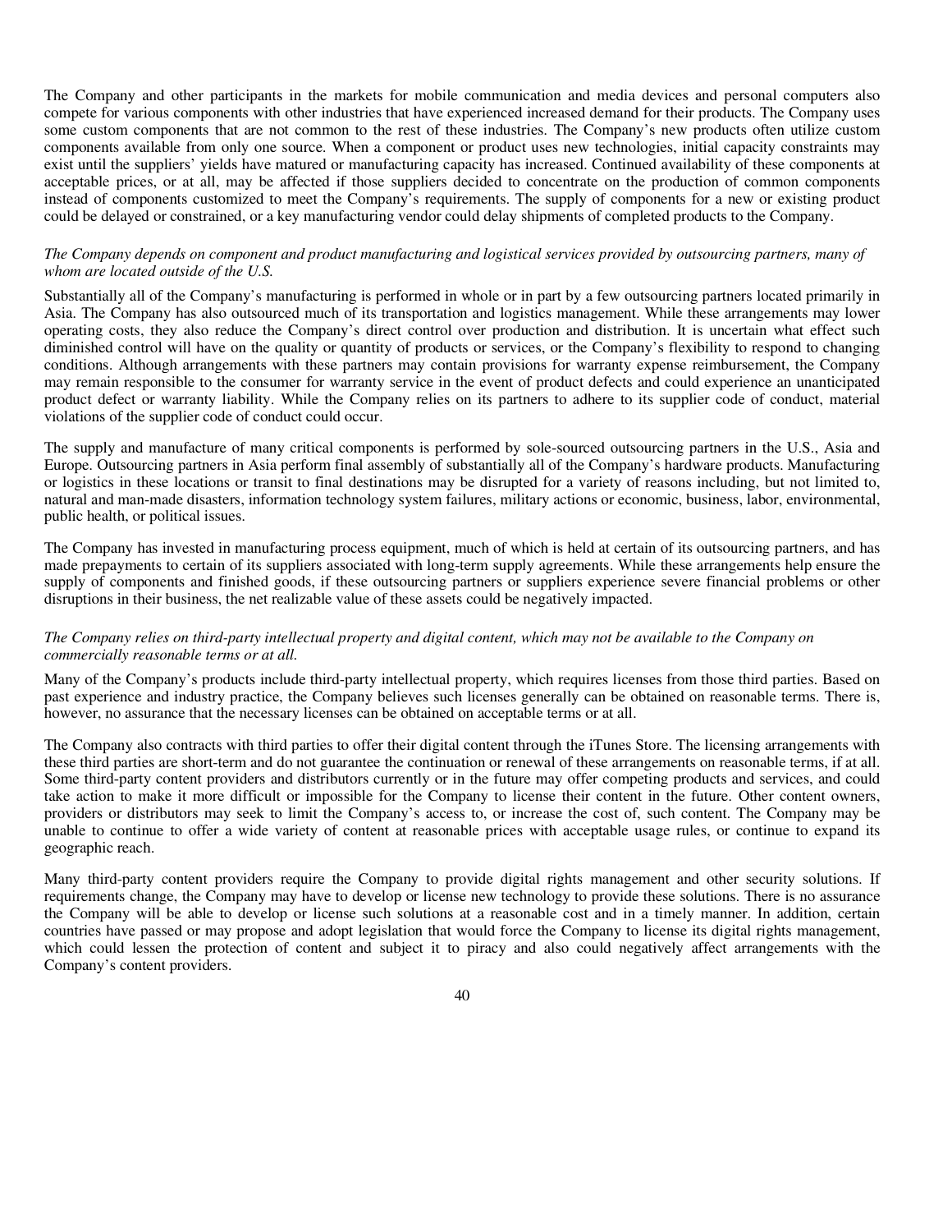The Company and other participants in the markets for mobile communication and media devices and personal computers also compete for various components with other industries that have experienced increased demand for their products. The Company uses some custom components that are not common to the rest of these industries. The Company's new products often utilize custom components available from only one source. When a component or product uses new technologies, initial capacity constraints may exist until the suppliers' yields have matured or manufacturing capacity has increased. Continued availability of these components at acceptable prices, or at all, may be affected if those suppliers decided to concentrate on the production of common components instead of components customized to meet the Company's requirements. The supply of components for a new or existing product could be delayed or constrained, or a key manufacturing vendor could delay shipments of completed products to the Company.

*The Company depends on component and product manufacturing and logistical services provided by outsourcing partners, many of whom are located outside of the U.S.*

Substantially all of the Company's manufacturing is performed in whole or in part by a few outsourcing partners located primarily in Asia. The Company has also outsourced much of its transportation and logistics management. While these arrangements may lower operating costs, they also reduce the Company's direct control over production and distribution. It is uncertain what effect such diminished control will have on the quality or quantity of products or services, or the Company's flexibility to respond to changing conditions. Although arrangements with these partners may contain provisions for warranty expense reimbursement, the Company may remain responsible to the consumer for warranty service in the event of product defects and could experience an unanticipated product defect or warranty liability. While the Company relies on its partners to adhere to its supplier code of conduct, material violations of the supplier code of conduct could occur.

The supply and manufacture of many critical components is performed by sole-sourced outsourcing partners in the U.S., Asia and Europe. Outsourcing partners in Asia perform final assembly of substantially all of the Company's hardware products. Manufacturing or logistics in these locations or transit to final destinations may be disrupted for a variety of reasons including, but not limited to, natural and man-made disasters, information technology system failures, military actions or economic, business, labor, environmental, public health, or political issues.

The Company has invested in manufacturing process equipment, much of which is held at certain of its outsourcing partners, and has made prepayments to certain of its suppliers associated with long-term supply agreements. While these arrangements help ensure the supply of components and finished goods, if these outsourcing partners or suppliers experience severe financial problems or other disruptions in their business, the net realizable value of these assets could be negatively impacted.

*The Company relies on third-party intellectual property and digital content, which may not be available to the Company on commercially reasonable terms or at all.*

Many of the Company's products include third-party intellectual property, which requires licenses from those third parties. Based on past experience and industry practice, the Company believes such licenses generally can be obtained on reasonable terms. There is, however, no assurance that the necessary licenses can be obtained on acceptable terms or at all.

The Company also contracts with third parties to offer their digital content through the iTunes Store. The licensing arrangements with these third parties are short-term and do not guarantee the continuation or renewal of these arrangements on reasonable terms, if at all. Some third-party content providers and distributors currently or in the future may offer competing products and services, and could take action to make it more difficult or impossible for the Company to license their content in the future. Other content owners, providers or distributors may seek to limit the Company's access to, or increase the cost of, such content. The Company may be unable to continue to offer a wide variety of content at reasonable prices with acceptable usage rules, or continue to expand its geographic reach.

Many third-party content providers require the Company to provide digital rights management and other security solutions. If requirements change, the Company may have to develop or license new technology to provide these solutions. There is no assurance the Company will be able to develop or license such solutions at a reasonable cost and in a timely manner. In addition, certain countries have passed or may propose and adopt legislation that would force the Company to license its digital rights management, which could lessen the protection of content and subject it to piracy and also could negatively affect arrangements with the Company's content providers.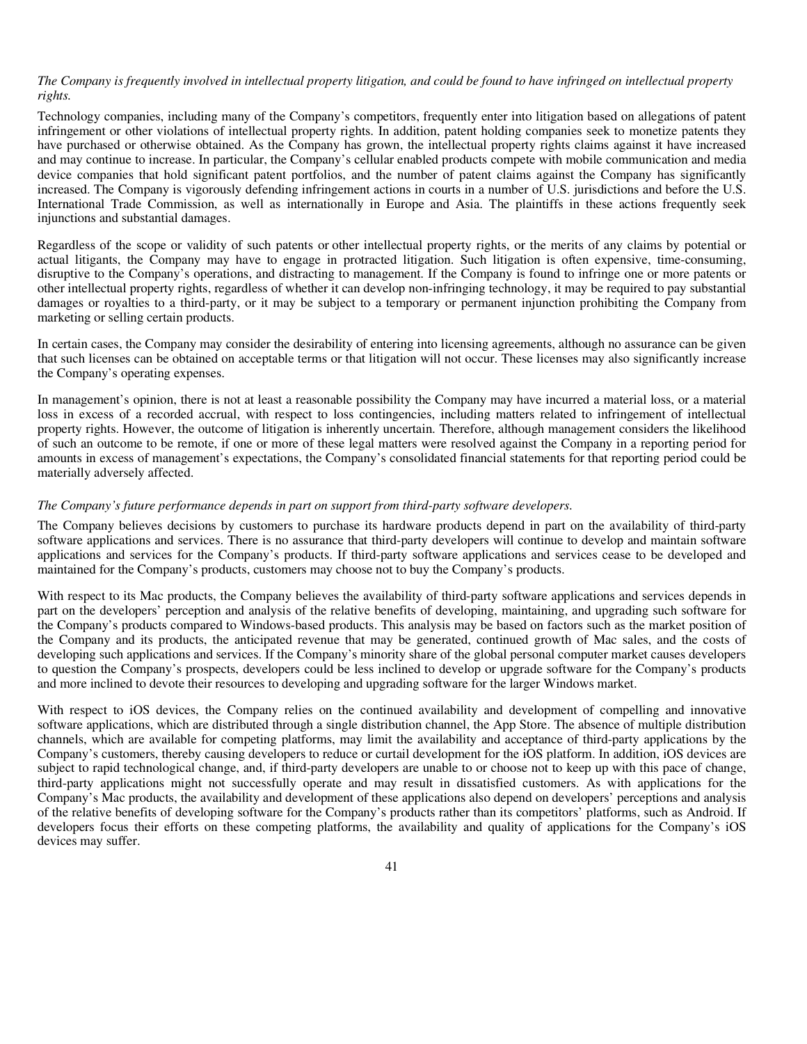*The Company is frequently involved in intellectual property litigation, and could be found to have infringed on intellectual property rights.*

Technology companies, including many of the Company's competitors, frequently enter into litigation based on allegations of patent infringement or other violations of intellectual property rights. In addition, patent holding companies seek to monetize patents they have purchased or otherwise obtained. As the Company has grown, the intellectual property rights claims against it have increased and may continue to increase. In particular, the Company's cellular enabled products compete with mobile communication and media device companies that hold significant patent portfolios, and the number of patent claims against the Company has significantly increased. The Company is vigorously defending infringement actions in courts in a number of U.S. jurisdictions and before the U.S. International Trade Commission, as well as internationally in Europe and Asia. The plaintiffs in these actions frequently seek injunctions and substantial damages.

Regardless of the scope or validity of such patents or other intellectual property rights, or the merits of any claims by potential or actual litigants, the Company may have to engage in protracted litigation. Such litigation is often expensive, time-consuming, disruptive to the Company's operations, and distracting to management. If the Company is found to infringe one or more patents or other intellectual property rights, regardless of whether it can develop non-infringing technology, it may be required to pay substantial damages or royalties to a third-party, or it may be subject to a temporary or permanent injunction prohibiting the Company from marketing or selling certain products.

In certain cases, the Company may consider the desirability of entering into licensing agreements, although no assurance can be given that such licenses can be obtained on acceptable terms or that litigation will not occur. These licenses may also significantly increase the Company's operating expenses.

In management's opinion, there is not at least a reasonable possibility the Company may have incurred a material loss, or a material loss in excess of a recorded accrual, with respect to loss contingencies, including matters related to infringement of intellectual property rights. However, the outcome of litigation is inherently uncertain. Therefore, although management considers the likelihood of such an outcome to be remote, if one or more of these legal matters were resolved against the Company in a reporting period for amounts in excess of management's expectations, the Company's consolidated financial statements for that reporting period could be materially adversely affected.

*The Company's future performance depends in part on support from third-party software developers.*

The Company believes decisions by customers to purchase its hardware products depend in part on the availability of third-party software applications and services. There is no assurance that third-party developers will continue to develop and maintain software applications and services for the Company's products. If third-party software applications and services cease to be developed and maintained for the Company's products, customers may choose not to buy the Company's products.

With respect to its Mac products, the Company believes the availability of third-party software applications and services depends in part on the developers' perception and analysis of the relative benefits of developing, maintaining, and upgrading such software for the Company's products compared to Windows-based products. This analysis may be based on factors such as the market position of the Company and its products, the anticipated revenue that may be generated, continued growth of Mac sales, and the costs of developing such applications and services. If the Company's minority share of the global personal computer market causes developers to question the Company's prospects, developers could be less inclined to develop or upgrade software for the Company's products and more inclined to devote their resources to developing and upgrading software for the larger Windows market.

With respect to iOS devices, the Company relies on the continued availability and development of compelling and innovative software applications, which are distributed through a single distribution channel, the App Store. The absence of multiple distribution channels, which are available for competing platforms, may limit the availability and acceptance of third-party applications by the Company's customers, thereby causing developers to reduce or curtail development for the iOS platform. In addition, iOS devices are subject to rapid technological change, and, if third-party developers are unable to or choose not to keep up with this pace of change, third-party applications might not successfully operate and may result in dissatisfied customers. As with applications for the Company's Mac products, the availability and development of these applications also depend on developers' perceptions and analysis of the relative benefits of developing software for the Company's products rather than its competitors' platforms, such as Android. If developers focus their efforts on these competing platforms, the availability and quality of applications for the Company's iOS devices may suffer.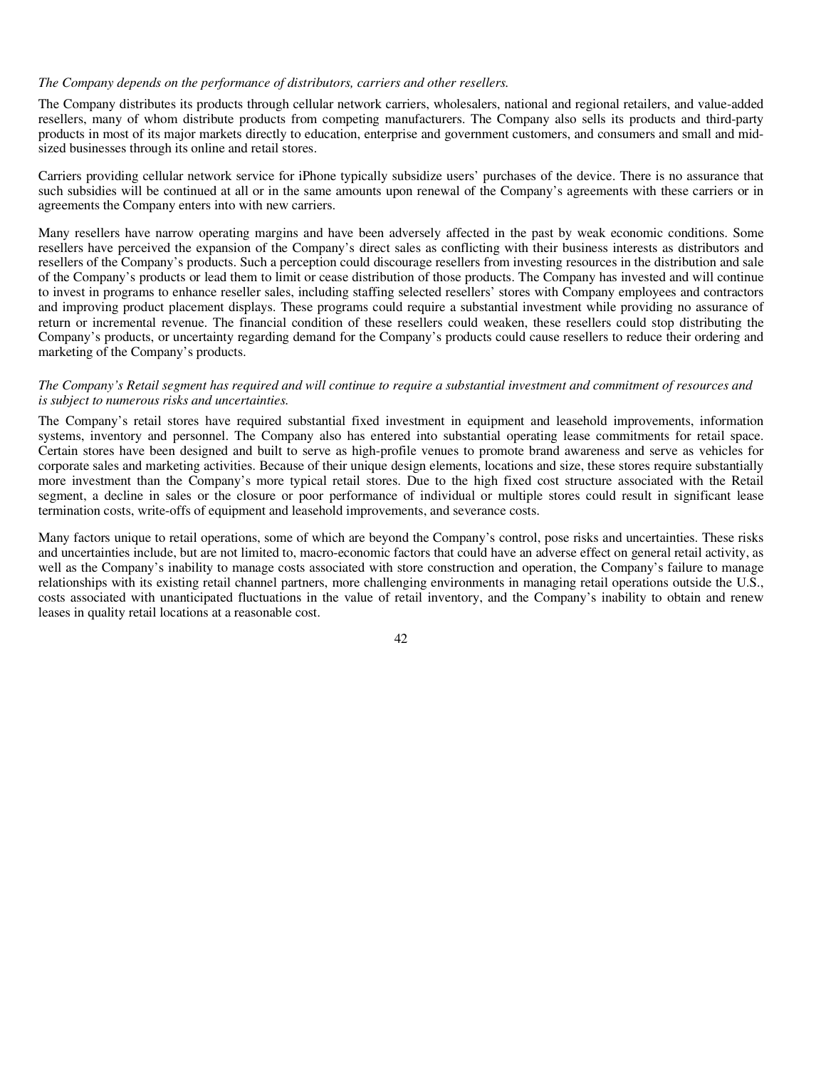*The Company depends on the performance of distributors, carriers and other resellers.*

The Company distributes its products through cellular network carriers, wholesalers, national and regional retailers, and value-added resellers, many of whom distribute products from competing manufacturers. The Company also sells its products and third-party products in most of its major markets directly to education, enterprise and government customers, and consumers and small and mid-sized businesses through its online and retail stores.

Carriers providing cellular network service for iPhone typically subsidize users' purchases of the device. There is no assurance that such subsidies will be continued at all or in the same amounts upon renewal of the Company's agreements with these carriers or in agreements the Company enters into with new carriers.

Many resellers have narrow operating margins and have been adversely affected in the past by weak economic conditions. Some resellers have perceived the expansion of the Company's direct sales as conflicting with their business interests as distributors and resellers of the Company's products. Such a perception could discourage resellers from investing resources in the distribution and sale of the Company's products or lead them to limit or cease distribution of those products. The Company has invested and will continue to invest in programs to enhance reseller sales, including staffing selected resellers' stores with Company employees and contractors and improving product placement displays. These programs could require a substantial investment while providing no assurance of return or incremental revenue. The financial condition of these resellers could weaken, these resellers could stop distributing the Company's products, or uncertainty regarding demand for the Company's products could cause resellers to reduce their ordering and marketing of the Company's products.

*The Company's Retail segment has required and will continue to require a substantial investment and commitment of resources and is subject to numerous risks and uncertainties.*

The Company's retail stores have required substantial fixed investment in equipment and leasehold improvements, information systems, inventory and personnel. The Company also has entered into substantial operating lease commitments for retail space. Certain stores have been designed and built to serve as high-profile venues to promote brand awareness and serve as vehicles for corporate sales and marketing activities. Because of their unique design elements, locations and size, these stores require substantially more investment than the Company's more typical retail stores. Due to the high fixed cost structure associated with the Retail segment, a decline in sales or the closure or poor performance of individual or multiple stores could result in significant lease termination costs, write-offs of equipment and leasehold improvements, and severance costs.

Many factors unique to retail operations, some of which are beyond the Company's control, pose risks and uncertainties. These risks and uncertainties include, but are not limited to, macro-economic factors that could have an adverse effect on general retail activity, as well as the Company's inability to manage costs associated with store construction and operation, the Company's failure to manage relationships with its existing retail channel partners, more challenging environments in managing retail operations outside the U.S., costs associated with unanticipated fluctuations in the value of retail inventory, and the Company's inability to obtain and renew leases in quality retail locations at a reasonable cost.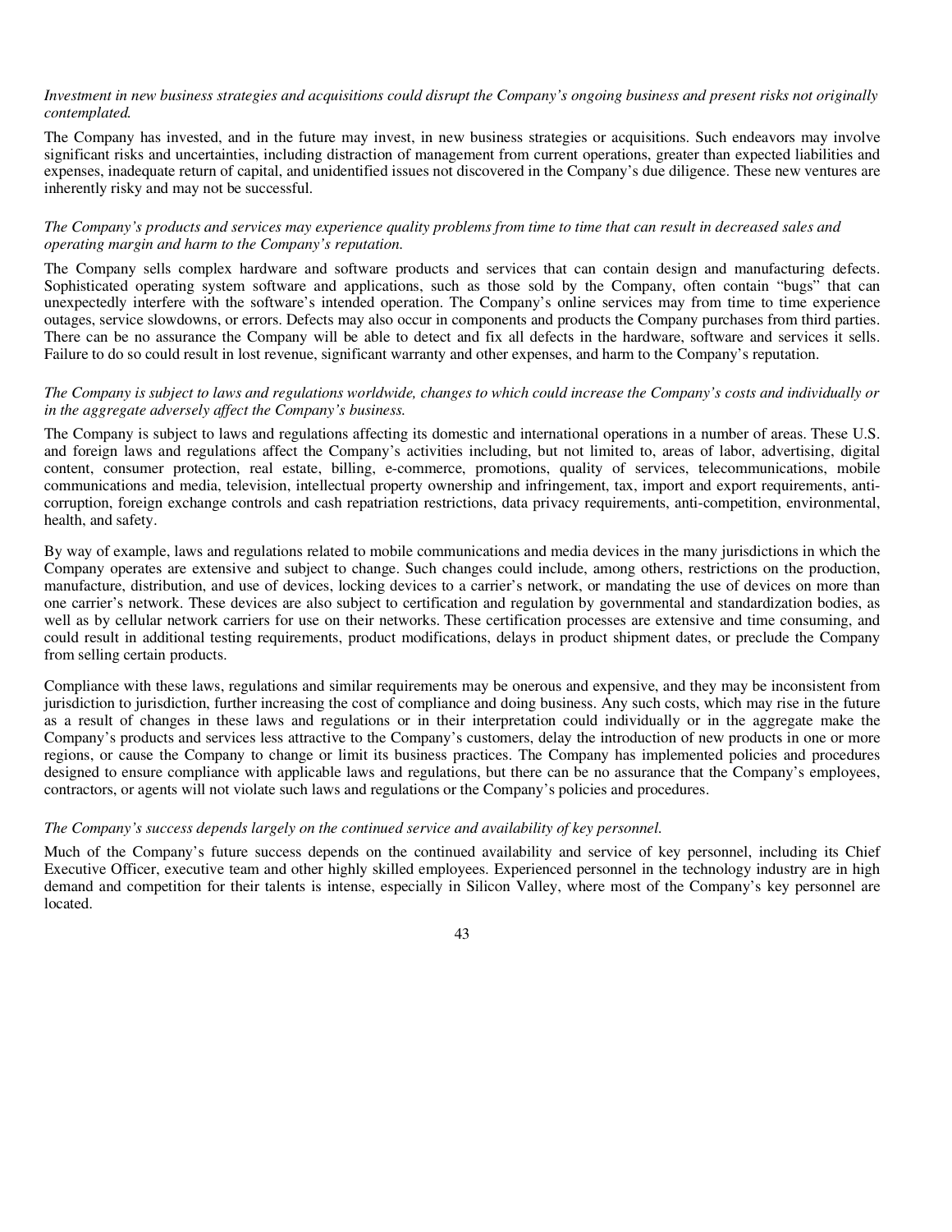*Investment in new business strategies and acquisitions could disrupt the Company's ongoing business and present risks not originally contemplated.*

The Company has invested, and in the future may invest, in new business strategies or acquisitions. Such endeavors may involve significant risks and uncertainties, including distraction of management from current operations, greater than expected liabilities and expenses, inadequate return of capital, and unidentified issues not discovered in the Company's due diligence. These new ventures are inherently risky and may not be successful.

*The Company's products and services may experience quality problems from time to time that can result in decreased sales and operating margin and harm to the Company's reputation.*

The Company sells complex hardware and software products and services that can contain design and manufacturing defects. Sophisticated operating system software and applications, such as those sold by the Company, often contain "bugs" that can unexpectedly interfere with the software's intended operation. The Company's online services may from time to time experience outages, service slowdowns, or errors. Defects may also occur in components and products the Company purchases from third parties. There can be no assurance the Company will be able to detect and fix all defects in the hardware, software and services it sells. Failure to do so could result in lost revenue, significant warranty and other expenses, and harm to the Company's reputation.

*The Company is subject to laws and regulations worldwide, changes to which could increase the Company's costs and individually or in the aggregate adversely affect the Company's business.*

The Company is subject to laws and regulations affecting its domestic and international operations in a number of areas. These U.S. and foreign laws and regulations affect the Company's activities including, but not limited to, areas of labor, advertising, digital content, consumer protection, real estate, billing, e-commerce, promotions, quality of services, telecommunications, mobile communications and media, television, intellectual property ownership and infringement, tax, import and export requirements, anti-corruption, foreign exchange controls and cash repatriation restrictions, data privacy requirements, anti-competition, environmental, health, and safety.

By way of example, laws and regulations related to mobile communications and media devices in the many jurisdictions in which the Company operates are extensive and subject to change. Such changes could include, among others, restrictions on the production, manufacture, distribution, and use of devices, locking devices to a carrier's network, or mandating the use of devices on more than one carrier's network. These devices are also subject to certification and regulation by governmental and standardization bodies, as well as by cellular network carriers for use on their networks. These certification processes are extensive and time consuming, and could result in additional testing requirements, product modifications, delays in product shipment dates, or preclude the Company from selling certain products.

Compliance with these laws, regulations and similar requirements may be onerous and expensive, and they may be inconsistent from jurisdiction to jurisdiction, further increasing the cost of compliance and doing business. Any such costs, which may rise in the future as a result of changes in these laws and regulations or in their interpretation could individually or in the aggregate make the Company's products and services less attractive to the Company's customers, delay the introduction of new products in one or more regions, or cause the Company to change or limit its business practices. The Company has implemented policies and procedures designed to ensure compliance with applicable laws and regulations, but there can be no assurance that the Company's employees, contractors, or agents will not violate such laws and regulations or the Company's policies and procedures.

*The Company's success depends largely on the continued service and availability of key personnel.*

Much of the Company's future success depends on the continued availability and service of key personnel, including its Chief Executive Officer, executive team and other highly skilled employees. Experienced personnel in the technology industry are in high demand and competition for their talents is intense, especially in Silicon Valley, where most of the Company's key personnel are located.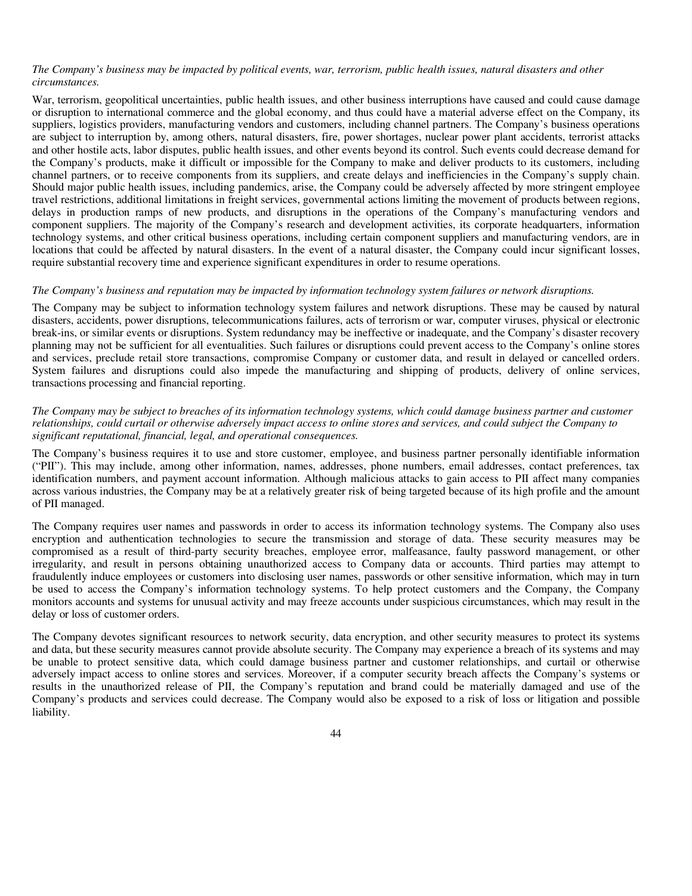*The Company's business may be impacted by political events, war, terrorism, public health issues, natural disasters and other circumstances.*

War, terrorism, geopolitical uncertainties, public health issues, and other business interruptions have caused and could cause damage or disruption to international commerce and the global economy, and thus could have a material adverse effect on the Company, its suppliers, logistics providers, manufacturing vendors and customers, including channel partners. The Company's business operations are subject to interruption by, among others, natural disasters, fire, power shortages, nuclear power plant accidents, terrorist attacks and other hostile acts, labor disputes, public health issues, and other events beyond its control. Such events could decrease demand for the Company's products, make it difficult or impossible for the Company to make and deliver products to its customers, including channel partners, or to receive components from its suppliers, and create delays and inefficiencies in the Company's supply chain. Should major public health issues, including pandemics, arise, the Company could be adversely affected by more stringent employee travel restrictions, additional limitations in freight services, governmental actions limiting the movement of products between regions, delays in production ramps of new products, and disruptions in the operations of the Company's manufacturing vendors and component suppliers. The majority of the Company's research and development activities, its corporate headquarters, information technology systems, and other critical business operations, including certain component suppliers and manufacturing vendors, are in locations that could be affected by natural disasters. In the event of a natural disaster, the Company could incur significant losses, require substantial recovery time and experience significant expenditures in order to resume operations.

*The Company's business and reputation may be impacted by information technology system failures or network disruptions.*

The Company may be subject to information technology system failures and network disruptions. These may be caused by natural disasters, accidents, power disruptions, telecommunications failures, acts of terrorism or war, computer viruses, physical or electronic break-ins, or similar events or disruptions. System redundancy may be ineffective or inadequate, and the Company's disaster recovery planning may not be sufficient for all eventualities. Such failures or disruptions could prevent access to the Company's online stores and services, preclude retail store transactions, compromise Company or customer data, and result in delayed or cancelled orders. System failures and disruptions could also impede the manufacturing and shipping of products, delivery of online services, transactions processing and financial reporting.

*The Company may be subject to breaches of its information technology systems, which could damage business partner and customer relationships, could curtail or otherwise adversely impact access to online stores and services, and could subject the Company to significant reputational, financial, legal, and operational consequences.*

The Company's business requires it to use and store customer, employee, and business partner personally identifiable information ("PII"). This may include, among other information, names, addresses, phone numbers, email addresses, contact preferences, tax identification numbers, and payment account information. Although malicious attacks to gain access to PII affect many companies across various industries, the Company may be at a relatively greater risk of being targeted because of its high profile and the amount of PII managed.

The Company requires user names and passwords in order to access its information technology systems. The Company also uses encryption and authentication technologies to secure the transmission and storage of data. These security measures may be compromised as a result of third-party security breaches, employee error, malfeasance, faulty password management, or other irregularity, and result in persons obtaining unauthorized access to Company data or accounts. Third parties may attempt to fraudulently induce employees or customers into disclosing user names, passwords or other sensitive information, which may in turn be used to access the Company's information technology systems. To help protect customers and the Company, the Company monitors accounts and systems for unusual activity and may freeze accounts under suspicious circumstances, which may result in the delay or loss of customer orders.

The Company devotes significant resources to network security, data encryption, and other security measures to protect its systems and data, but these security measures cannot provide absolute security. The Company may experience a breach of its systems and may be unable to protect sensitive data, which could damage business partner and customer relationships, and curtail or otherwise adversely impact access to online stores and services. Moreover, if a computer security breach affects the Company's systems or results in the unauthorized release of PII, the Company's reputation and brand could be materially damaged and use of the Company's products and services could decrease. The Company would also be exposed to a risk of loss or litigation and possible liability.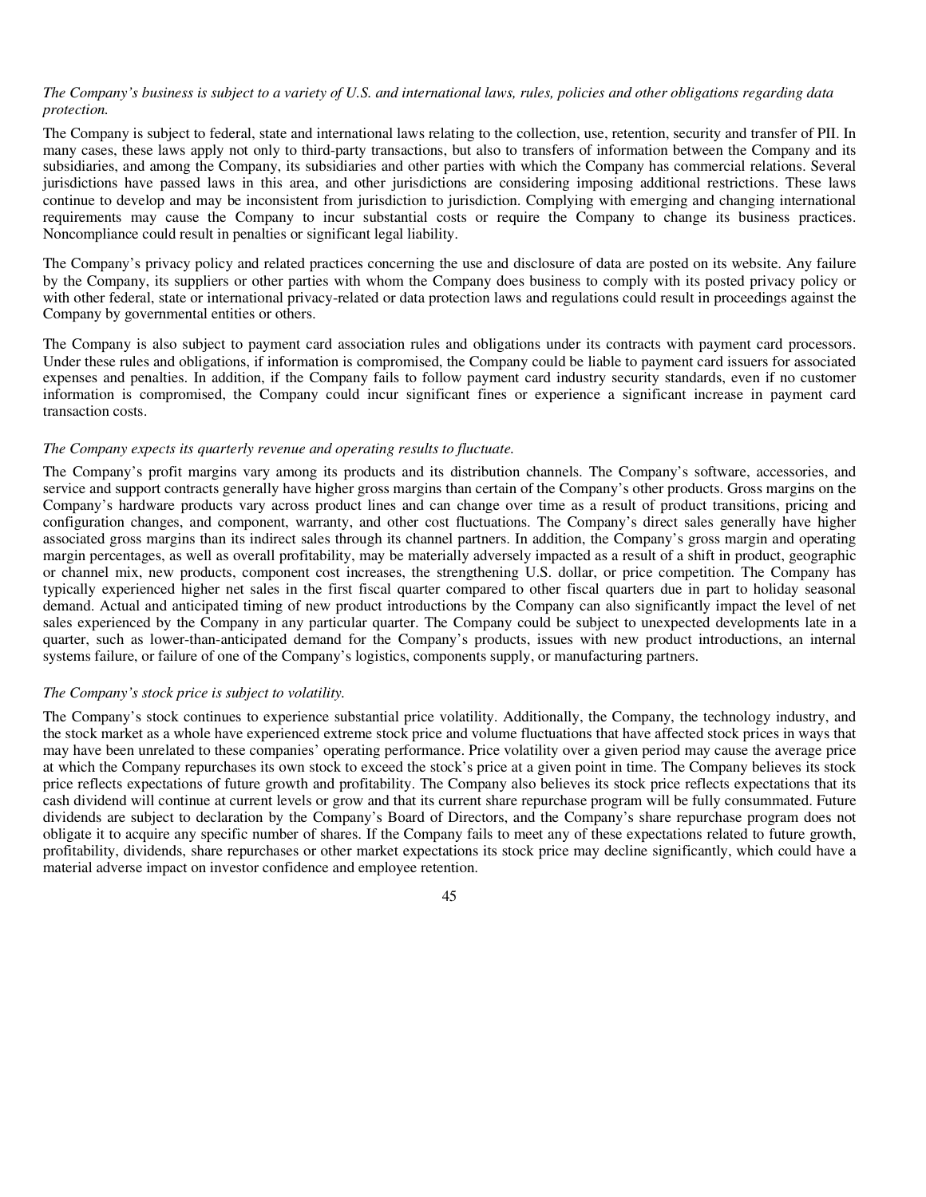*The Company's business is subject to a variety of U.S. and international laws, rules, policies and other obligations regarding data protection.*

The Company is subject to federal, state and international laws relating to the collection, use, retention, security and transfer of PII. In many cases, these laws apply not only to third-party transactions, but also to transfers of information between the Company and its subsidiaries, and among the Company, its subsidiaries and other parties with which the Company has commercial relations. Several jurisdictions have passed laws in this area, and other jurisdictions are considering imposing additional restrictions. These laws continue to develop and may be inconsistent from jurisdiction to jurisdiction. Complying with emerging and changing international requirements may cause the Company to incur substantial costs or require the Company to change its business practices. Noncompliance could result in penalties or significant legal liability.

The Company's privacy policy and related practices concerning the use and disclosure of data are posted on its website. Any failure by the Company, its suppliers or other parties with whom the Company does business to comply with its posted privacy policy or with other federal, state or international privacy-related or data protection laws and regulations could result in proceedings against the Company by governmental entities or others.

The Company is also subject to payment card association rules and obligations under its contracts with payment card processors. Under these rules and obligations, if information is compromised, the Company could be liable to payment card issuers for associated expenses and penalties. In addition, if the Company fails to follow payment card industry security standards, even if no customer information is compromised, the Company could incur significant fines or experience a significant increase in payment card transaction costs.

*The Company expects its quarterly revenue and operating results to fluctuate.*

The Company's profit margins vary among its products and its distribution channels. The Company's software, accessories, and service and support contracts generally have higher gross margins than certain of the Company's other products. Gross margins on the Company's hardware products vary across product lines and can change over time as a result of product transitions, pricing and configuration changes, and component, warranty, and other cost fluctuations. The Company's direct sales generally have higher associated gross margins than its indirect sales through its channel partners. In addition, the Company's gross margin and operating margin percentages, as well as overall profitability, may be materially adversely impacted as a result of a shift in product, geographic or channel mix, new products, component cost increases, the strengthening U.S. dollar, or price competition. The Company has typically experienced higher net sales in the first fiscal quarter compared to other fiscal quarters due in part to holiday seasonal demand. Actual and anticipated timing of new product introductions by the Company can also significantly impact the level of net sales experienced by the Company in any particular quarter. The Company could be subject to unexpected developments late in a quarter, such as lower-than-anticipated demand for the Company's products, issues with new product introductions, an internal systems failure, or failure of one of the Company's logistics, components supply, or manufacturing partners.

*The Company's stock price is subject to volatility.*

The Company's stock continues to experience substantial price volatility. Additionally, the Company, the technology industry, and the stock market as a whole have experienced extreme stock price and volume fluctuations that have affected stock prices in ways that may have been unrelated to these companies' operating performance. Price volatility over a given period may cause the average price at which the Company repurchases its own stock to exceed the stock's price at a given point in time. The Company believes its stock price reflects expectations of future growth and profitability. The Company also believes its stock price reflects expectations that its cash dividend will continue at current levels or grow and that its current share repurchase program will be fully consummated. Future dividends are subject to declaration by the Company's Board of Directors, and the Company's share repurchase program does not obligate it to acquire any specific number of shares. If the Company fails to meet any of these expectations related to future growth, profitability, dividends, share repurchases or other market expectations its stock price may decline significantly, which could have a material adverse impact on investor confidence and employee retention.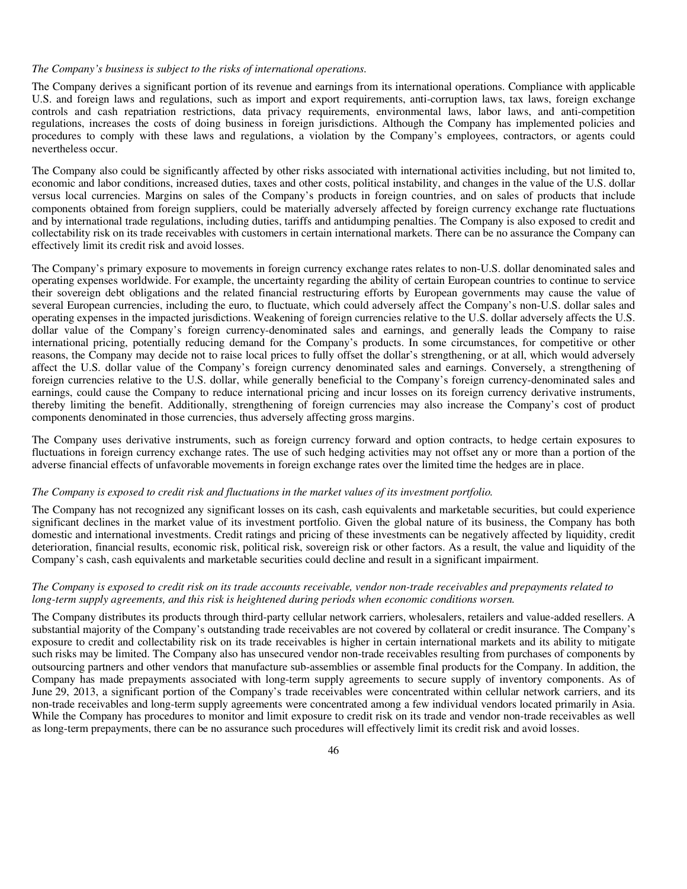*The Company's business is subject to the risks of international operations.*

The Company derives a significant portion of its revenue and earnings from its international operations. Compliance with applicable U.S. and foreign laws and regulations, such as import and export requirements, anti-corruption laws, tax laws, foreign exchange controls and cash repatriation restrictions, data privacy requirements, environmental laws, labor laws, and anti-competition regulations, increases the costs of doing business in foreign jurisdictions. Although the Company has implemented policies and procedures to comply with these laws and regulations, a violation by the Company's employees, contractors, or agents could nevertheless occur.

The Company also could be significantly affected by other risks associated with international activities including, but not limited to, economic and labor conditions, increased duties, taxes and other costs, political instability, and changes in the value of the U.S. dollar versus local currencies. Margins on sales of the Company's products in foreign countries, and on sales of products that include components obtained from foreign suppliers, could be materially adversely affected by foreign currency exchange rate fluctuations and by international trade regulations, including duties, tariffs and antidumping penalties. The Company is also exposed to credit and collectability risk on its trade receivables with customers in certain international markets. There can be no assurance the Company can effectively limit its credit risk and avoid losses.

The Company's primary exposure to movements in foreign currency exchange rates relates to non-U.S. dollar denominated sales and operating expenses worldwide. For example, the uncertainty regarding the ability of certain European countries to continue to service their sovereign debt obligations and the related financial restructuring efforts by European governments may cause the value of several European currencies, including the euro, to fluctuate, which could adversely affect the Company's non-U.S. dollar sales and operating expenses in the impacted jurisdictions. Weakening of foreign currencies relative to the U.S. dollar adversely affects the U.S. dollar value of the Company's foreign currency-denominated sales and earnings, and generally leads the Company to raise international pricing, potentially reducing demand for the Company's products. In some circumstances, for competitive or other reasons, the Company may decide not to raise local prices to fully offset the dollar's strengthening, or at all, which would adversely affect the U.S. dollar value of the Company's foreign currency denominated sales and earnings. Conversely, a strengthening of foreign currencies relative to the U.S. dollar, while generally beneficial to the Company's foreign currency-denominated sales and earnings, could cause the Company to reduce international pricing and incur losses on its foreign currency derivative instruments, thereby limiting the benefit. Additionally, strengthening of foreign currencies may also increase the Company's cost of product components denominated in those currencies, thus adversely affecting gross margins.

The Company uses derivative instruments, such as foreign currency forward and option contracts, to hedge certain exposures to fluctuations in foreign currency exchange rates. The use of such hedging activities may not offset any or more than a portion of the adverse financial effects of unfavorable movements in foreign exchange rates over the limited time the hedges are in place.

*The Company is exposed to credit risk and fluctuations in the market values of its investment portfolio.*

The Company has not recognized any significant losses on its cash, cash equivalents and marketable securities, but could experience significant declines in the market value of its investment portfolio. Given the global nature of its business, the Company has both domestic and international investments. Credit ratings and pricing of these investments can be negatively affected by liquidity, credit deterioration, financial results, economic risk, political risk, sovereign risk or other factors. As a result, the value and liquidity of the Company's cash, cash equivalents and marketable securities could decline and result in a significant impairment.

*The Company is exposed to credit risk on its trade accounts receivable, vendor non-trade receivables and prepayments related to long-term supply agreements, and this risk is heightened during periods when economic conditions worsen.*

The Company distributes its products through third-party cellular network carriers, wholesalers, retailers and value-added resellers. A substantial majority of the Company's outstanding trade receivables are not covered by collateral or credit insurance. The Company's exposure to credit and collectability risk on its trade receivables is higher in certain international markets and its ability to mitigate such risks may be limited. The Company also has unsecured vendor non-trade receivables resulting from purchases of components by outsourcing partners and other vendors that manufacture sub-assemblies or assemble final products for the Company. In addition, the Company has made prepayments associated with long-term supply agreements to secure supply of inventory components. As of June 29, 2013, a significant portion of the Company's trade receivables were concentrated within cellular network carriers, and its non-trade receivables and long-term supply agreements were concentrated among a few individual vendors located primarily in Asia. While the Company has procedures to monitor and limit exposure to credit risk on its trade and vendor non-trade receivables as well as long-term prepayments, there can be no assurance such procedures will effectively limit its credit risk and avoid losses.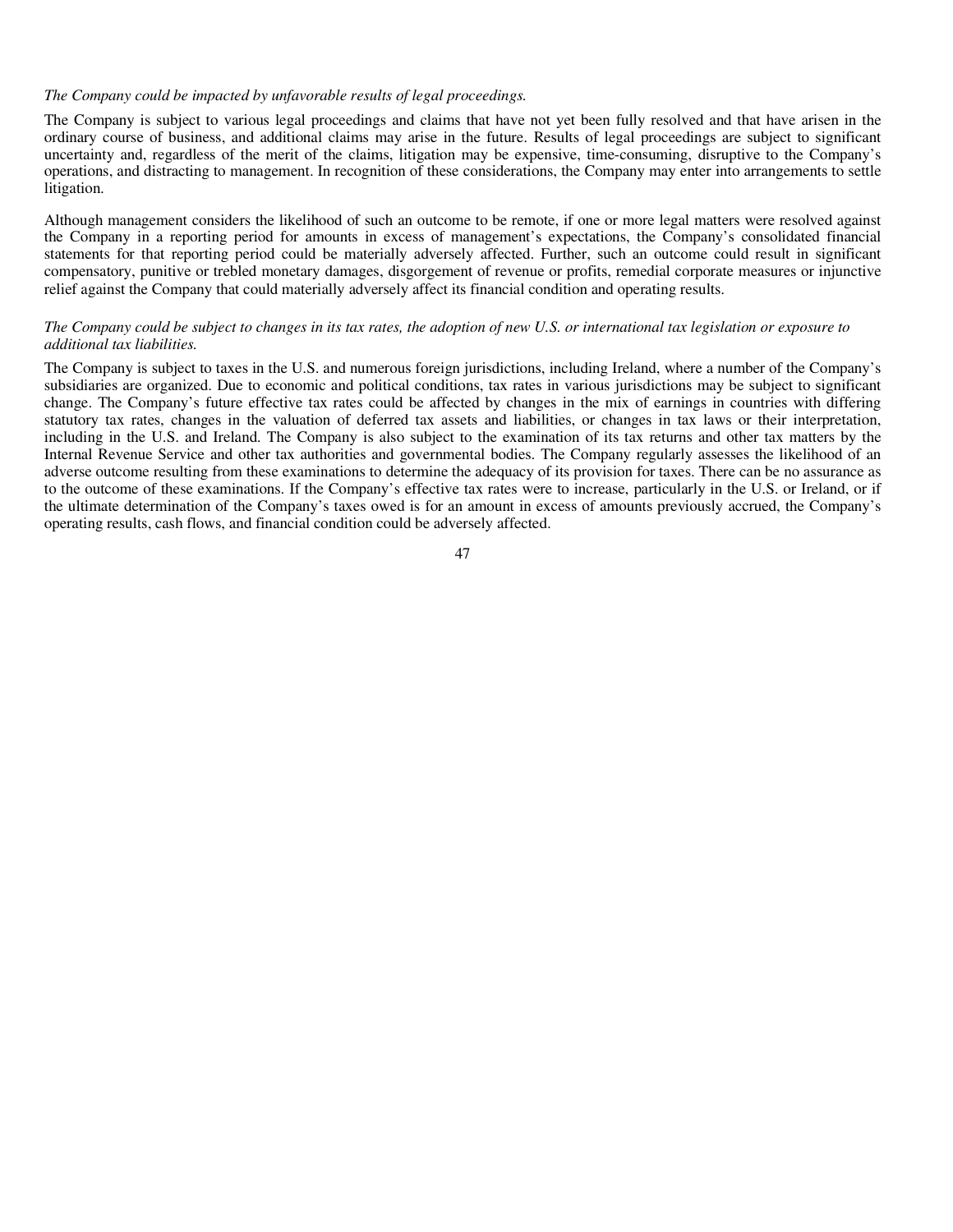*The Company could be impacted by unfavorable results of legal proceedings.*

The Company is subject to various legal proceedings and claims that have not yet been fully resolved and that have arisen in the ordinary course of business, and additional claims may arise in the future. Results of legal proceedings are subject to significant uncertainty and, regardless of the merit of the claims, litigation may be expensive, time-consuming, disruptive to the Company's operations, and distracting to management. In recognition of these considerations, the Company may enter into arrangements to settle litigation.

Although management considers the likelihood of such an outcome to be remote, if one or more legal matters were resolved against the Company in a reporting period for amounts in excess of management's expectations, the Company's consolidated financial statements for that reporting period could be materially adversely affected. Further, such an outcome could result in significant compensatory, punitive or trebled monetary damages, disgorgement of revenue or profits, remedial corporate measures or injunctive relief against the Company that could materially adversely affect its financial condition and operating results.

*The Company could be subject to changes in its tax rates, the adoption of new U.S. or international tax legislation or exposure to additional tax liabilities.*

The Company is subject to taxes in the U.S. and numerous foreign jurisdictions, including Ireland, where a number of the Company's subsidiaries are organized. Due to economic and political conditions, tax rates in various jurisdictions may be subject to significant change. The Company's future effective tax rates could be affected by changes in the mix of earnings in countries with differing statutory tax rates, changes in the valuation of deferred tax assets and liabilities, or changes in tax laws or their interpretation, including in the U.S. and Ireland. The Company is also subject to the examination of its tax returns and other tax matters by the Internal Revenue Service and other tax authorities and governmental bodies. The Company regularly assesses the likelihood of an adverse outcome resulting from these examinations to determine the adequacy of its provision for taxes. There can be no assurance as to the outcome of these examinations. If the Company's effective tax rates were to increase, particularly in the U.S. or Ireland, or if the ultimate determination of the Company's taxes owed is for an amount in excess of amounts previously accrued, the Company's operating results, cash flows, and financial condition could be adversely affected.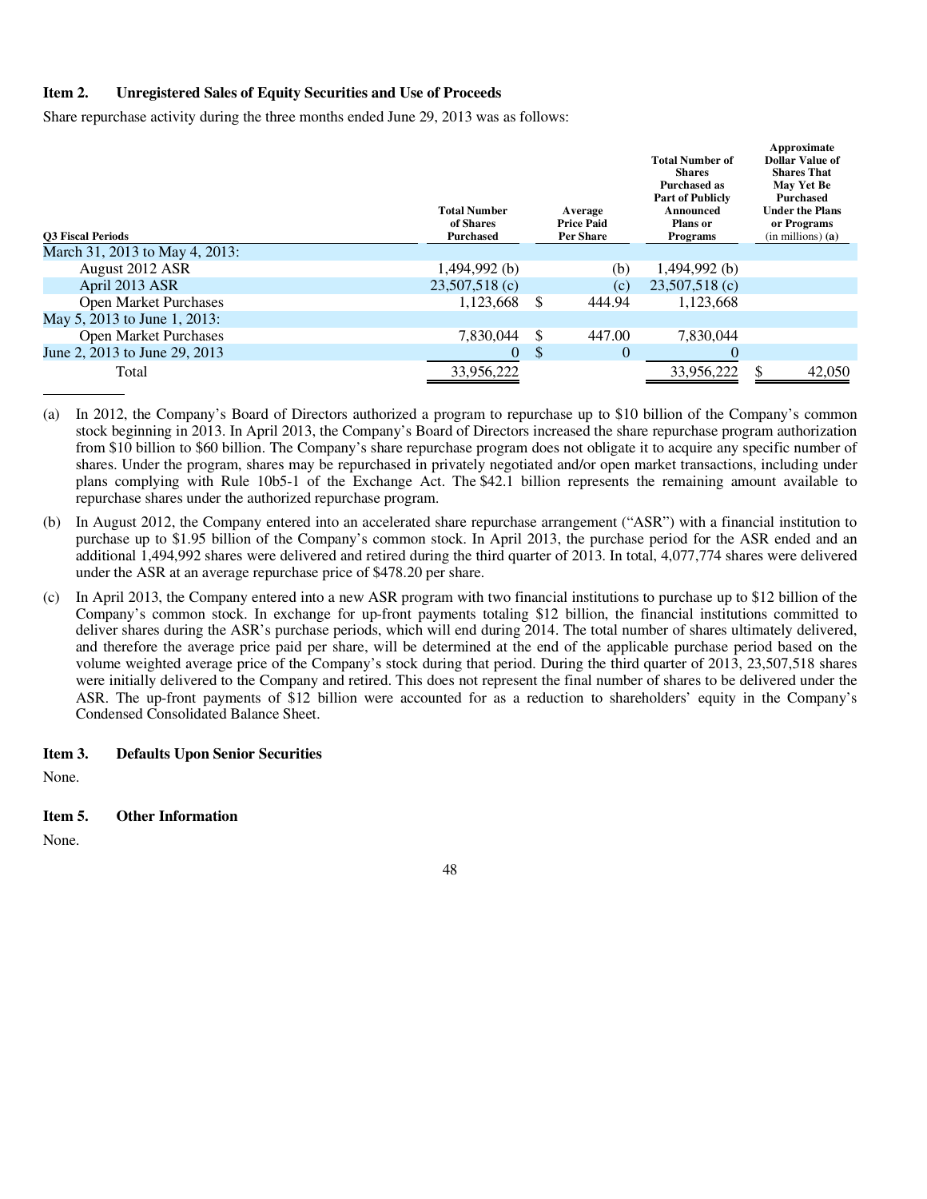**Item 2. Unregistered Sales of Equity Securities and Use of Proceeds**

Share repurchase activity during the three months ended June 29, 2013 was as follows:

| Q3 Fiscal Periods | Total Number of Shares Purchased | Average Price Paid Per Share | Total Number of Shares Purchased as Part of Publicly Announced Plans or Programs | Approximate Dollar Value of Shares That May Yet Be Purchased Under the Plans or Programs (in millions) **(a)** |
|---|---|---|---|---|
| March 31, 2013 to May 4, 2013: | | | | |
| August 2012 ASR | 1,494,992 (b) | (b) | 1,494,992 (b) | |
| April 2013 ASR | 23,507,518 (c) | (c) | 23,507,518 (c) | |
| Open Market Purchases | 1,123,668 | $ 444.94 | 1,123,668 | |
| May 5, 2013 to June 1, 2013: | | | | |
| Open Market Purchases | 7,830,044 | $ 447.00 | 7,830,044 | |
| June 2, 2013 to June 29, 2013 | 0 | $ 0 | 0 | |
| Total | 33,956,222 | | 33,956,222 | $ 42,050 |

(a) In 2012, the Company's Board of Directors authorized a program to repurchase up to $10 billion of the Company's common stock beginning in 2013. In April 2013, the Company's Board of Directors increased the share repurchase program authorization from $10 billion to $60 billion. The Company's share repurchase program does not obligate it to acquire any specific number of shares. Under the program, shares may be repurchased in privately negotiated and/or open market transactions, including under plans complying with Rule 10b5-1 of the Exchange Act. The $42.1 billion represents the remaining amount available to repurchase shares under the authorized repurchase program.

(b) In August 2012, the Company entered into an accelerated share repurchase arrangement ("ASR") with a financial institution to purchase up to $1.95 billion of the Company's common stock. In April 2013, the purchase period for the ASR ended and an additional 1,494,992 shares were delivered and retired during the third quarter of 2013. In total, 4,077,774 shares were delivered under the ASR at an average repurchase price of $478.20 per share.

(c) In April 2013, the Company entered into a new ASR program with two financial institutions to purchase up to $12 billion of the Company's common stock. In exchange for up-front payments totaling $12 billion, the financial institutions committed to deliver shares during the ASR's purchase periods, which will end during 2014. The total number of shares ultimately delivered, and therefore the average price paid per share, will be determined at the end of the applicable purchase period based on the volume weighted average price of the Company's stock during that period. During the third quarter of 2013, 23,507,518 shares were initially delivered to the Company and retired. This does not represent the final number of shares to be delivered under the ASR. The up-front payments of $12 billion were accounted for as a reduction to shareholders' equity in the Company's Condensed Consolidated Balance Sheet.

**Item 3. Defaults Upon Senior Securities**

None.

**Item 5. Other Information**

None.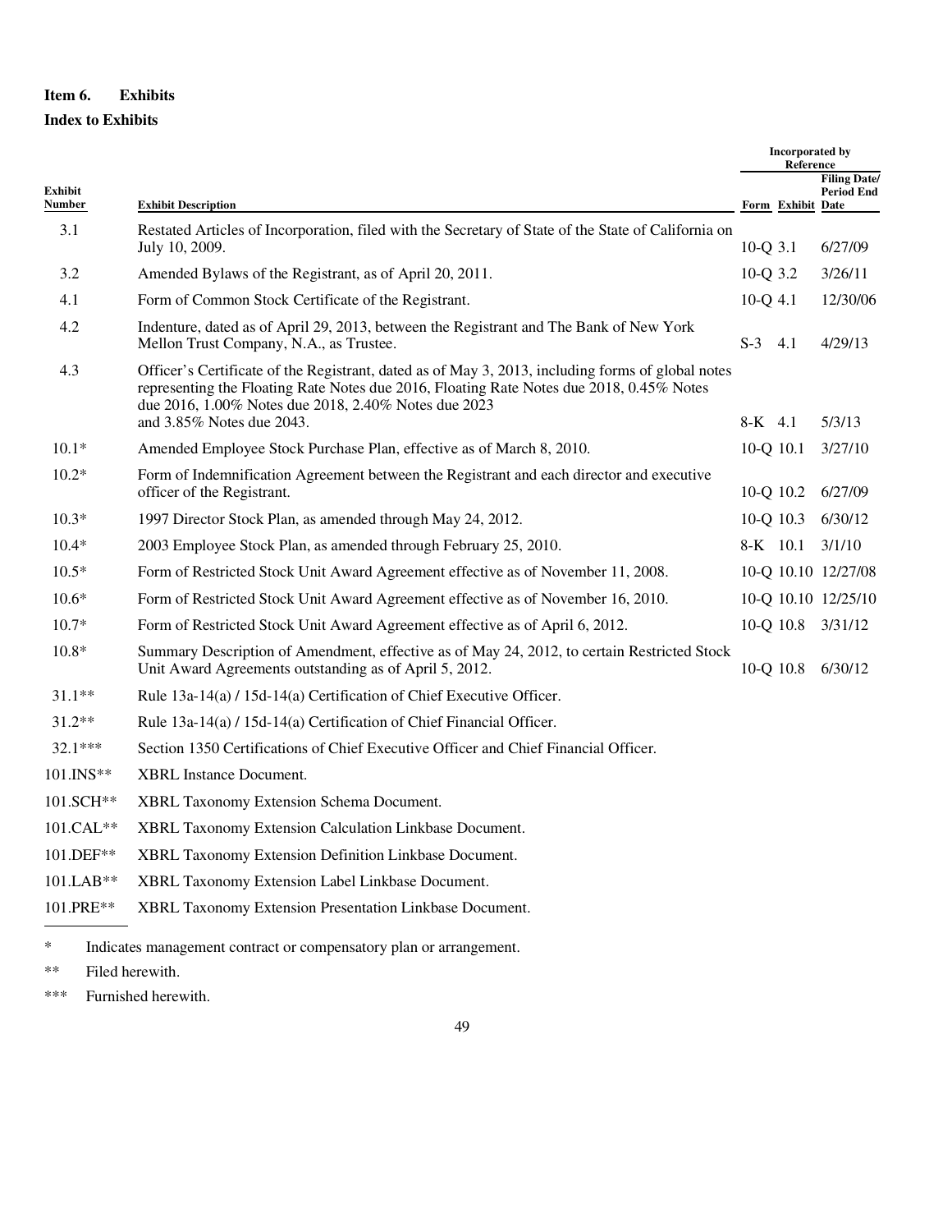**Item 6. Exhibits**

**Index to Exhibits**

| Exhibit Number | Exhibit Description | Incorporated by Reference | | |
|---|---|---|---|---|
| | | Form | Exhibit | Filing Date/ Period End Date |
| 3.1 | Restated Articles of Incorporation, filed with the Secretary of State of the State of California on July 10, 2009. | 10-Q | 3.1 | 6/27/09 |
| 3.2 | Amended Bylaws of the Registrant, as of April 20, 2011. | 10-Q | 3.2 | 3/26/11 |
| 4.1 | Form of Common Stock Certificate of the Registrant. | 10-Q | 4.1 | 12/30/06 |
| 4.2 | Indenture, dated as of April 29, 2013, between the Registrant and The Bank of New York Mellon Trust Company, N.A., as Trustee. | S-3 | 4.1 | 4/29/13 |
| 4.3 | Officer's Certificate of the Registrant, dated as of May 3, 2013, including forms of global notes representing the Floating Rate Notes due 2016, Floating Rate Notes due 2018, 0.45% Notes due 2016, 1.00% Notes due 2018, 2.40% Notes due 2023 and 3.85% Notes due 2043. | 8-K | 4.1 | 5/3/13 |
| 10.1* | Amended Employee Stock Purchase Plan, effective as of March 8, 2010. | 10-Q | 10.1 | 3/27/10 |
| 10.2* | Form of Indemnification Agreement between the Registrant and each director and executive officer of the Registrant. | 10-Q | 10.2 | 6/27/09 |
| 10.3* | 1997 Director Stock Plan, as amended through May 24, 2012. | 10-Q | 10.3 | 6/30/12 |
| 10.4* | 2003 Employee Stock Plan, as amended through February 25, 2010. | 8-K | 10.1 | 3/1/10 |
| 10.5* | Form of Restricted Stock Unit Award Agreement effective as of November 11, 2008. | 10-Q | 10.10 | 12/27/08 |
| 10.6* | Form of Restricted Stock Unit Award Agreement effective as of November 16, 2010. | 10-Q | 10.10 | 12/25/10 |
| 10.7* | Form of Restricted Stock Unit Award Agreement effective as of April 6, 2012. | 10-Q | 10.8 | 3/31/12 |
| 10.8* | Summary Description of Amendment, effective as of May 24, 2012, to certain Restricted Stock Unit Award Agreements outstanding as of April 5, 2012. | 10-Q | 10.8 | 6/30/12 |
| 31.1** | Rule 13a-14(a) / 15d-14(a) Certification of Chief Executive Officer. | | | |
| 31.2** | Rule 13a-14(a) / 15d-14(a) Certification of Chief Financial Officer. | | | |
| 32.1*** | Section 1350 Certifications of Chief Executive Officer and Chief Financial Officer. | | | |
| 101.INS** | XBRL Instance Document. | | | |
| 101.SCH** | XBRL Taxonomy Extension Schema Document. | | | |
| 101.CAL** | XBRL Taxonomy Extension Calculation Linkbase Document. | | | |
| 101.DEF** | XBRL Taxonomy Extension Definition Linkbase Document. | | | |
| 101.LAB** | XBRL Taxonomy Extension Label Linkbase Document. | | | |
| 101.PRE** | XBRL Taxonomy Extension Presentation Linkbase Document. | | | |

\* Indicates management contract or compensatory plan or arrangement.

\** Filed herewith.

\*** Furnished herewith.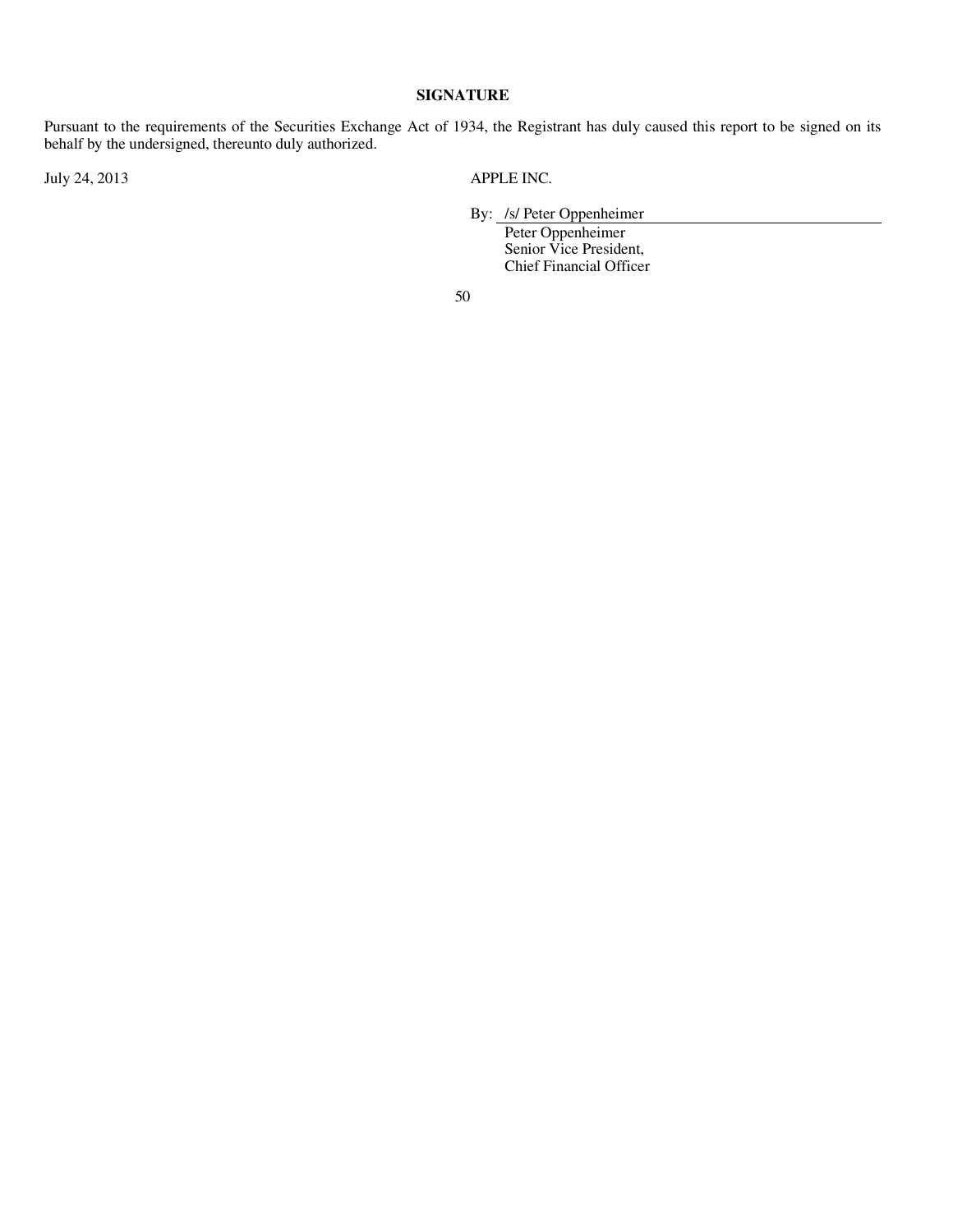## SIGNATURE

Pursuant to the requirements of the Securities Exchange Act of 1934, the Registrant has duly caused this report to be signed on its behalf by the undersigned, thereunto duly authorized.

July 24, 2013

APPLE INC.

By: /s/ Peter Oppenheimer

Peter Oppenheimer
Senior Vice President,
Chief Financial Officer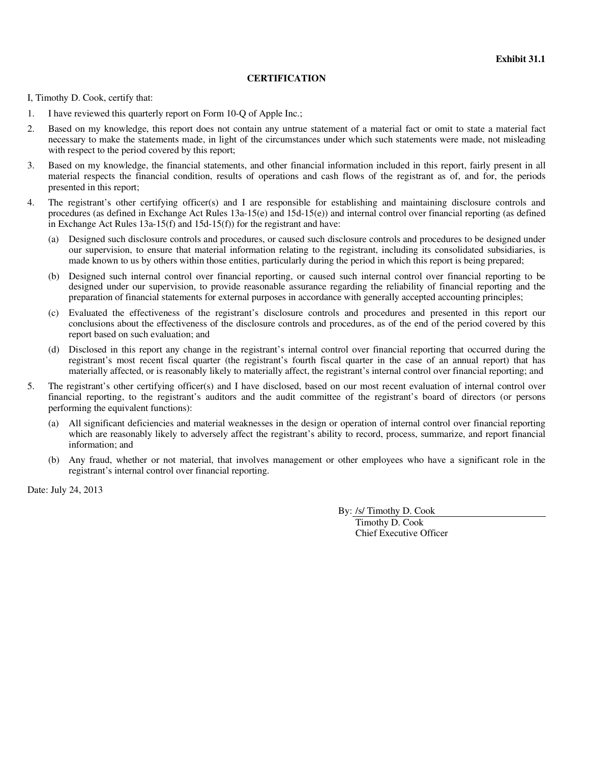**Exhibit 31.1**

## CERTIFICATION

I, Timothy D. Cook, certify that:

1. I have reviewed this quarterly report on Form 10-Q of Apple Inc.;
2. Based on my knowledge, this report does not contain any untrue statement of a material fact or omit to state a material fact necessary to make the statements made, in light of the circumstances under which such statements were made, not misleading with respect to the period covered by this report;
3. Based on my knowledge, the financial statements, and other financial information included in this report, fairly present in all material respects the financial condition, results of operations and cash flows of the registrant as of, and for, the periods presented in this report;
4. The registrant's other certifying officer(s) and I are responsible for establishing and maintaining disclosure controls and procedures (as defined in Exchange Act Rules 13a-15(e) and 15d-15(e)) and internal control over financial reporting (as defined in Exchange Act Rules 13a-15(f) and 15d-15(f)) for the registrant and have:
   (a) Designed such disclosure controls and procedures, or caused such disclosure controls and procedures to be designed under our supervision, to ensure that material information relating to the registrant, including its consolidated subsidiaries, is made known to us by others within those entities, particularly during the period in which this report is being prepared;
   (b) Designed such internal control over financial reporting, or caused such internal control over financial reporting to be designed under our supervision, to provide reasonable assurance regarding the reliability of financial reporting and the preparation of financial statements for external purposes in accordance with generally accepted accounting principles;
   (c) Evaluated the effectiveness of the registrant's disclosure controls and procedures and presented in this report our conclusions about the effectiveness of the disclosure controls and procedures, as of the end of the period covered by this report based on such evaluation; and
   (d) Disclosed in this report any change in the registrant's internal control over financial reporting that occurred during the registrant's most recent fiscal quarter (the registrant's fourth fiscal quarter in the case of an annual report) that has materially affected, or is reasonably likely to materially affect, the registrant's internal control over financial reporting; and
5. The registrant's other certifying officer(s) and I have disclosed, based on our most recent evaluation of internal control over financial reporting, to the registrant's auditors and the audit committee of the registrant's board of directors (or persons performing the equivalent functions):
   (a) All significant deficiencies and material weaknesses in the design or operation of internal control over financial reporting which are reasonably likely to adversely affect the registrant's ability to record, process, summarize, and report financial information; and
   (b) Any fraud, whether or not material, that involves management or other employees who have a significant role in the registrant's internal control over financial reporting.

Date: July 24, 2013

By: /s/ Timothy D. Cook
Timothy D. Cook
Chief Executive Officer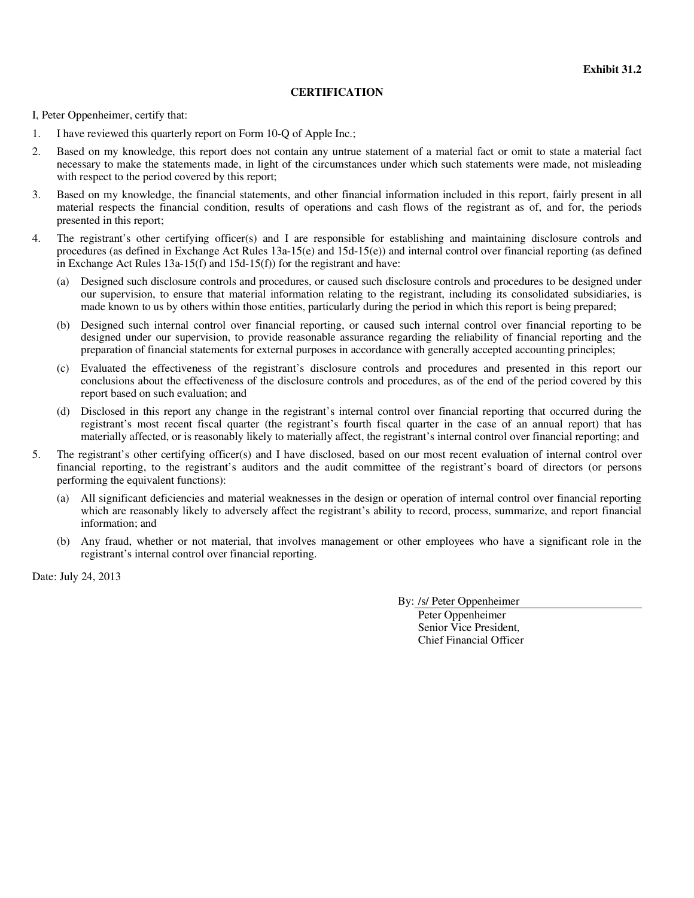**Exhibit 31.2**

## CERTIFICATION

I, Peter Oppenheimer, certify that:

1. I have reviewed this quarterly report on Form 10-Q of Apple Inc.;
2. Based on my knowledge, this report does not contain any untrue statement of a material fact or omit to state a material fact necessary to make the statements made, in light of the circumstances under which such statements were made, not misleading with respect to the period covered by this report;
3. Based on my knowledge, the financial statements, and other financial information included in this report, fairly present in all material respects the financial condition, results of operations and cash flows of the registrant as of, and for, the periods presented in this report;
4. The registrant's other certifying officer(s) and I are responsible for establishing and maintaining disclosure controls and procedures (as defined in Exchange Act Rules 13a-15(e) and 15d-15(e)) and internal control over financial reporting (as defined in Exchange Act Rules 13a-15(f) and 15d-15(f)) for the registrant and have:
   (a) Designed such disclosure controls and procedures, or caused such disclosure controls and procedures to be designed under our supervision, to ensure that material information relating to the registrant, including its consolidated subsidiaries, is made known to us by others within those entities, particularly during the period in which this report is being prepared;
   (b) Designed such internal control over financial reporting, or caused such internal control over financial reporting to be designed under our supervision, to provide reasonable assurance regarding the reliability of financial reporting and the preparation of financial statements for external purposes in accordance with generally accepted accounting principles;
   (c) Evaluated the effectiveness of the registrant's disclosure controls and procedures and presented in this report our conclusions about the effectiveness of the disclosure controls and procedures, as of the end of the period covered by this report based on such evaluation; and
   (d) Disclosed in this report any change in the registrant's internal control over financial reporting that occurred during the registrant's most recent fiscal quarter (the registrant's fourth fiscal quarter in the case of an annual report) that has materially affected, or is reasonably likely to materially affect, the registrant's internal control over financial reporting; and
5. The registrant's other certifying officer(s) and I have disclosed, based on our most recent evaluation of internal control over financial reporting, to the registrant's auditors and the audit committee of the registrant's board of directors (or persons performing the equivalent functions):
   (a) All significant deficiencies and material weaknesses in the design or operation of internal control over financial reporting which are reasonably likely to adversely affect the registrant's ability to record, process, summarize, and report financial information; and
   (b) Any fraud, whether or not material, that involves management or other employees who have a significant role in the registrant's internal control over financial reporting.

Date: July 24, 2013

By: /s/ Peter Oppenheimer
Peter Oppenheimer
Senior Vice President,
Chief Financial Officer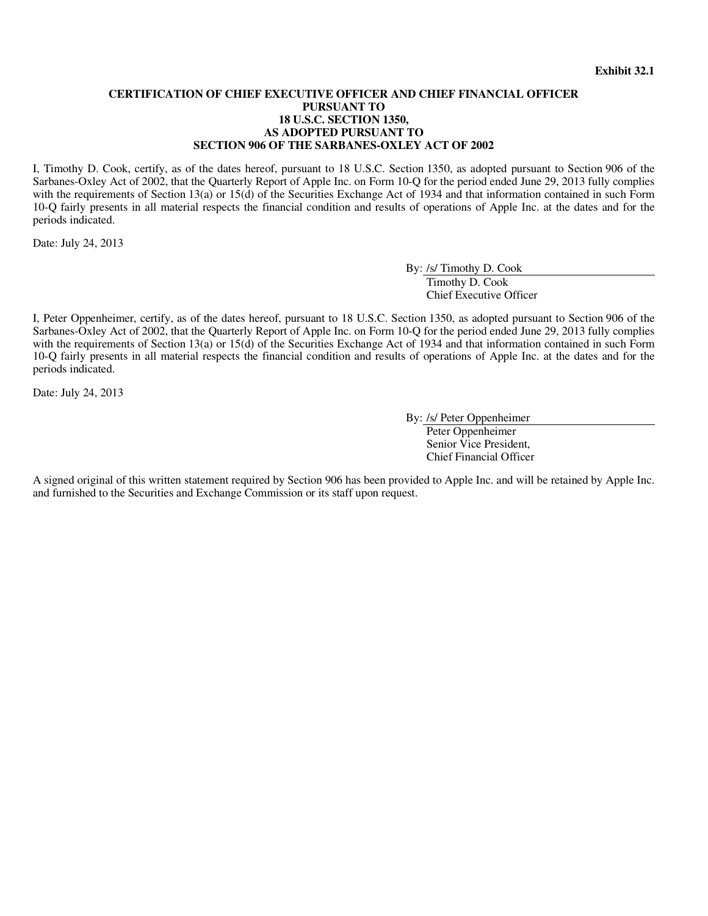**Exhibit 32.1**

**CERTIFICATION OF CHIEF EXECUTIVE OFFICER AND CHIEF FINANCIAL OFFICER
PURSUANT TO
18 U.S.C. SECTION 1350,
AS ADOPTED PURSUANT TO
SECTION 906 OF THE SARBANES-OXLEY ACT OF 2002**

I, Timothy D. Cook, certify, as of the dates hereof, pursuant to 18 U.S.C. Section 1350, as adopted pursuant to Section 906 of the Sarbanes-Oxley Act of 2002, that the Quarterly Report of Apple Inc. on Form 10-Q for the period ended June 29, 2013 fully complies with the requirements of Section 13(a) or 15(d) of the Securities Exchange Act of 1934 and that information contained in such Form 10-Q fairly presents in all material respects the financial condition and results of operations of Apple Inc. at the dates and for the periods indicated.

Date: July 24, 2013

By: /s/ Timothy D. Cook
Timothy D. Cook
Chief Executive Officer

I, Peter Oppenheimer, certify, as of the dates hereof, pursuant to 18 U.S.C. Section 1350, as adopted pursuant to Section 906 of the Sarbanes-Oxley Act of 2002, that the Quarterly Report of Apple Inc. on Form 10-Q for the period ended June 29, 2013 fully complies with the requirements of Section 13(a) or 15(d) of the Securities Exchange Act of 1934 and that information contained in such Form 10-Q fairly presents in all material respects the financial condition and results of operations of Apple Inc. at the dates and for the periods indicated.

Date: July 24, 2013

By: /s/ Peter Oppenheimer
Peter Oppenheimer
Senior Vice President,
Chief Financial Officer

A signed original of this written statement required by Section 906 has been provided to Apple Inc. and will be retained by Apple Inc. and furnished to the Securities and Exchange Commission or its staff upon request.